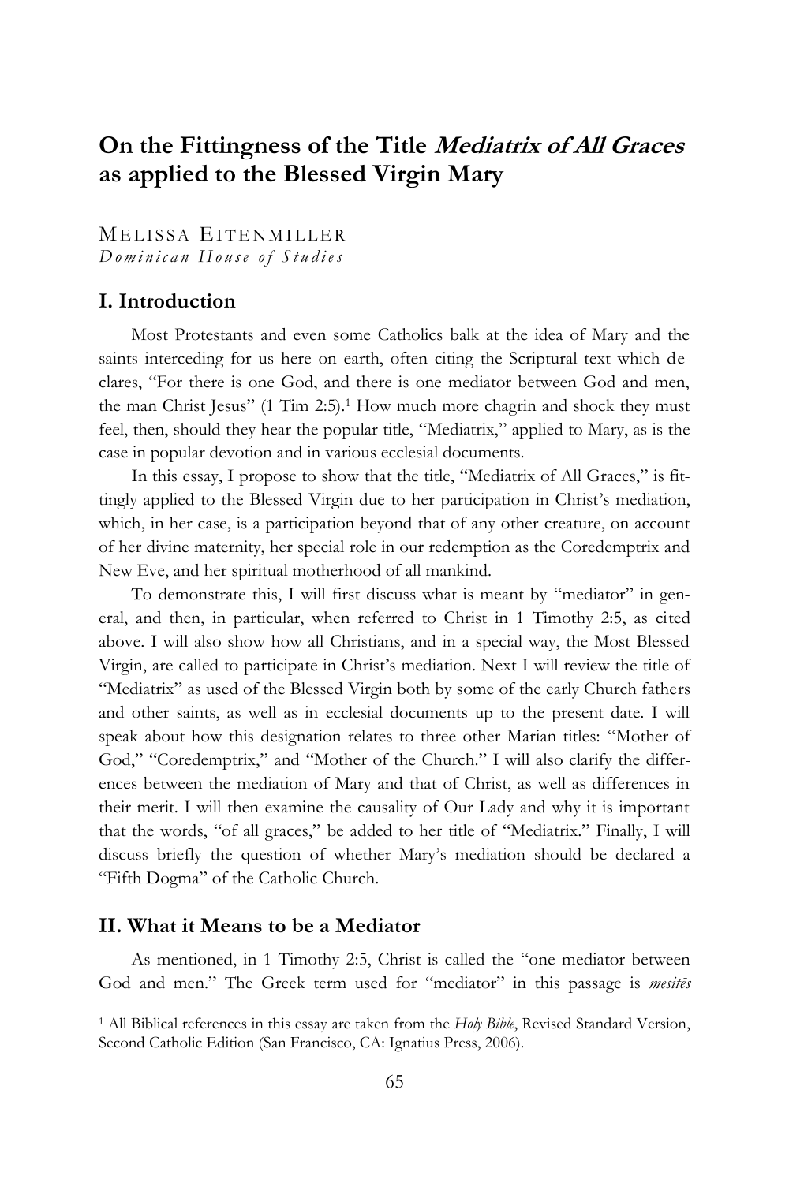# On the Fittingness of the Title *Mediatrix of All Graces* as applied to the Blessed Virgin Mary

MELISSA EITENMILLER
*Dominican House of Studies*

## I. Introduction

Most Protestants and even some Catholics balk at the idea of Mary and the saints interceding for us here on earth, often citing the Scriptural text which declares, "For there is one God, and there is one mediator between God and men, the man Christ Jesus" (1 Tim 2:5).[1] How much more chagrin and shock they must feel, then, should they hear the popular title, "Mediatrix," applied to Mary, as is the case in popular devotion and in various ecclesial documents.

In this essay, I propose to show that the title, "Mediatrix of All Graces," is fittingly applied to the Blessed Virgin due to her participation in Christ's mediation, which, in her case, is a participation beyond that of any other creature, on account of her divine maternity, her special role in our redemption as the Coredemptrix and New Eve, and her spiritual motherhood of all mankind.

To demonstrate this, I will first discuss what is meant by "mediator" in general, and then, in particular, when referred to Christ in 1 Timothy 2:5, as cited above. I will also show how all Christians, and in a special way, the Most Blessed Virgin, are called to participate in Christ's mediation. Next I will review the title of "Mediatrix" as used of the Blessed Virgin both by some of the early Church fathers and other saints, as well as in ecclesial documents up to the present date. I will speak about how this designation relates to three other Marian titles: "Mother of God," "Coredemptrix," and "Mother of the Church." I will also clarify the differences between the mediation of Mary and that of Christ, as well as differences in their merit. I will then examine the causality of Our Lady and why it is important that the words, "of all graces," be added to her title of "Mediatrix." Finally, I will discuss briefly the question of whether Mary's mediation should be declared a "Fifth Dogma" of the Catholic Church.

## II. What it Means to be a Mediator

As mentioned, in 1 Timothy 2:5, Christ is called the "one mediator between God and men." The Greek term used for "mediator" in this passage is *mesitēs*

---

[1] All Biblical references in this essay are taken from the *Holy Bible*, Revised Standard Version, Second Catholic Edition (San Francisco, CA: Ignatius Press, 2006).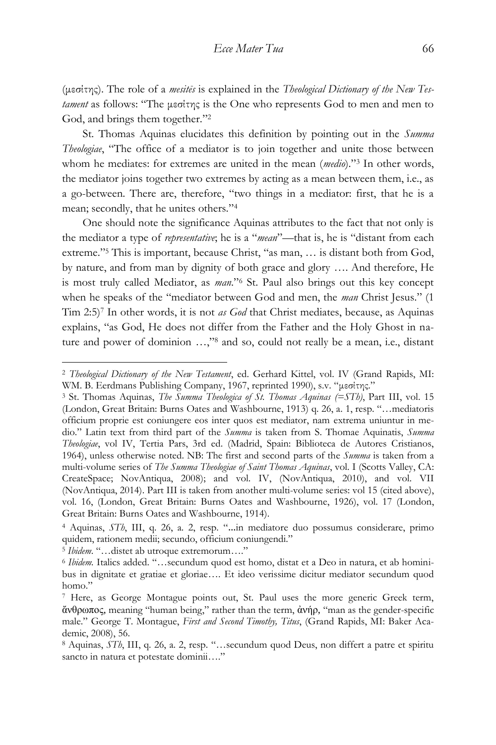(μεσίτης). The role of a *mesitēs* is explained in the *Theological Dictionary of the New Testament* as follows: "The μεσίτης is the One who represents God to men and men to God, and brings them together."[2]

St. Thomas Aquinas elucidates this definition by pointing out in the *Summa Theologiae*, "The office of a mediator is to join together and unite those between whom he mediates: for extremes are united in the mean (*medio*)."[3] In other words, the mediator joins together two extremes by acting as a mean between them, i.e., as a go-between. There are, therefore, "two things in a mediator: first, that he is a mean; secondly, that he unites others."[4]

One should note the significance Aquinas attributes to the fact that not only is the mediator a type of *representative*; he is a "*mean*"—that is, he is "distant from each extreme."[5] This is important, because Christ, "as man, … is distant both from God, by nature, and from man by dignity of both grace and glory …. And therefore, He is most truly called Mediator, as *man*."[6] St. Paul also brings out this key concept when he speaks of the "mediator between God and men, the *man* Christ Jesus." (1 Tim 2:5)[7] In other words, it is not *as God* that Christ mediates, because, as Aquinas explains, "as God, He does not differ from the Father and the Holy Ghost in nature and power of dominion …,"[8] and so, could not really be a mean, i.e., distant

---

[2] *Theological Dictionary of the New Testament*, ed. Gerhard Kittel, vol. IV (Grand Rapids, MI: WM. B. Eerdmans Publishing Company, 1967, reprinted 1990), s.v. "μεσίτης."

[3] St. Thomas Aquinas, *The Summa Theologica of St. Thomas Aquinas (=STh)*, Part III, vol. 15 (London, Great Britain: Burns Oates and Washbourne, 1913) q. 26, a. 1, resp. "…mediatoris officium proprie est coniungere eos inter quos est mediator, nam extrema uniuntur in medio." Latin text from third part of the *Summa* is taken from S. Thomae Aquinatis, *Summa Theologiae*, vol IV, Tertia Pars, 3rd ed. (Madrid, Spain: Biblioteca de Autores Cristianos, 1964), unless otherwise noted. NB: The first and second parts of the *Summa* is taken from a multi-volume series of *The Summa Theologiae of Saint Thomas Aquinas*, vol. I (Scotts Valley, CA: CreateSpace; NovAntiqua, 2008); and vol. IV, (NovAntiqua, 2010), and vol. VII (NovAntiqua, 2014). Part III is taken from another multi-volume series: vol 15 (cited above), vol. 16, (London, Great Britain: Burns Oates and Washbourne, 1926), vol. 17 (London, Great Britain: Burns Oates and Washbourne, 1914).

[4] Aquinas, *STh*, III, q. 26, a. 2, resp. "...in mediatore duo possumus considerare, primo quidem, rationem medii; secundo, officium coniungendi."

[5] *Ibidem*. "…distet ab utroque extremorum…."

[6] *Ibidem.* Italics added. "…secundum quod est homo, distat et a Deo in natura, et ab hominibus in dignitate et gratiae et gloriae…. Et ideo verissime dicitur mediator secundum quod homo."

[7] Here, as George Montague points out, St. Paul uses the more generic Greek term, ἄνθρωπος, meaning "human being," rather than the term, ἀνήρ, "man as the gender-specific male." George T. Montague, *First and Second Timothy, Titus*, (Grand Rapids, MI: Baker Academic, 2008), 56.

[8] Aquinas, *STh*, III, q. 26, a. 2, resp. "…secundum quod Deus, non differt a patre et spiritu sancto in natura et potestate dominii…."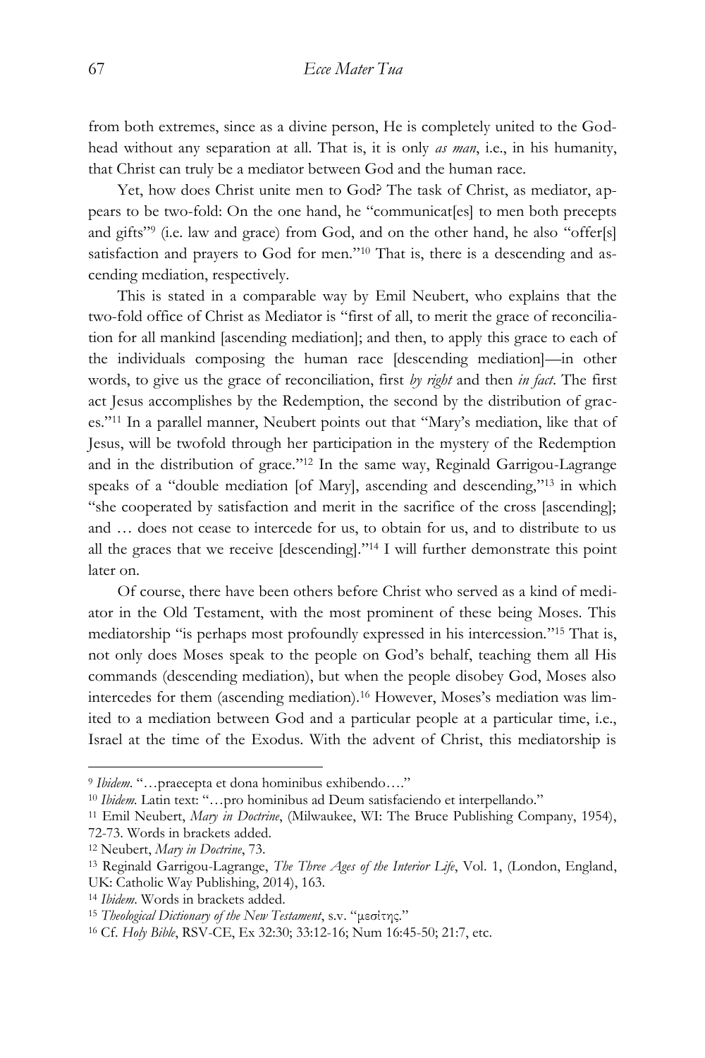from both extremes, since as a divine person, He is completely united to the God-head without any separation at all. That is, it is only *as man*, i.e., in his humanity, that Christ can truly be a mediator between God and the human race.

Yet, how does Christ unite men to God? The task of Christ, as mediator, appears to be two-fold: On the one hand, he "communicat[es] to men both precepts and gifts"[9] (i.e. law and grace) from God, and on the other hand, he also "offer[s] satisfaction and prayers to God for men."[10] That is, there is a descending and ascending mediation, respectively.

This is stated in a comparable way by Emil Neubert, who explains that the two-fold office of Christ as Mediator is "first of all, to merit the grace of reconciliation for all mankind [ascending mediation]; and then, to apply this grace to each of the individuals composing the human race [descending mediation]—in other words, to give us the grace of reconciliation, first *by right* and then *in fact*. The first act Jesus accomplishes by the Redemption, the second by the distribution of graces."[11] In a parallel manner, Neubert points out that "Mary's mediation, like that of Jesus, will be twofold through her participation in the mystery of the Redemption and in the distribution of grace."[12] In the same way, Reginald Garrigou-Lagrange speaks of a "double mediation [of Mary], ascending and descending,"[13] in which "she cooperated by satisfaction and merit in the sacrifice of the cross [ascending]; and … does not cease to intercede for us, to obtain for us, and to distribute to us all the graces that we receive [descending]."[14] I will further demonstrate this point later on.

Of course, there have been others before Christ who served as a kind of mediator in the Old Testament, with the most prominent of these being Moses. This mediatorship "is perhaps most profoundly expressed in his intercession."[15] That is, not only does Moses speak to the people on God's behalf, teaching them all His commands (descending mediation), but when the people disobey God, Moses also intercedes for them (ascending mediation).[16] However, Moses's mediation was limited to a mediation between God and a particular people at a particular time, i.e., Israel at the time of the Exodus. With the advent of Christ, this mediatorship is

---

[9] *Ibidem*. "…praecepta et dona hominibus exhibendo…."

[10] *Ibidem*. Latin text: "…pro hominibus ad Deum satisfaciendo et interpellando."

[11] Emil Neubert, *Mary in Doctrine*, (Milwaukee, WI: The Bruce Publishing Company, 1954), 72-73. Words in brackets added.

[12] Neubert, *Mary in Doctrine*, 73.

[13] Reginald Garrigou-Lagrange, *The Three Ages of the Interior Life*, Vol. 1, (London, England, UK: Catholic Way Publishing, 2014), 163.

[14] *Ibidem*. Words in brackets added.

[15] *Theological Dictionary of the New Testament*, s.v. "μεσίτης."

[16] Cf. *Holy Bible*, RSV-CE, Ex 32:30; 33:12-16; Num 16:45-50; 21:7, etc.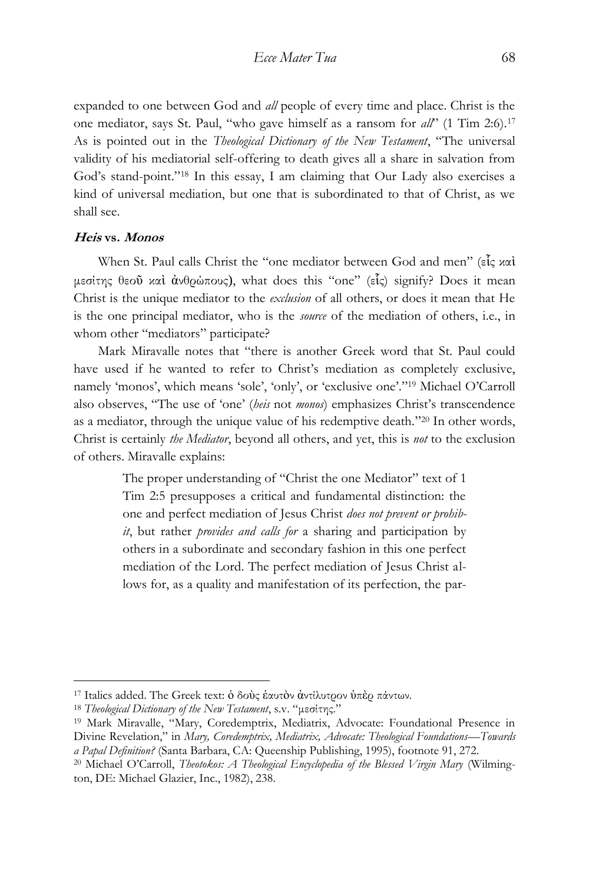expanded to one between God and *all* people of every time and place. Christ is the one mediator, says St. Paul, "who gave himself as a ransom for *all*" (1 Tim 2:6).[17] As is pointed out in the *Theological Dictionary of the New Testament*, "The universal validity of his mediatorial self-offering to death gives all a share in salvation from God's stand-point."[18] In this essay, I am claiming that Our Lady also exercises a kind of universal mediation, but one that is subordinated to that of Christ, as we shall see.

### ***Heis* vs. *Monos***

When St. Paul calls Christ the "one mediator between God and men" (εἷς καὶ μεσίτης θεοῦ καὶ ἀνθρώπους), what does this "one" (εἷς) signify? Does it mean Christ is the unique mediator to the *exclusion* of all others, or does it mean that He is the one principal mediator, who is the *source* of the mediation of others, i.e., in whom other "mediators" participate?

Mark Miravalle notes that "there is another Greek word that St. Paul could have used if he wanted to refer to Christ's mediation as completely exclusive, namely 'monos', which means 'sole', 'only', or 'exclusive one'."[19] Michael O'Carroll also observes, "The use of 'one' (*heis* not *monos*) emphasizes Christ's transcendence as a mediator, through the unique value of his redemptive death."[20] In other words, Christ is certainly *the Mediator*, beyond all others, and yet, this is *not* to the exclusion of others. Miravalle explains:

> The proper understanding of "Christ the one Mediator" text of 1 Tim 2:5 presupposes a critical and fundamental distinction: the one and perfect mediation of Jesus Christ *does not prevent or prohibit*, but rather *provides and calls for* a sharing and participation by others in a subordinate and secondary fashion in this one perfect mediation of the Lord. The perfect mediation of Jesus Christ allows for, as a quality and manifestation of its perfection, the par-

---

[17] Italics added. The Greek text: ὁ δοὺς ἑαυτὸν ἀντίλυτρον ὑπὲρ πάντων.

[18] *Theological Dictionary of the New Testament*, s.v. "μεσίτης."

[19] Mark Miravalle, "Mary, Coredemptrix, Mediatrix, Advocate: Foundational Presence in Divine Revelation," in *Mary, Coredemptrix, Mediatrix, Advocate: Theological Foundations—Towards a Papal Definition?* (Santa Barbara, CA: Queenship Publishing, 1995), footnote 91, 272.

[20] Michael O'Carroll, *Theotokos: A Theological Encyclopedia of the Blessed Virgin Mary* (Wilmington, DE: Michael Glazier, Inc., 1982), 238.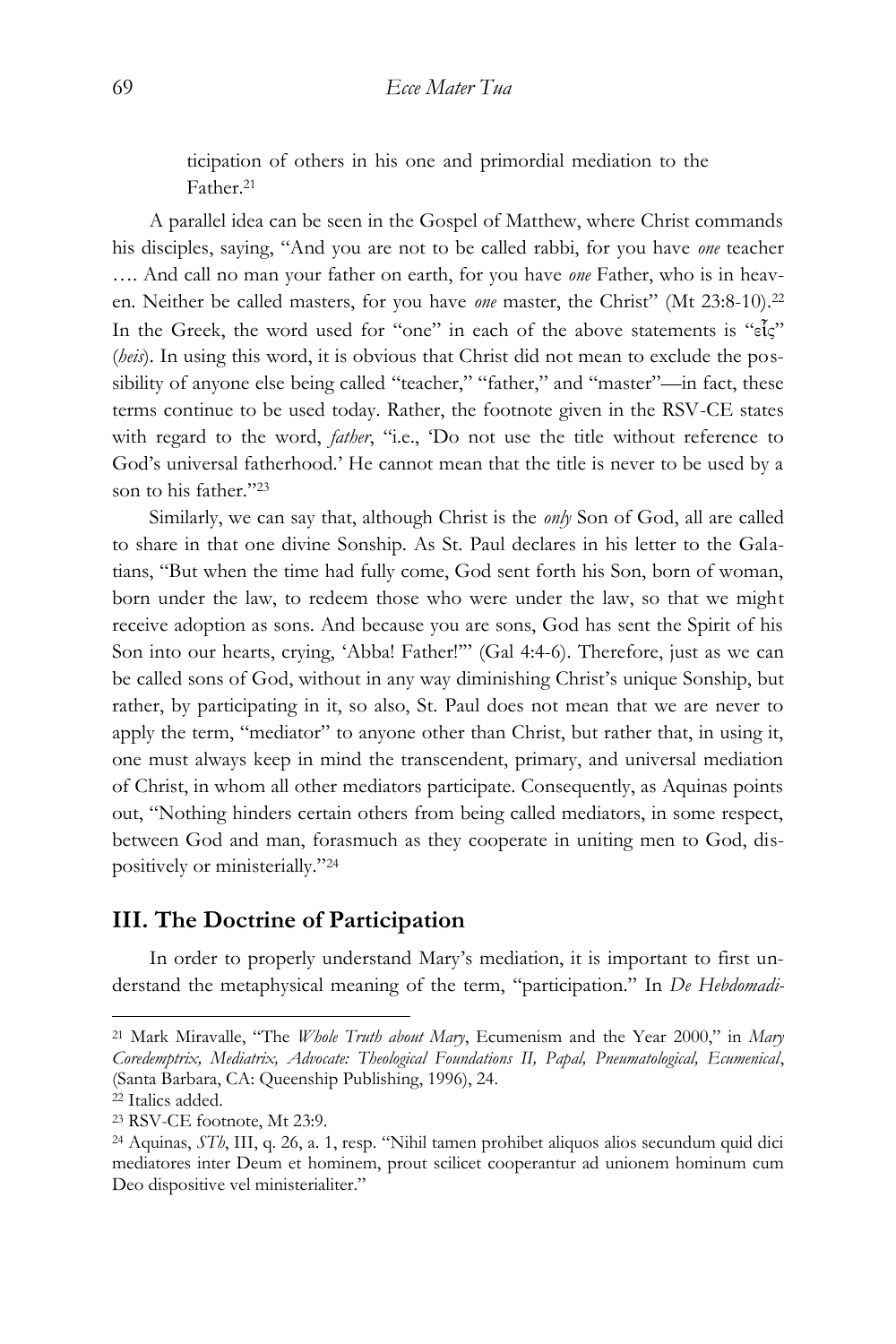ticipation of others in his one and primordial mediation to the Father.[21]

A parallel idea can be seen in the Gospel of Matthew, where Christ commands his disciples, saying, "And you are not to be called rabbi, for you have *one* teacher …. And call no man your father on earth, for you have *one* Father, who is in heaven. Neither be called masters, for you have *one* master, the Christ" (Mt 23:8-10).[22] In the Greek, the word used for "one" in each of the above statements is "εἷς" (*heis*). In using this word, it is obvious that Christ did not mean to exclude the possibility of anyone else being called "teacher," "father," and "master"—in fact, these terms continue to be used today. Rather, the footnote given in the RSV-CE states with regard to the word, *father*, "i.e., 'Do not use the title without reference to God's universal fatherhood.' He cannot mean that the title is never to be used by a son to his father."[23]

Similarly, we can say that, although Christ is the *only* Son of God, all are called to share in that one divine Sonship. As St. Paul declares in his letter to the Galatians, "But when the time had fully come, God sent forth his Son, born of woman, born under the law, to redeem those who were under the law, so that we might receive adoption as sons. And because you are sons, God has sent the Spirit of his Son into our hearts, crying, 'Abba! Father!'" (Gal 4:4-6). Therefore, just as we can be called sons of God, without in any way diminishing Christ's unique Sonship, but rather, by participating in it, so also, St. Paul does not mean that we are never to apply the term, "mediator" to anyone other than Christ, but rather that, in using it, one must always keep in mind the transcendent, primary, and universal mediation of Christ, in whom all other mediators participate. Consequently, as Aquinas points out, "Nothing hinders certain others from being called mediators, in some respect, between God and man, forasmuch as they cooperate in uniting men to God, dispositively or ministerially."[24]

## III. The Doctrine of Participation

In order to properly understand Mary's mediation, it is important to first understand the metaphysical meaning of the term, "participation." In *De Hebdomadi-*

---

[21] Mark Miravalle, "The *Whole Truth about Mary*, Ecumenism and the Year 2000," in *Mary Coredemptrix, Mediatrix, Advocate: Theological Foundations II, Papal, Pneumatological, Ecumenical*, (Santa Barbara, CA: Queenship Publishing, 1996), 24.

[22] Italics added.

[23] RSV-CE footnote, Mt 23:9.

[24] Aquinas, *STh*, III, q. 26, a. 1, resp. "Nihil tamen prohibet aliquos alios secundum quid dici mediatores inter Deum et hominem, prout scilicet cooperantur ad unionem hominum cum Deo dispositive vel ministerialiter."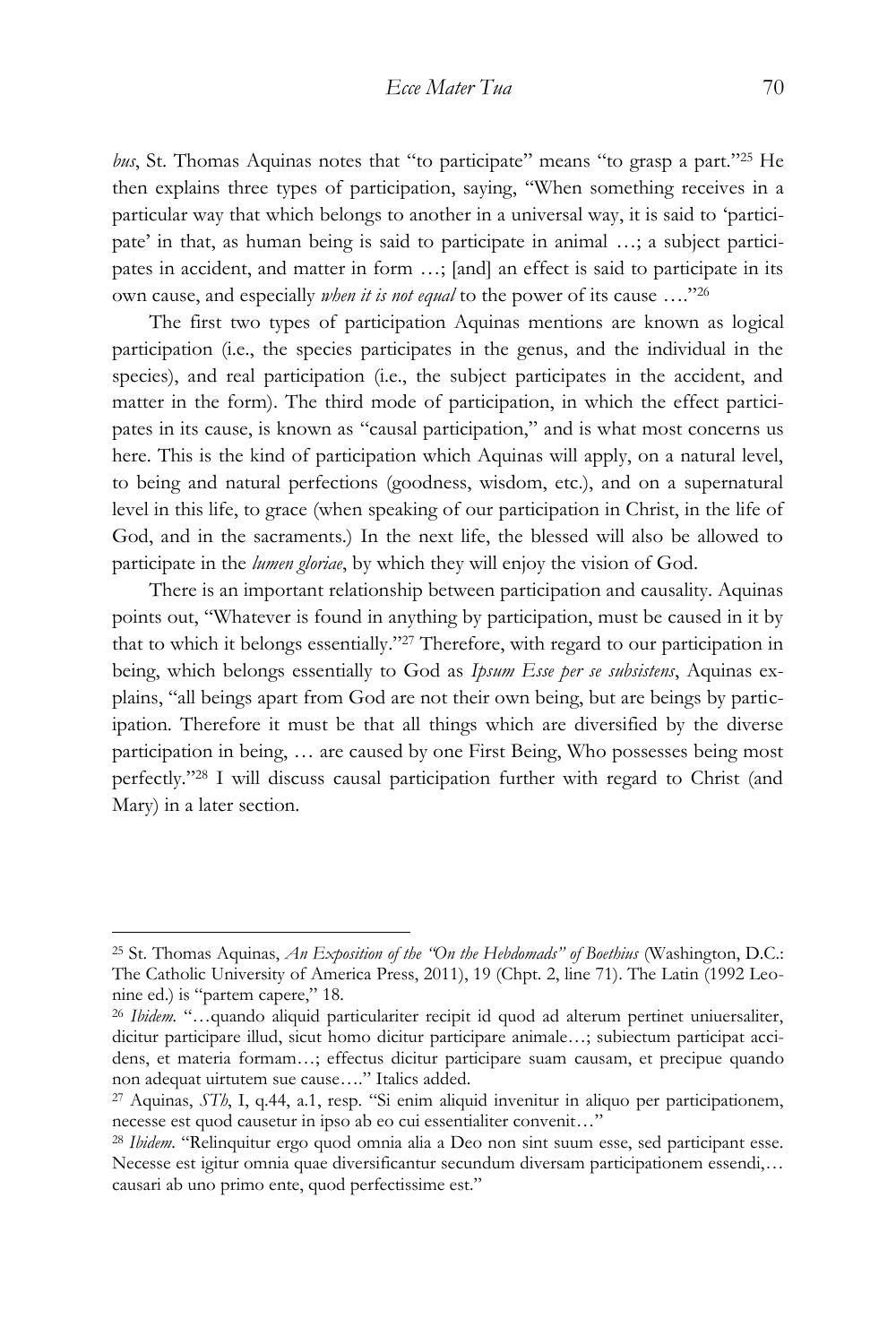*bus*, St. Thomas Aquinas notes that "to participate" means "to grasp a part."[25] He then explains three types of participation, saying, "When something receives in a particular way that which belongs to another in a universal way, it is said to 'participate' in that, as human being is said to participate in animal …; a subject participates in accident, and matter in form …; [and] an effect is said to participate in its own cause, and especially *when it is not equal* to the power of its cause …."[26]

The first two types of participation Aquinas mentions are known as logical participation (i.e., the species participates in the genus, and the individual in the species), and real participation (i.e., the subject participates in the accident, and matter in the form). The third mode of participation, in which the effect participates in its cause, is known as "causal participation," and is what most concerns us here. This is the kind of participation which Aquinas will apply, on a natural level, to being and natural perfections (goodness, wisdom, etc.), and on a supernatural level in this life, to grace (when speaking of our participation in Christ, in the life of God, and in the sacraments.) In the next life, the blessed will also be allowed to participate in the *lumen gloriae*, by which they will enjoy the vision of God.

There is an important relationship between participation and causality. Aquinas points out, "Whatever is found in anything by participation, must be caused in it by that to which it belongs essentially."[27] Therefore, with regard to our participation in being, which belongs essentially to God as *Ipsum Esse per se subsistens*, Aquinas explains, "all beings apart from God are not their own being, but are beings by participation. Therefore it must be that all things which are diversified by the diverse participation in being, … are caused by one First Being, Who possesses being most perfectly."[28] I will discuss causal participation further with regard to Christ (and Mary) in a later section.

---

[25] St. Thomas Aquinas, *An Exposition of the "On the Hebdomads" of Boethius* (Washington, D.C.: The Catholic University of America Press, 2011), 19 (Chpt. 2, line 71). The Latin (1992 Leonine ed.) is "partem capere," 18.

[26] *Ibidem.* "…quando aliquid particulariter recipit id quod ad alterum pertinet uniuersaliter, dicitur participare illud, sicut homo dicitur participare animale…; subiectum participat accidens, et materia formam…; effectus dicitur participare suam causam, et precipue quando non adequat uirtutem sue cause…." Italics added.

[27] Aquinas, *STh*, I, q.44, a.1, resp. "Si enim aliquid invenitur in aliquo per participationem, necesse est quod causetur in ipso ab eo cui essentialiter convenit…"

[28] *Ibidem.* "Relinquitur ergo quod omnia alia a Deo non sint suum esse, sed participant esse. Necesse est igitur omnia quae diversificantur secundum diversam participationem essendi,… causari ab uno primo ente, quod perfectissime est."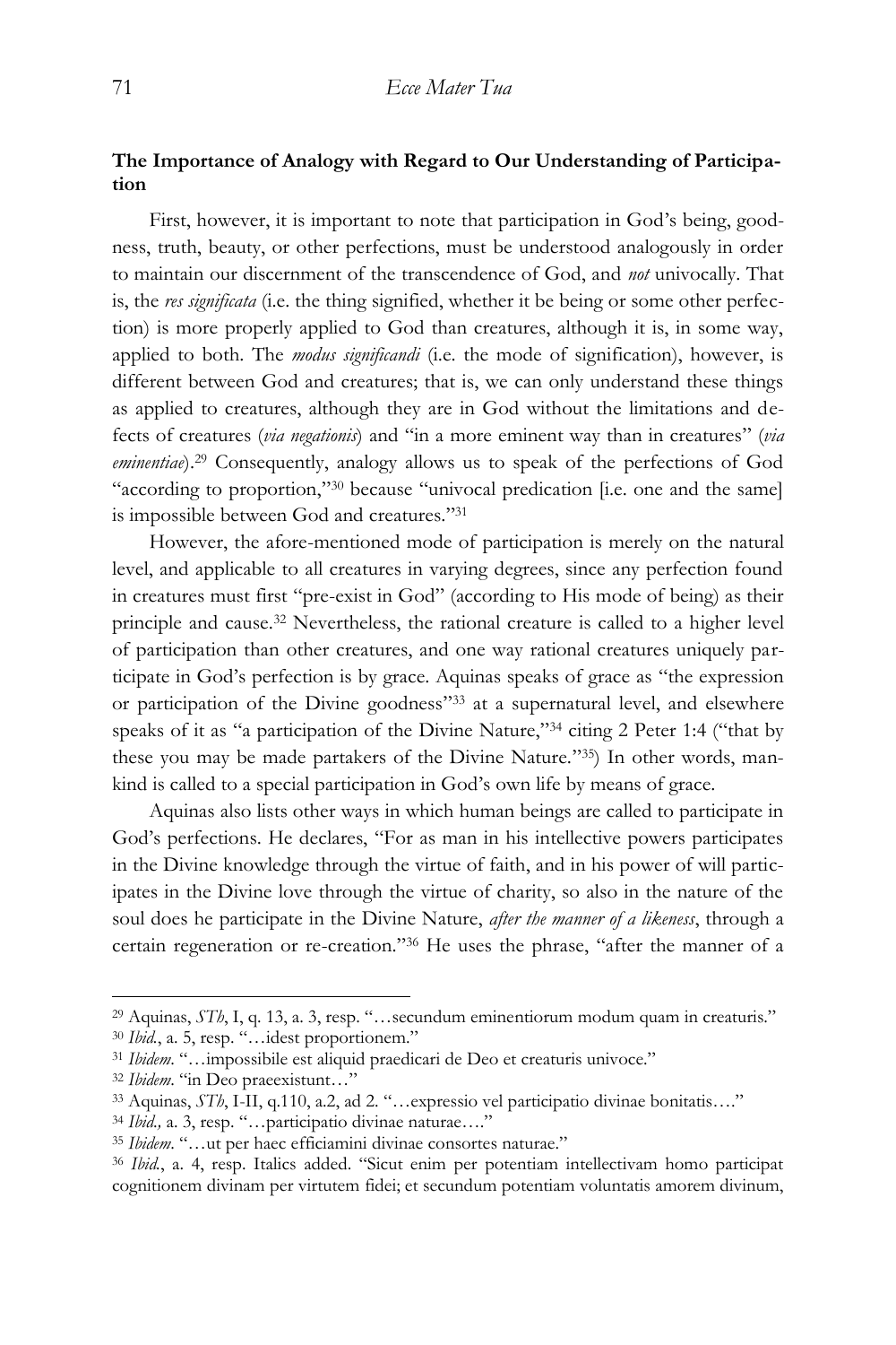## The Importance of Analogy with Regard to Our Understanding of Participation

First, however, it is important to note that participation in God's being, goodness, truth, beauty, or other perfections, must be understood analogously in order to maintain our discernment of the transcendence of God, and *not* univocally. That is, the *res significata* (i.e. the thing signified, whether it be being or some other perfection) is more properly applied to God than creatures, although it is, in some way, applied to both. The *modus significandi* (i.e. the mode of signification), however, is different between God and creatures; that is, we can only understand these things as applied to creatures, although they are in God without the limitations and defects of creatures (*via negationis*) and "in a more eminent way than in creatures" (*via eminentiae*).[29] Consequently, analogy allows us to speak of the perfections of God "according to proportion,"[30] because "univocal predication [i.e. one and the same] is impossible between God and creatures."[31]

However, the afore-mentioned mode of participation is merely on the natural level, and applicable to all creatures in varying degrees, since any perfection found in creatures must first "pre-exist in God" (according to His mode of being) as their principle and cause.[32] Nevertheless, the rational creature is called to a higher level of participation than other creatures, and one way rational creatures uniquely participate in God's perfection is by grace. Aquinas speaks of grace as "the expression or participation of the Divine goodness"[33] at a supernatural level, and elsewhere speaks of it as "a participation of the Divine Nature,"[34] citing 2 Peter 1:4 ("that by these you may be made partakers of the Divine Nature."[35]) In other words, mankind is called to a special participation in God's own life by means of grace.

Aquinas also lists other ways in which human beings are called to participate in God's perfections. He declares, "For as man in his intellective powers participates in the Divine knowledge through the virtue of faith, and in his power of will participates in the Divine love through the virtue of charity, so also in the nature of the soul does he participate in the Divine Nature, *after the manner of a likeness*, through a certain regeneration or re-creation."[36] He uses the phrase, "after the manner of a

---

[29] Aquinas, *STh*, I, q. 13, a. 3, resp. "…secundum eminentiorum modum quam in creaturis."

[30] *Ibid.*, a. 5, resp. "…idest proportionem."

[31] *Ibidem*. "…impossibile est aliquid praedicari de Deo et creaturis univoce."

[32] *Ibidem*. "in Deo praeexistunt…"

[33] Aquinas, *STh*, I-II, q.110, a.2, ad 2. "…expressio vel participatio divinae bonitatis…."

[34] *Ibid.,* a. 3, resp. "…participatio divinae naturae…."

[35] *Ibidem*. "…ut per haec efficiamini divinae consortes naturae."

[36] *Ibid.*, a. 4, resp. Italics added. "Sicut enim per potentiam intellectivam homo participat cognitionem divinam per virtutem fidei; et secundum potentiam voluntatis amorem divinum,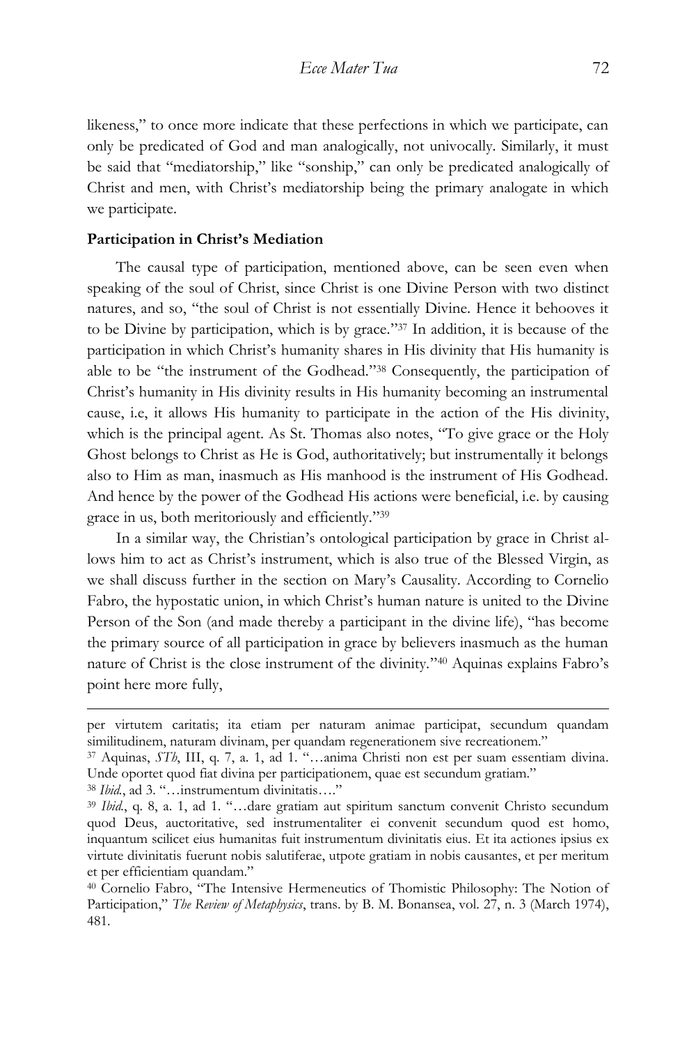likeness," to once more indicate that these perfections in which we participate, can only be predicated of God and man analogically, not univocally. Similarly, it must be said that "mediatorship," like "sonship," can only be predicated analogically of Christ and men, with Christ's mediatorship being the primary analogate in which we participate.

**Participation in Christ's Mediation**

The causal type of participation, mentioned above, can be seen even when speaking of the soul of Christ, since Christ is one Divine Person with two distinct natures, and so, "the soul of Christ is not essentially Divine. Hence it behooves it to be Divine by participation, which is by grace."[37] In addition, it is because of the participation in which Christ's humanity shares in His divinity that His humanity is able to be "the instrument of the Godhead."[38] Consequently, the participation of Christ's humanity in His divinity results in His humanity becoming an instrumental cause, i.e, it allows His humanity to participate in the action of the His divinity, which is the principal agent. As St. Thomas also notes, "To give grace or the Holy Ghost belongs to Christ as He is God, authoritatively; but instrumentally it belongs also to Him as man, inasmuch as His manhood is the instrument of His Godhead. And hence by the power of the Godhead His actions were beneficial, i.e. by causing grace in us, both meritoriously and efficiently."[39]

In a similar way, the Christian's ontological participation by grace in Christ allows him to act as Christ's instrument, which is also true of the Blessed Virgin, as we shall discuss further in the section on Mary's Causality. According to Cornelio Fabro, the hypostatic union, in which Christ's human nature is united to the Divine Person of the Son (and made thereby a participant in the divine life), "has become the primary source of all participation in grace by believers inasmuch as the human nature of Christ is the close instrument of the divinity."[40] Aquinas explains Fabro's point here more fully,

---

per virtutem caritatis; ita etiam per naturam animae participat, secundum quandam similitudinem, naturam divinam, per quandam regenerationem sive recreationem."

[37] Aquinas, *STh*, III, q. 7, a. 1, ad 1. "…anima Christi non est per suam essentiam divina. Unde oportet quod fiat divina per participationem, quae est secundum gratiam."

[38] *Ibid.*, ad 3. "…instrumentum divinitatis…."

[39] *Ibid.*, q. 8, a. 1, ad 1. "…dare gratiam aut spiritum sanctum convenit Christo secundum quod Deus, auctoritative, sed instrumentaliter ei convenit secundum quod est homo, inquantum scilicet eius humanitas fuit instrumentum divinitatis eius. Et ita actiones ipsius ex virtute divinitatis fuerunt nobis salutiferae, utpote gratiam in nobis causantes, et per meritum et per efficientiam quandam."

[40] Cornelio Fabro, "The Intensive Hermeneutics of Thomistic Philosophy: The Notion of Participation," *The Review of Metaphysics*, trans. by B. M. Bonansea, vol. 27, n. 3 (March 1974), 481.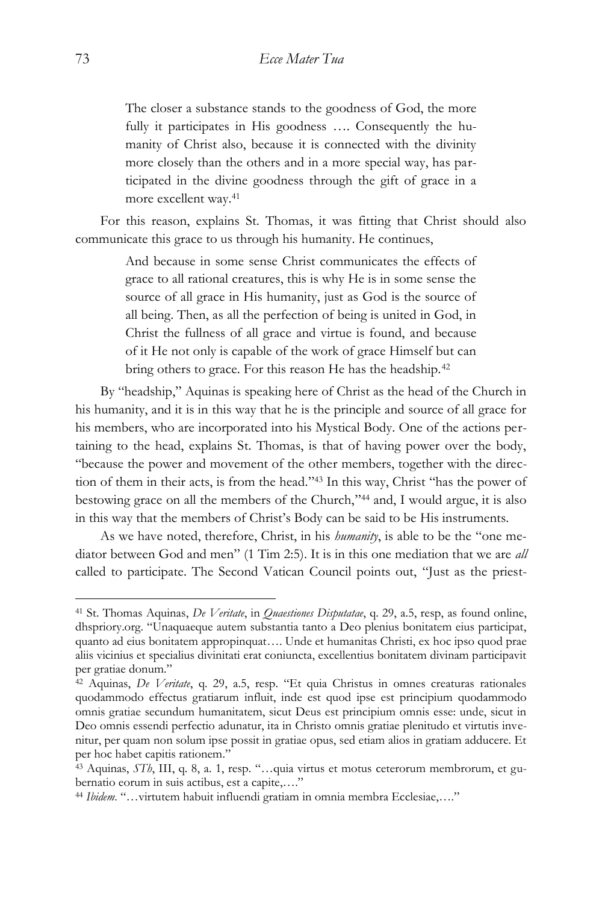> The closer a substance stands to the goodness of God, the more fully it participates in His goodness …. Consequently the humanity of Christ also, because it is connected with the divinity more closely than the others and in a more special way, has participated in the divine goodness through the gift of grace in a more excellent way.[41]

For this reason, explains St. Thomas, it was fitting that Christ should also communicate this grace to us through his humanity. He continues,

> And because in some sense Christ communicates the effects of grace to all rational creatures, this is why He is in some sense the source of all grace in His humanity, just as God is the source of all being. Then, as all the perfection of being is united in God, in Christ the fullness of all grace and virtue is found, and because of it He not only is capable of the work of grace Himself but can bring others to grace. For this reason He has the headship.[42]

By "headship," Aquinas is speaking here of Christ as the head of the Church in his humanity, and it is in this way that he is the principle and source of all grace for his members, who are incorporated into his Mystical Body. One of the actions pertaining to the head, explains St. Thomas, is that of having power over the body, "because the power and movement of the other members, together with the direction of them in their acts, is from the head."[43] In this way, Christ "has the power of bestowing grace on all the members of the Church,"[44] and, I would argue, it is also in this way that the members of Christ's Body can be said to be His instruments.

As we have noted, therefore, Christ, in his *humanity*, is able to be the "one mediator between God and men" (1 Tim 2:5). It is in this one mediation that we are *all* called to participate. The Second Vatican Council points out, "Just as the priest-

---

[41] St. Thomas Aquinas, *De Veritate*, in *Quaestiones Disputatae*, q. 29, a.5, resp, as found online, dhspriory.org. "Unaquaeque autem substantia tanto a Deo plenius bonitatem eius participat, quanto ad eius bonitatem appropinquat…. Unde et humanitas Christi, ex hoc ipso quod prae aliis vicinius et specialius divinitati erat coniuncta, excellentius bonitatem divinam participavit per gratiae donum."

[42] Aquinas, *De Veritate*, q. 29, a.5, resp. "Et quia Christus in omnes creaturas rationales quodammodo effectus gratiarum influit, inde est quod ipse est principium quodammodo omnis gratiae secundum humanitatem, sicut Deus est principium omnis esse: unde, sicut in Deo omnis essendi perfectio adunatur, ita in Christo omnis gratiae plenitudo et virtutis invenitur, per quam non solum ipse possit in gratiae opus, sed etiam alios in gratiam adducere. Et per hoc habet capitis rationem."

[43] Aquinas, *STh*, III, q. 8, a. 1, resp. "…quia virtus et motus ceterorum membrorum, et gubernatio eorum in suis actibus, est a capite,…."

[44] *Ibidem*. "…virtutem habuit influendi gratiam in omnia membra Ecclesiae,…."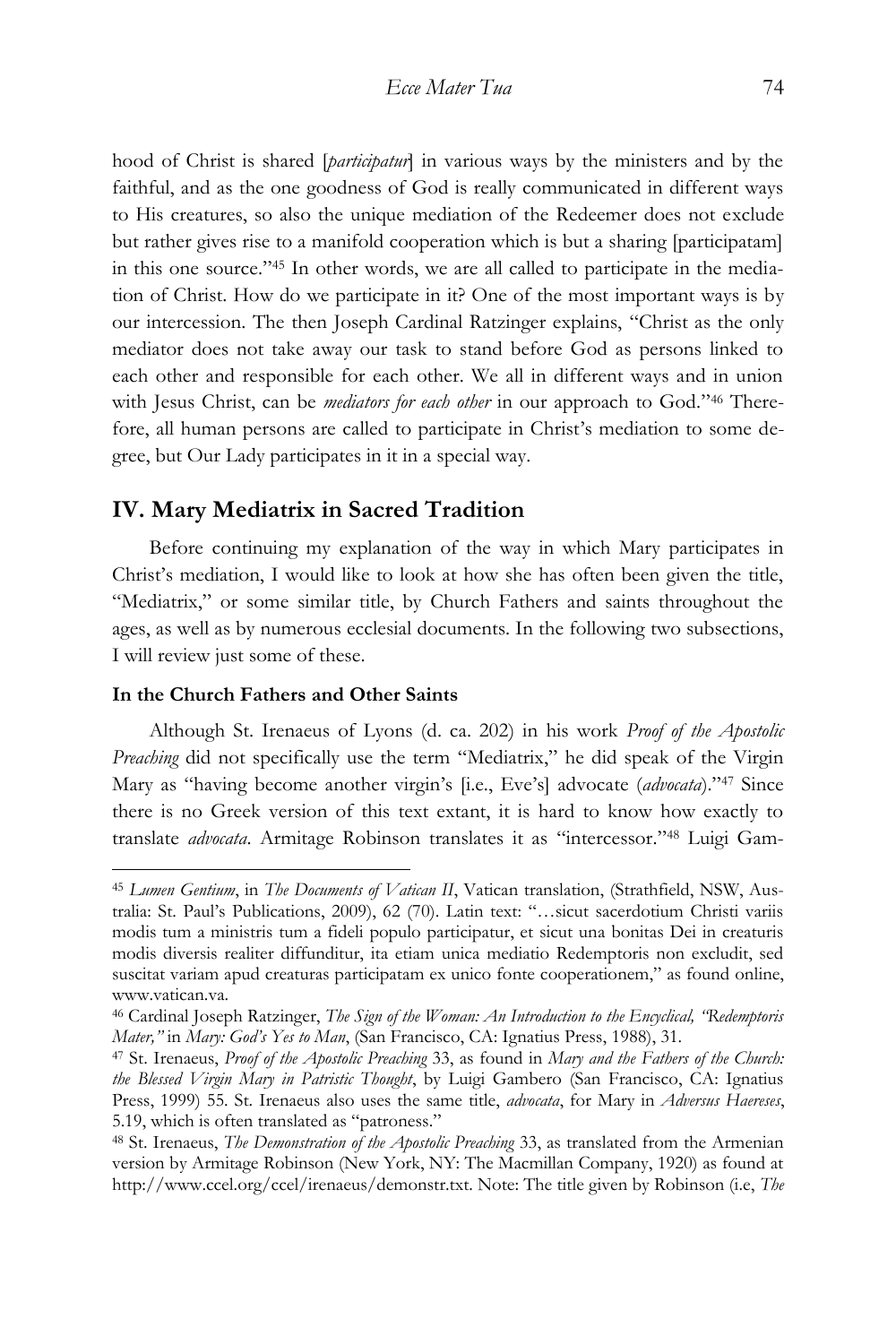hood of Christ is shared [*participatur*] in various ways by the ministers and by the faithful, and as the one goodness of God is really communicated in different ways to His creatures, so also the unique mediation of the Redeemer does not exclude but rather gives rise to a manifold cooperation which is but a sharing [participatam] in this one source."[45] In other words, we are all called to participate in the mediation of Christ. How do we participate in it? One of the most important ways is by our intercession. The then Joseph Cardinal Ratzinger explains, "Christ as the only mediator does not take away our task to stand before God as persons linked to each other and responsible for each other. We all in different ways and in union with Jesus Christ, can be *mediators for each other* in our approach to God."[46] Therefore, all human persons are called to participate in Christ's mediation to some degree, but Our Lady participates in it in a special way.

## IV. Mary Mediatrix in Sacred Tradition

Before continuing my explanation of the way in which Mary participates in Christ's mediation, I would like to look at how she has often been given the title, "Mediatrix," or some similar title, by Church Fathers and saints throughout the ages, as well as by numerous ecclesial documents. In the following two subsections, I will review just some of these.

### In the Church Fathers and Other Saints

Although St. Irenaeus of Lyons (d. ca. 202) in his work *Proof of the Apostolic Preaching* did not specifically use the term "Mediatrix," he did speak of the Virgin Mary as "having become another virgin's [i.e., Eve's] advocate (*advocata*)."[47] Since there is no Greek version of this text extant, it is hard to know how exactly to translate *advocata*. Armitage Robinson translates it as "intercessor."[48] Luigi Gam-

---

[45] *Lumen Gentium*, in *The Documents of Vatican II*, Vatican translation, (Strathfield, NSW, Australia: St. Paul's Publications, 2009), 62 (70). Latin text: "…sicut sacerdotium Christi variis modis tum a ministris tum a fideli populo participatur, et sicut una bonitas Dei in creaturis modis diversis realiter diffunditur, ita etiam unica mediatio Redemptoris non excludit, sed suscitat variam apud creaturas participatam ex unico fonte cooperationem," as found online, www.vatican.va.

[46] Cardinal Joseph Ratzinger, *The Sign of the Woman: An Introduction to the Encyclical, "Redemptoris Mater,"* in *Mary: God's Yes to Man*, (San Francisco, CA: Ignatius Press, 1988), 31.

[47] St. Irenaeus, *Proof of the Apostolic Preaching* 33, as found in *Mary and the Fathers of the Church: the Blessed Virgin Mary in Patristic Thought*, by Luigi Gambero (San Francisco, CA: Ignatius Press, 1999) 55. St. Irenaeus also uses the same title, *advocata*, for Mary in *Adversus Haereses*, 5.19, which is often translated as "patroness."

[48] St. Irenaeus, *The Demonstration of the Apostolic Preaching* 33, as translated from the Armenian version by Armitage Robinson (New York, NY: The Macmillan Company, 1920) as found at http://www.ccel.org/ccel/irenaeus/demonstr.txt. Note: The title given by Robinson (i.e, *The*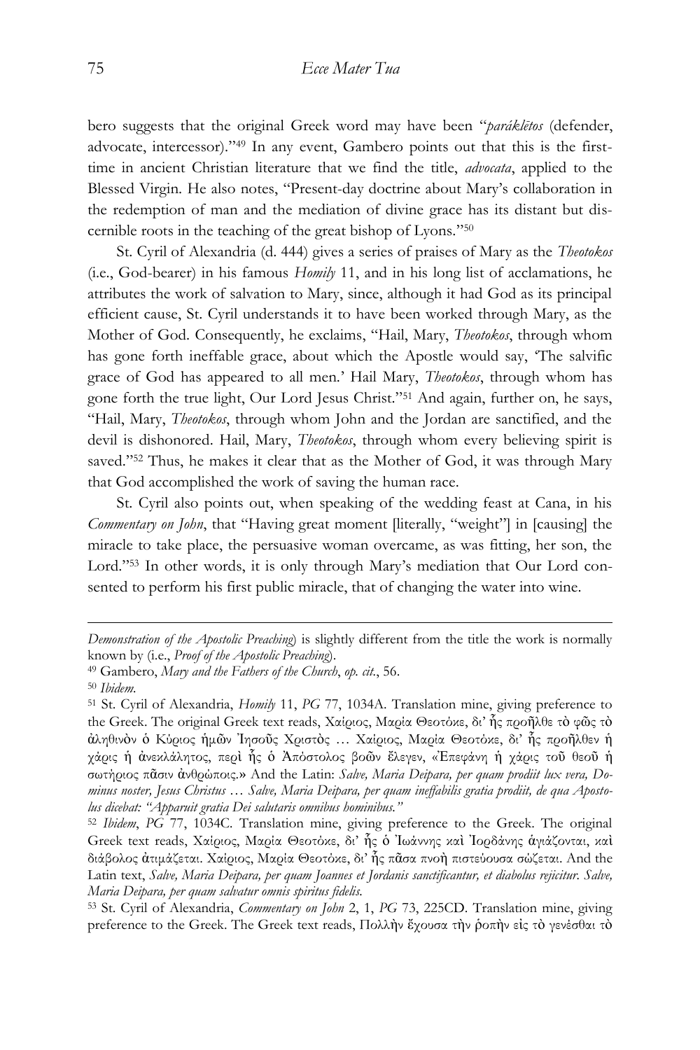bero suggests that the original Greek word may have been "*paráklētos* (defender, advocate, intercessor)."[49] In any event, Gambero points out that this is the first-time in ancient Christian literature that we find the title, *advocata*, applied to the Blessed Virgin. He also notes, "Present-day doctrine about Mary's collaboration in the redemption of man and the mediation of divine grace has its distant but discernible roots in the teaching of the great bishop of Lyons."[50]

St. Cyril of Alexandria (d. 444) gives a series of praises of Mary as the *Theotokos* (i.e., God-bearer) in his famous *Homily* 11, and in his long list of acclamations, he attributes the work of salvation to Mary, since, although it had God as its principal efficient cause, St. Cyril understands it to have been worked through Mary, as the Mother of God. Consequently, he exclaims, "Hail, Mary, *Theotokos*, through whom has gone forth ineffable grace, about which the Apostle would say, 'The salvific grace of God has appeared to all men.' Hail Mary, *Theotokos*, through whom has gone forth the true light, Our Lord Jesus Christ."[51] And again, further on, he says, "Hail, Mary, *Theotokos*, through whom John and the Jordan are sanctified, and the devil is dishonored. Hail, Mary, *Theotokos*, through whom every believing spirit is saved."[52] Thus, he makes it clear that as the Mother of God, it was through Mary that God accomplished the work of saving the human race.

St. Cyril also points out, when speaking of the wedding feast at Cana, in his *Commentary on John*, that "Having great moment [literally, "weight"] in [causing] the miracle to take place, the persuasive woman overcame, as was fitting, her son, the Lord."[53] In other words, it is only through Mary's mediation that Our Lord consented to perform his first public miracle, that of changing the water into wine.

---

*Demonstration of the Apostolic Preaching*) is slightly different from the title the work is normally known by (i.e., *Proof of the Apostolic Preaching*).

[49] Gambero, *Mary and the Fathers of the Church*, *op. cit.*, 56.

[50] *Ibidem.*

[51] St. Cyril of Alexandria, *Homily* 11, *PG* 77, 1034A. Translation mine, giving preference to the Greek. The original Greek text reads, Χαίριος, Μαρία Θεοτόκε, δι' ἧς προῆλθε τὸ φῶς τὸ ἀληθινὸν ὁ Κύριος ἡμῶν Ἰησοῦς Χριστὸς … Χαίριος, Μαρία Θεοτόκε, δι' ἧς προῆλθεν ἡ χάρις ἡ ἀνεκλάλητος, περὶ ἧς ὁ Ἀπόστολος βοῶν ἔλεγεν, «Ἐπεφάνη ἡ χάρις τοῦ θεοῦ ἡ σωτήριος πᾶσιν ἀνθρώποις.» And the Latin: *Salve, Maria Deipara, per quam prodiit lux vera, Dominus noster, Jesus Christus … Salve, Maria Deipara, per quam ineffabilis gratia prodiit, de qua Apostolus dicebat: "Apparuit gratia Dei salutaris omnibus hominibus."*

[52] *Ibidem*, *PG* 77, 1034C. Translation mine, giving preference to the Greek. The original Greek text reads, Χαίριος, Μαρία Θεοτόκε, δι' ἧς ὁ Ἰωάννης καὶ Ἰορδάνης ἁγιάζονται, καὶ διάβολος ἀτιμάζεται. Χαίριος, Μαρία Θεοτόκε, δι' ἧς πᾶσα πνοὴ πιστεύουσα σώζεται. And the Latin text, *Salve, Maria Deipara, per quam Joannes et Jordanis sanctificantur, et diabolus rejicitur. Salve, Maria Deipara, per quam salvatur omnis spiritus fidelis.*

[53] St. Cyril of Alexandria, *Commentary on John* 2, 1, *PG* 73, 225CD. Translation mine, giving preference to the Greek. The Greek text reads, Πολλὴν ἔχουσα τὴν ῥοπὴν εἰς τὸ γενέσθαι τὸ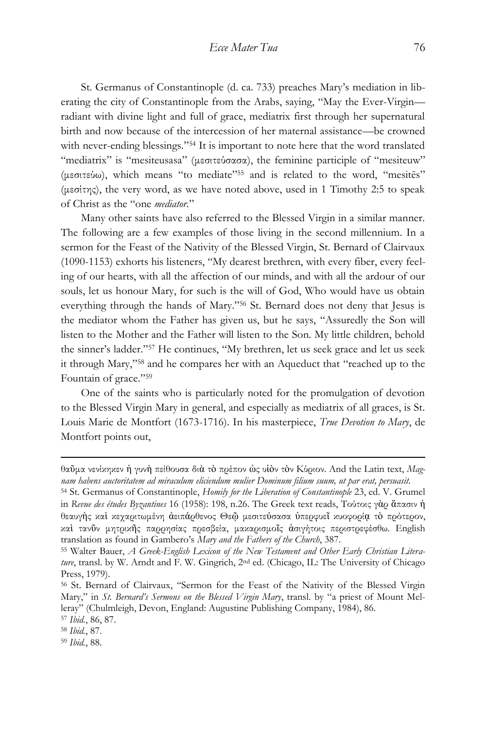St. Germanus of Constantinople (d. ca. 733) preaches Mary's mediation in liberating the city of Constantinople from the Arabs, saying, "May the Ever-Virgin—radiant with divine light and full of grace, mediatrix first through her supernatural birth and now because of the intercession of her maternal assistance—be crowned with never-ending blessings."[54] It is important to note here that the word translated "mediatrix" is "mesiteusasa" (μεσιτεύσασα), the feminine participle of "mesiteuw" (μεσιτεύω), which means "to mediate"[55] and is related to the word, "mesitēs" (μεσίτης), the very word, as we have noted above, used in 1 Timothy 2:5 to speak of Christ as the "one *mediator*."

Many other saints have also referred to the Blessed Virgin in a similar manner. The following are a few examples of those living in the second millennium. In a sermon for the Feast of the Nativity of the Blessed Virgin, St. Bernard of Clairvaux (1090-1153) exhorts his listeners, "My dearest brethren, with every fiber, every feeling of our hearts, with all the affection of our minds, and with all the ardour of our souls, let us honour Mary, for such is the will of God, Who would have us obtain everything through the hands of Mary."[56] St. Bernard does not deny that Jesus is the mediator whom the Father has given us, but he says, "Assuredly the Son will listen to the Mother and the Father will listen to the Son. My little children, behold the sinner's ladder."[57] He continues, "My brethren, let us seek grace and let us seek it through Mary,"[58] and he compares her with an Aqueduct that "reached up to the Fountain of grace."[59]

One of the saints who is particularly noted for the promulgation of devotion to the Blessed Virgin Mary in general, and especially as mediatrix of all graces, is St. Louis Marie de Montfort (1673-1716). In his masterpiece, *True Devotion to Mary*, de Montfort points out,

---

θαῦμα νενίκηκεν ἡ γυνὴ πείθουσα διὰ τὸ πρέπον ὡς υἱὸν τὸν Κύριον. And the Latin text, *Magnam habens auctoritatem ad miraculum eliciendum mulier Dominum filium suum, ut par erat, persuasit.*

[54] St. Germanus of Constantinople, *Homily for the Liberation of Constantinople* 23, ed. V. Grumel in *Revue des études Byzantines* 16 (1958): 198, n.26. The Greek text reads, Τούτοις γὰρ ἅπασιν ἡ θεαυγὴς καὶ κεχαριτωμένη ἀειπάρθενος Θεῷ μεσιτεύσασα ὑπερφυεῖ κυοφορίᾳ τὸ πρότερον, καὶ τανῦν μητρικῆς παρρησίας πρεσβείᾳ, μακαρισμοῖς ἀσιγήτοις περιστρεφέσθω. English translation as found in Gambero's *Mary and the Fathers of the Church*, 387.

[55] Walter Bauer, *A Greek-English Lexicon of the New Testament and Other Early Christian Literature*, transl. by W. Arndt and F. W. Gingrich, 2nd ed. (Chicago, IL: The University of Chicago Press, 1979).

[56] St. Bernard of Clairvaux, "Sermon for the Feast of the Nativity of the Blessed Virgin Mary," in *St. Bernard's Sermons on the Blessed Virgin Mary*, transl. by "a priest of Mount Melleray" (Chulmleigh, Devon, England: Augustine Publishing Company, 1984), 86.

[57] *Ibid.*, 86, 87.

[58] *Ibid.*, 87.

[59] *Ibid.*, 88.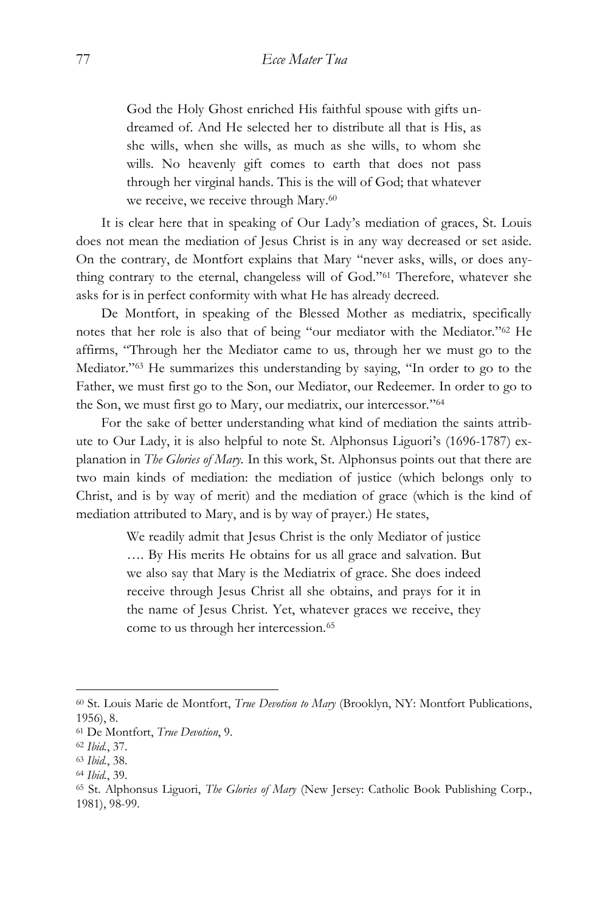> God the Holy Ghost enriched His faithful spouse with gifts undreamed of. And He selected her to distribute all that is His, as she wills, when she wills, as much as she wills, to whom she wills. No heavenly gift comes to earth that does not pass through her virginal hands. This is the will of God; that whatever we receive, we receive through Mary.[60]

It is clear here that in speaking of Our Lady's mediation of graces, St. Louis does not mean the mediation of Jesus Christ is in any way decreased or set aside. On the contrary, de Montfort explains that Mary "never asks, wills, or does anything contrary to the eternal, changeless will of God."[61] Therefore, whatever she asks for is in perfect conformity with what He has already decreed.

De Montfort, in speaking of the Blessed Mother as mediatrix, specifically notes that her role is also that of being "our mediator with the Mediator."[62] He affirms, "Through her the Mediator came to us, through her we must go to the Mediator."[63] He summarizes this understanding by saying, "In order to go to the Father, we must first go to the Son, our Mediator, our Redeemer. In order to go to the Son, we must first go to Mary, our mediatrix, our intercessor."[64]

For the sake of better understanding what kind of mediation the saints attribute to Our Lady, it is also helpful to note St. Alphonsus Liguori's (1696-1787) explanation in *The Glories of Mary.* In this work, St. Alphonsus points out that there are two main kinds of mediation: the mediation of justice (which belongs only to Christ, and is by way of merit) and the mediation of grace (which is the kind of mediation attributed to Mary, and is by way of prayer.) He states,

> We readily admit that Jesus Christ is the only Mediator of justice …. By His merits He obtains for us all grace and salvation. But we also say that Mary is the Mediatrix of grace. She does indeed receive through Jesus Christ all she obtains, and prays for it in the name of Jesus Christ. Yet, whatever graces we receive, they come to us through her intercession.[65]

---

[60] St. Louis Marie de Montfort, *True Devotion to Mary* (Brooklyn, NY: Montfort Publications, 1956), 8.

[61] De Montfort, *True Devotion*, 9.

[62] *Ibid.*, 37.

[63] *Ibid.*, 38.

[64] *Ibid.*, 39.

[65] St. Alphonsus Liguori, *The Glories of Mary* (New Jersey: Catholic Book Publishing Corp., 1981), 98-99.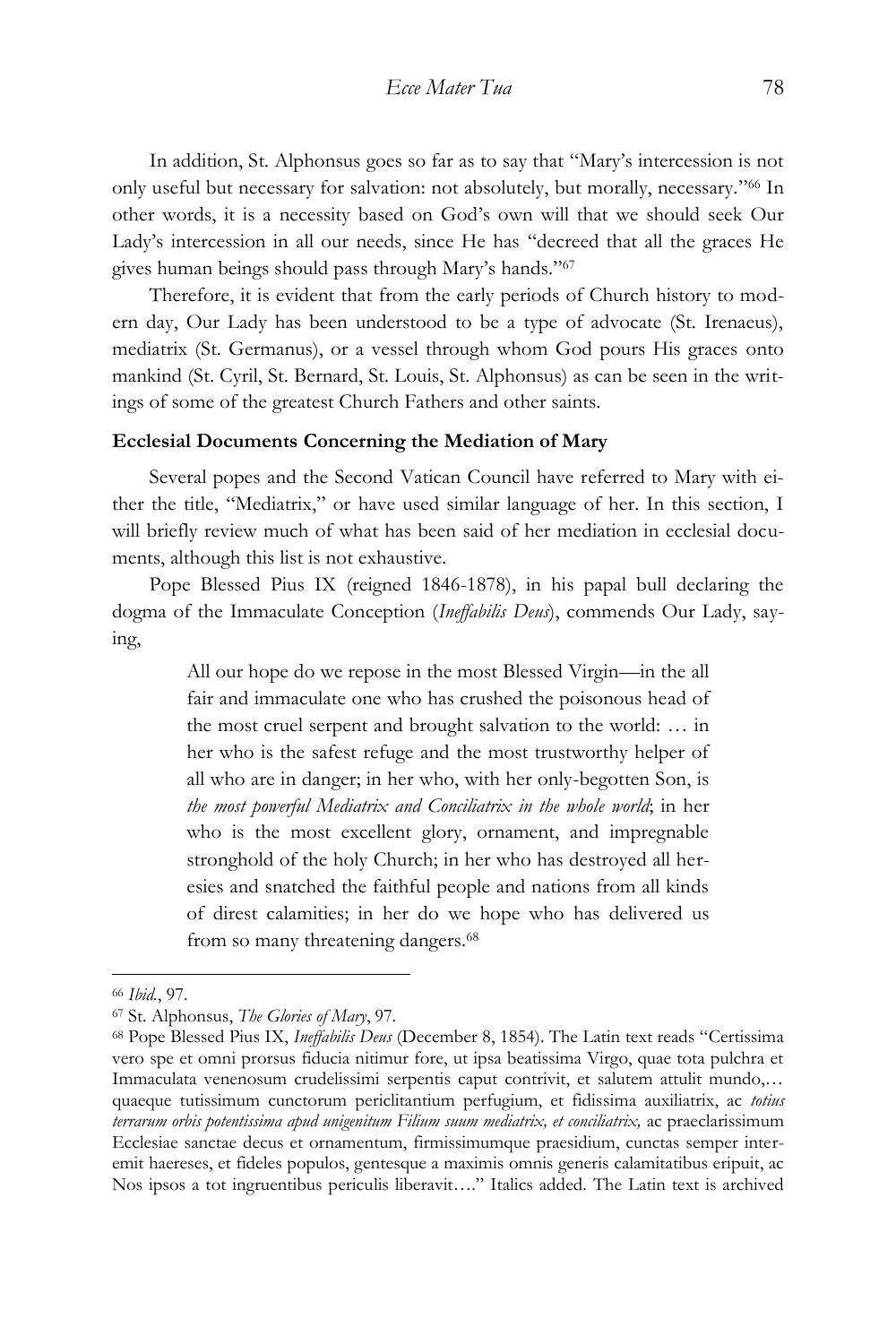In addition, St. Alphonsus goes so far as to say that "Mary's intercession is not only useful but necessary for salvation: not absolutely, but morally, necessary."[66] In other words, it is a necessity based on God's own will that we should seek Our Lady's intercession in all our needs, since He has "decreed that all the graces He gives human beings should pass through Mary's hands."[67]

Therefore, it is evident that from the early periods of Church history to modern day, Our Lady has been understood to be a type of advocate (St. Irenaeus), mediatrix (St. Germanus), or a vessel through whom God pours His graces onto mankind (St. Cyril, St. Bernard, St. Louis, St. Alphonsus) as can be seen in the writings of some of the greatest Church Fathers and other saints.

**Ecclesial Documents Concerning the Mediation of Mary**

Several popes and the Second Vatican Council have referred to Mary with either the title, "Mediatrix," or have used similar language of her. In this section, I will briefly review much of what has been said of her mediation in ecclesial documents, although this list is not exhaustive.

Pope Blessed Pius IX (reigned 1846-1878), in his papal bull declaring the dogma of the Immaculate Conception (*Ineffabilis Deus*), commends Our Lady, saying,

> All our hope do we repose in the most Blessed Virgin—in the all fair and immaculate one who has crushed the poisonous head of the most cruel serpent and brought salvation to the world: … in her who is the safest refuge and the most trustworthy helper of all who are in danger; in her who, with her only-begotten Son, is *the most powerful Mediatrix and Conciliatrix in the whole world*; in her who is the most excellent glory, ornament, and impregnable stronghold of the holy Church; in her who has destroyed all heresies and snatched the faithful people and nations from all kinds of direst calamities; in her do we hope who has delivered us from so many threatening dangers.[68]

---

[66] *Ibid.*, 97.

[67] St. Alphonsus, *The Glories of Mary*, 97.

[68] Pope Blessed Pius IX, *Ineffabilis Deus* (December 8, 1854). The Latin text reads "Certissima vero spe et omni prorsus fiducia nitimur fore, ut ipsa beatissima Virgo, quae tota pulchra et Immaculata venenosum crudelissimi serpentis caput contrivit, et salutem attulit mundo,… quaeque tutissimum cunctorum periclitantium perfugium, et fidissima auxiliatrix, ac *totius terrarum orbis potentissima apud unigenitum Filium suum mediatrix, et conciliatrix,* ac praeclarissimum Ecclesiae sanctae decus et ornamentum, firmissimumque praesidium, cunctas semper interemit haereses, et fideles populos, gentesque a maximis omnis generis calamitatibus eripuit, ac Nos ipsos a tot ingruentibus periculis liberavit…." Italics added. The Latin text is archived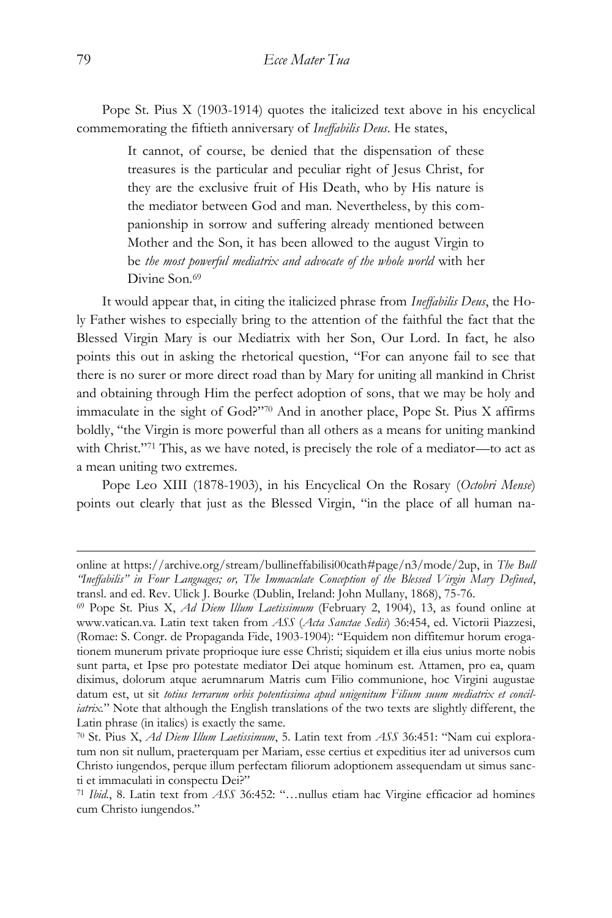Pope St. Pius X (1903-1914) quotes the italicized text above in his encyclical commemorating the fiftieth anniversary of *Ineffabilis Deus*. He states,

> It cannot, of course, be denied that the dispensation of these treasures is the particular and peculiar right of Jesus Christ, for they are the exclusive fruit of His Death, who by His nature is the mediator between God and man. Nevertheless, by this companionship in sorrow and suffering already mentioned between Mother and the Son, it has been allowed to the august Virgin to be *the most powerful mediatrix and advocate of the whole world* with her Divine Son.[69]

It would appear that, in citing the italicized phrase from *Ineffabilis Deus*, the Holy Father wishes to especially bring to the attention of the faithful the fact that the Blessed Virgin Mary is our Mediatrix with her Son, Our Lord. In fact, he also points this out in asking the rhetorical question, "For can anyone fail to see that there is no surer or more direct road than by Mary for uniting all mankind in Christ and obtaining through Him the perfect adoption of sons, that we may be holy and immaculate in the sight of God?"[70] And in another place, Pope St. Pius X affirms boldly, "the Virgin is more powerful than all others as a means for uniting mankind with Christ."[71] This, as we have noted, is precisely the role of a mediator—to act as a mean uniting two extremes.

Pope Leo XIII (1878-1903), in his Encyclical On the Rosary (*Octobri Mense*) points out clearly that just as the Blessed Virgin, "in the place of all human na-

---

online at https://archive.org/stream/bullineffabilisi00cath#page/n3/mode/2up, in *The Bull "Ineffabilis" in Four Languages; or, The Immaculate Conception of the Blessed Virgin Mary Defined*, transl. and ed. Rev. Ulick J. Bourke (Dublin, Ireland: John Mullany, 1868), 75-76.

[69] Pope St. Pius X, *Ad Diem Illum Laetissimum* (February 2, 1904), 13, as found online at www.vatican.va. Latin text taken from *ASS* (*Acta Sanctae Sedis*) 36:454, ed. Victorii Piazzesi, (Romae: S. Congr. de Propaganda Fide, 1903-1904): "Equidem non diffitemur horum erogationem munerum private proprioque iure esse Christi; siquidem et illa eius unius morte nobis sunt parta, et Ipse pro potestate mediator Dei atque hominum est. Attamen, pro ea, quam diximus, dolorum atque aerumnarum Matris cum Filio communione, hoc Virgini augustae datum est, ut sit *totius terrarum orbis potentissima apud unigenitum Filium suum mediatrix et conciliatrix*." Note that although the English translations of the two texts are slightly different, the Latin phrase (in italics) is exactly the same.

[70] St. Pius X, *Ad Diem Illum Laetissimum*, 5. Latin text from *ASS* 36:451: "Nam cui exploratum non sit nullum, praeterquam per Mariam, esse certius et expeditius iter ad universos cum Christo iungendos, perque illum perfectam filiorum adoptionem assequendam ut simus sancti et immaculati in conspectu Dei?"

[71] *Ibid.*, 8. Latin text from *ASS* 36:452: "…nullus etiam hac Virgine efficacior ad homines cum Christo iungendos."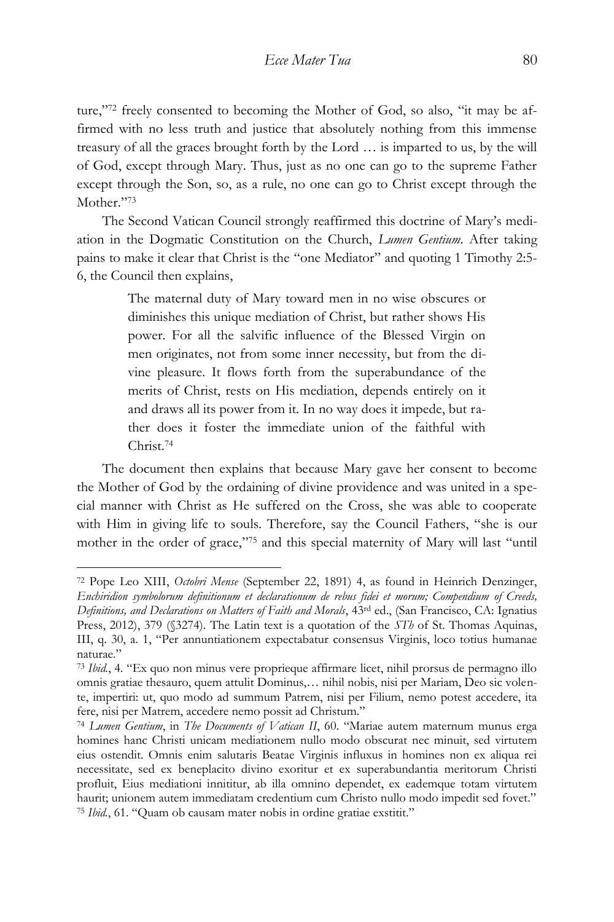ture,"[72] freely consented to becoming the Mother of God, so also, "it may be affirmed with no less truth and justice that absolutely nothing from this immense treasury of all the graces brought forth by the Lord … is imparted to us, by the will of God, except through Mary. Thus, just as no one can go to the supreme Father except through the Son, so, as a rule, no one can go to Christ except through the Mother."[73]

The Second Vatican Council strongly reaffirmed this doctrine of Mary's mediation in the Dogmatic Constitution on the Church, *Lumen Gentium*. After taking pains to make it clear that Christ is the "one Mediator" and quoting 1 Timothy 2:5-6, the Council then explains,

> The maternal duty of Mary toward men in no wise obscures or diminishes this unique mediation of Christ, but rather shows His power. For all the salvific influence of the Blessed Virgin on men originates, not from some inner necessity, but from the divine pleasure. It flows forth from the superabundance of the merits of Christ, rests on His mediation, depends entirely on it and draws all its power from it. In no way does it impede, but rather does it foster the immediate union of the faithful with Christ.[74]

The document then explains that because Mary gave her consent to become the Mother of God by the ordaining of divine providence and was united in a special manner with Christ as He suffered on the Cross, she was able to cooperate with Him in giving life to souls. Therefore, say the Council Fathers, "she is our mother in the order of grace,"[75] and this special maternity of Mary will last "until

---

[72] Pope Leo XIII, *Octobri Mense* (September 22, 1891) 4, as found in Heinrich Denzinger, *Enchiridion symbolorum definitionum et declarationum de rebus fidei et morum; Compendium of Creeds, Definitions, and Declarations on Matters of Faith and Morals*, 43rd ed., (San Francisco, CA: Ignatius Press, 2012), 379 (§3274). The Latin text is a quotation of the *STh* of St. Thomas Aquinas, III, q. 30, a. 1, "Per annuntiationem expectabatur consensus Virginis, loco totius humanae naturae."

[73] *Ibid.*, 4. "Ex quo non minus vere proprieque affirmare licet, nihil prorsus de permagno illo omnis gratiae thesauro, quem attulit Dominus,… nihil nobis, nisi per Mariam, Deo sic volente, impertiri: ut, quo modo ad summum Patrem, nisi per Filium, nemo potest accedere, ita fere, nisi per Matrem, accedere nemo possit ad Christum."

[74] *Lumen Gentium*, in *The Documents of Vatican II*, 60. "Mariae autem maternum munus erga homines hanc Christi unicam mediationem nullo modo obscurat nec minuit, sed virtutem eius ostendit. Omnis enim salutaris Beatae Virginis influxus in homines non ex aliqua rei necessitate, sed ex beneplacito divino exoritur et ex superabundantia meritorum Christi profluit, Eius mediationi innititur, ab illa omnino dependet, ex eademque totam virtutem haurit; unionem autem immediatam credentium cum Christo nullo modo impedit sed fovet."

[75] *Ibid.*, 61. "Quam ob causam mater nobis in ordine gratiae exstitit."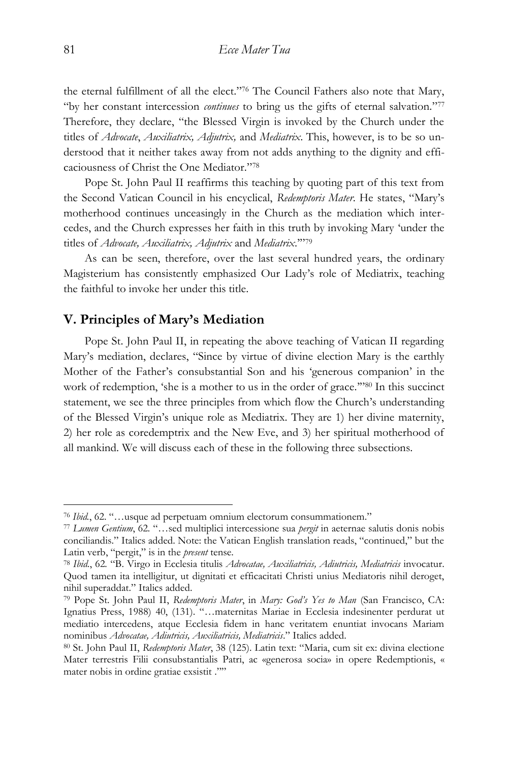the eternal fulfillment of all the elect."[76] The Council Fathers also note that Mary, "by her constant intercession *continues* to bring us the gifts of eternal salvation."[77] Therefore, they declare, "the Blessed Virgin is invoked by the Church under the titles of *Advocate*, *Auxiliatrix, Adjutrix,* and *Mediatrix*. This, however, is to be so understood that it neither takes away from not adds anything to the dignity and efficaciousness of Christ the One Mediator."[78]

Pope St. John Paul II reaffirms this teaching by quoting part of this text from the Second Vatican Council in his encyclical, *Redemptoris Mater*. He states, "Mary's motherhood continues unceasingly in the Church as the mediation which intercedes, and the Church expresses her faith in this truth by invoking Mary 'under the titles of *Advocate, Auxiliatrix, Adjutrix* and *Mediatrix*.'"[79]

As can be seen, therefore, over the last several hundred years, the ordinary Magisterium has consistently emphasized Our Lady's role of Mediatrix, teaching the faithful to invoke her under this title.

## V. Principles of Mary's Mediation

Pope St. John Paul II, in repeating the above teaching of Vatican II regarding Mary's mediation, declares, "Since by virtue of divine election Mary is the earthly Mother of the Father's consubstantial Son and his 'generous companion' in the work of redemption, 'she is a mother to us in the order of grace.'"[80] In this succinct statement, we see the three principles from which flow the Church's understanding of the Blessed Virgin's unique role as Mediatrix. They are 1) her divine maternity, 2) her role as coredemptrix and the New Eve, and 3) her spiritual motherhood of all mankind. We will discuss each of these in the following three subsections.

---

[76] *Ibid.*, 62. "…usque ad perpetuam omnium electorum consummationem."

[77] *Lumen Gentium*, 62. "…sed multiplici intercessione sua *pergit* in aeternae salutis donis nobis conciliandis." Italics added. Note: the Vatican English translation reads, "continued," but the Latin verb, "pergit," is in the *present* tense.

[78] *Ibid.*, 62. "B. Virgo in Ecclesia titulis *Advocatae, Auxiliatricis, Adiutricis, Mediatricis* invocatur. Quod tamen ita intelligitur, ut dignitati et efficacitati Christi unius Mediatoris nihil deroget, nihil superaddat." Italics added.

[79] Pope St. John Paul II, *Redemptoris Mater*, in *Mary: God's Yes to Man* (San Francisco, CA: Ignatius Press, 1988) 40, (131). "…maternitas Mariae in Ecclesia indesinenter perdurat ut mediatio intercedens, atque Ecclesia fidem in hanc veritatem enuntiat invocans Mariam nominibus *Advocatae, Adiutricis, Auxiliatricis, Mediatricis*." Italics added.

[80] St. John Paul II, *Redemptoris Mater*, 38 (125). Latin text: "Maria, cum sit ex: divina electione Mater terrestris Filii consubstantialis Patri, ac «generosa socia» in opere Redemptionis, « mater nobis in ordine gratiae exsistit .""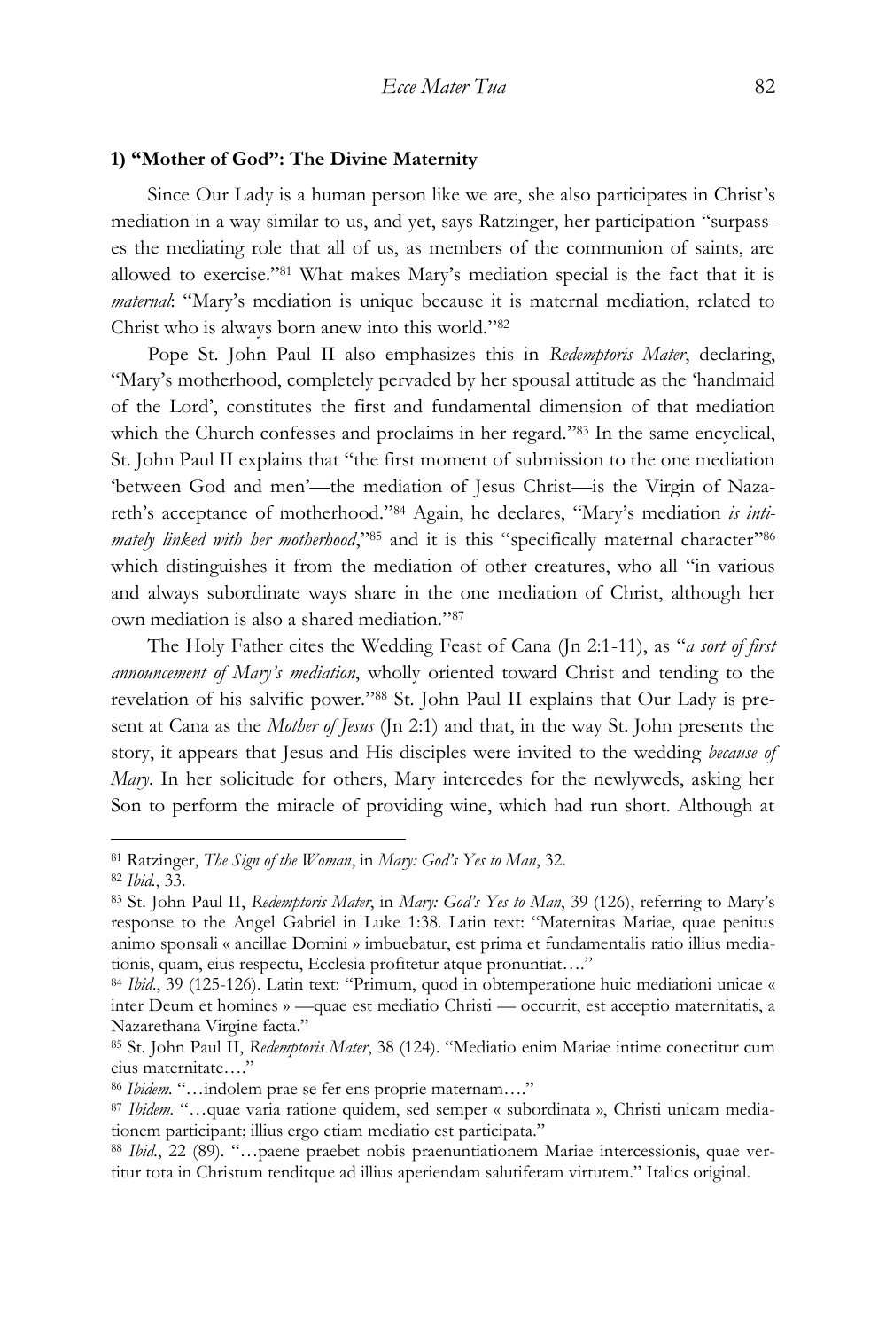### 1) "Mother of God": The Divine Maternity

Since Our Lady is a human person like we are, she also participates in Christ's mediation in a way similar to us, and yet, says Ratzinger, her participation "surpasses the mediating role that all of us, as members of the communion of saints, are allowed to exercise."[81] What makes Mary's mediation special is the fact that it is *maternal*: "Mary's mediation is unique because it is maternal mediation, related to Christ who is always born anew into this world."[82]

Pope St. John Paul II also emphasizes this in *Redemptoris Mater*, declaring, "Mary's motherhood, completely pervaded by her spousal attitude as the 'handmaid of the Lord', constitutes the first and fundamental dimension of that mediation which the Church confesses and proclaims in her regard."[83] In the same encyclical, St. John Paul II explains that "the first moment of submission to the one mediation 'between God and men'—the mediation of Jesus Christ—is the Virgin of Nazareth's acceptance of motherhood."[84] Again, he declares, "Mary's mediation *is intimately linked with her motherhood*,"[85] and it is this "specifically maternal character"[86] which distinguishes it from the mediation of other creatures, who all "in various and always subordinate ways share in the one mediation of Christ, although her own mediation is also a shared mediation."[87]

The Holy Father cites the Wedding Feast of Cana (Jn 2:1-11), as "*a sort of first announcement of Mary's mediation*, wholly oriented toward Christ and tending to the revelation of his salvific power."[88] St. John Paul II explains that Our Lady is present at Cana as the *Mother of Jesus* (Jn 2:1) and that, in the way St. John presents the story, it appears that Jesus and His disciples were invited to the wedding *because of Mary*. In her solicitude for others, Mary intercedes for the newlyweds, asking her Son to perform the miracle of providing wine, which had run short. Although at

---

[81] Ratzinger, *The Sign of the Woman*, in *Mary: God's Yes to Man*, 32.

[82] *Ibid.*, 33.

[83] St. John Paul II, *Redemptoris Mater*, in *Mary: God's Yes to Man*, 39 (126), referring to Mary's response to the Angel Gabriel in Luke 1:38. Latin text: "Maternitas Mariae, quae penitus animo sponsali « ancillae Domini » imbuebatur, est prima et fundamentalis ratio illius mediationis, quam, eius respectu, Ecclesia profitetur atque pronuntiat…."

[84] *Ibid.*, 39 (125-126). Latin text: "Primum, quod in obtemperatione huic mediationi unicae « inter Deum et homines » —quae est mediatio Christi — occurrit, est acceptio maternitatis, a Nazarethana Virgine facta."

[85] St. John Paul II, *Redemptoris Mater*, 38 (124). "Mediatio enim Mariae intime conectitur cum eius maternitate…."

[86] *Ibidem.* "…indolem prae se fer ens proprie maternam…."

[87] *Ibidem.* "…quae varia ratione quidem, sed semper « subordinata », Christi unicam mediationem participant; illius ergo etiam mediatio est participata."

[88] *Ibid.*, 22 (89). "…paene praebet nobis praenuntiationem Mariae intercessionis, quae vertitur tota in Christum tenditque ad illius aperiendam salutiferam virtutem." Italics original.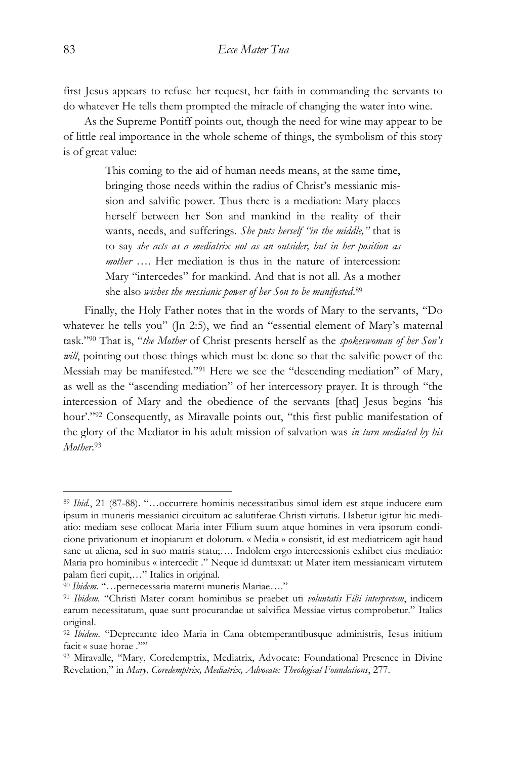first Jesus appears to refuse her request, her faith in commanding the servants to do whatever He tells them prompted the miracle of changing the water into wine.

As the Supreme Pontiff points out, though the need for wine may appear to be of little real importance in the whole scheme of things, the symbolism of this story is of great value:

> This coming to the aid of human needs means, at the same time, bringing those needs within the radius of Christ's messianic mission and salvific power. Thus there is a mediation: Mary places herself between her Son and mankind in the reality of their wants, needs, and sufferings. *She puts herself "in the middle,"* that is to say *she acts as a mediatrix not as an outsider, but in her position as mother* …. Her mediation is thus in the nature of intercession: Mary "intercedes" for mankind. And that is not all. As a mother she also *wishes the messianic power of her Son to be manifested*.[89]

Finally, the Holy Father notes that in the words of Mary to the servants, "Do whatever he tells you" (Jn 2:5), we find an "essential element of Mary's maternal task."[90] That is, "*the Mother* of Christ presents herself as the *spokeswoman of her Son's will*, pointing out those things which must be done so that the salvific power of the Messiah may be manifested."[91] Here we see the "descending mediation" of Mary, as well as the "ascending mediation" of her intercessory prayer. It is through "the intercession of Mary and the obedience of the servants [that] Jesus begins 'his hour'."[92] Consequently, as Miravalle points out, "this first public manifestation of the glory of the Mediator in his adult mission of salvation was *in turn mediated by his Mother*.[93]

---

[89] *Ibid*., 21 (87-88). "…occurrere hominis necessitatibus simul idem est atque inducere eum ipsum in muneris messianici circuitum ac salutiferae Christi virtutis. Habetur igitur hic mediatio: mediam sese collocat Maria inter Filium suum atque homines in vera ipsorum condicione privationum et inopiarum et dolorum. « Media » consistit, id est mediatricem agit haud sane ut aliena, sed in suo matris statu;…. Indolem ergo intercessionis exhibet eius mediatio: Maria pro hominibus « intercedit ." Neque id dumtaxat: ut Mater item messianicam virtutem palam fieri cupit,…" Italics in original.

[90] *Ibidem.* "…pernecessaria materni muneris Mariae…."

[91] *Ibidem.* "Christi Mater coram hominibus se praebet uti *voluntatis Filii interpretem*, indicem earum necessitatum, quae sunt procurandae ut salvifica Messiae virtus comprobetur." Italics original.

[92] *Ibidem.* "Deprecante ideo Maria in Cana obtemperantibusque administris, Iesus initium facit « suae horae .""

[93] Miravalle, "Mary, Coredemptrix, Mediatrix, Advocate: Foundational Presence in Divine Revelation," in *Mary, Coredemptrix, Mediatrix, Advocate: Theological Foundations*, 277.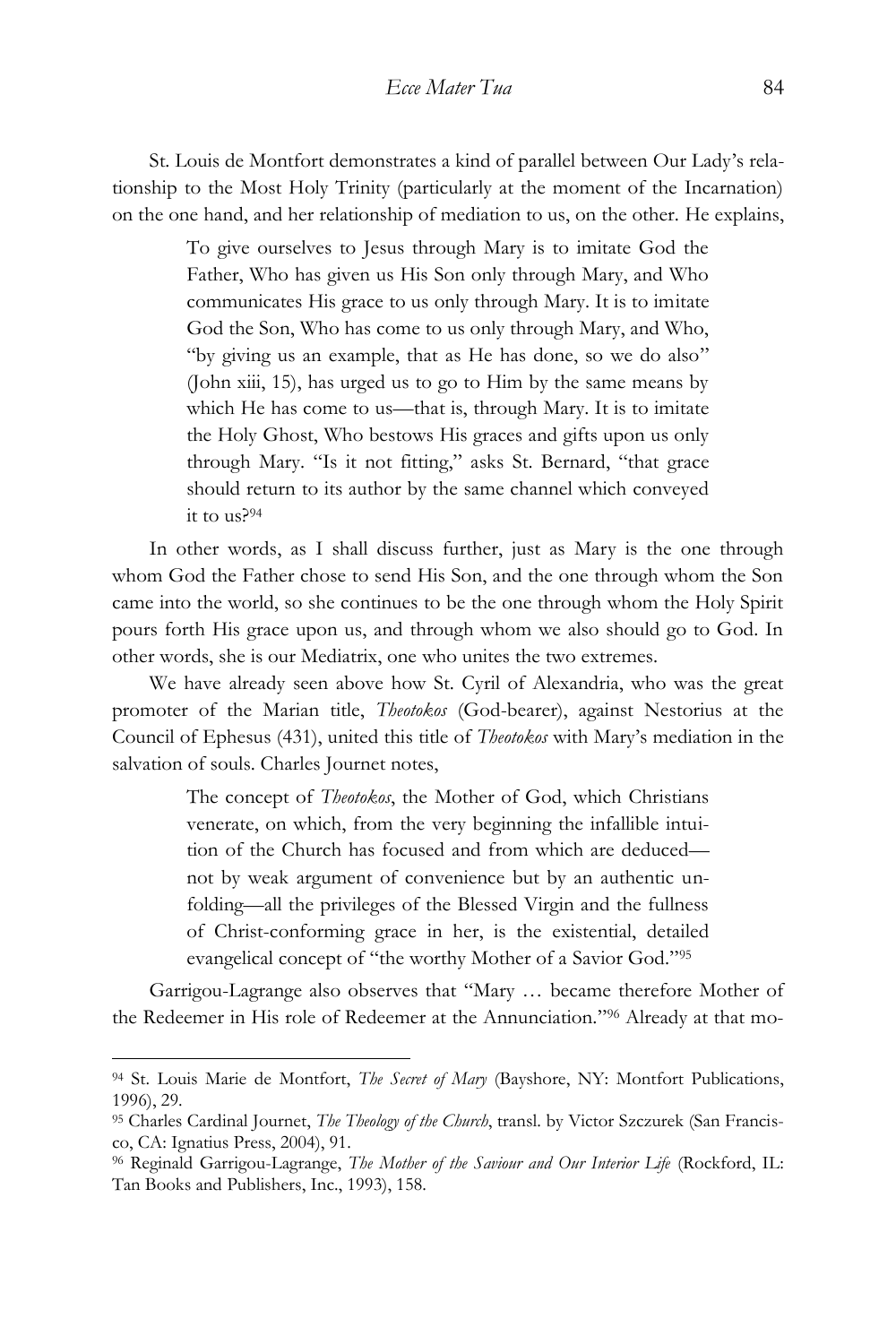St. Louis de Montfort demonstrates a kind of parallel between Our Lady's relationship to the Most Holy Trinity (particularly at the moment of the Incarnation) on the one hand, and her relationship of mediation to us, on the other. He explains,

> To give ourselves to Jesus through Mary is to imitate God the Father, Who has given us His Son only through Mary, and Who communicates His grace to us only through Mary. It is to imitate God the Son, Who has come to us only through Mary, and Who, "by giving us an example, that as He has done, so we do also" (John xiii, 15), has urged us to go to Him by the same means by which He has come to us—that is, through Mary. It is to imitate the Holy Ghost, Who bestows His graces and gifts upon us only through Mary. "Is it not fitting," asks St. Bernard, "that grace should return to its author by the same channel which conveyed it to us?[94]

In other words, as I shall discuss further, just as Mary is the one through whom God the Father chose to send His Son, and the one through whom the Son came into the world, so she continues to be the one through whom the Holy Spirit pours forth His grace upon us, and through whom we also should go to God. In other words, she is our Mediatrix, one who unites the two extremes.

We have already seen above how St. Cyril of Alexandria, who was the great promoter of the Marian title, *Theotokos* (God-bearer), against Nestorius at the Council of Ephesus (431), united this title of *Theotokos* with Mary's mediation in the salvation of souls. Charles Journet notes,

> The concept of *Theotokos*, the Mother of God, which Christians venerate, on which, from the very beginning the infallible intuition of the Church has focused and from which are deduced—not by weak argument of convenience but by an authentic unfolding—all the privileges of the Blessed Virgin and the fullness of Christ-conforming grace in her, is the existential, detailed evangelical concept of "the worthy Mother of a Savior God."[95]

Garrigou-Lagrange also observes that "Mary … became therefore Mother of the Redeemer in His role of Redeemer at the Annunciation."[96] Already at that mo-

---

[94] St. Louis Marie de Montfort, *The Secret of Mary* (Bayshore, NY: Montfort Publications, 1996), 29.

[95] Charles Cardinal Journet, *The Theology of the Church*, transl. by Victor Szczurek (San Francisco, CA: Ignatius Press, 2004), 91.

[96] Reginald Garrigou-Lagrange, *The Mother of the Saviour and Our Interior Life* (Rockford, IL: Tan Books and Publishers, Inc., 1993), 158.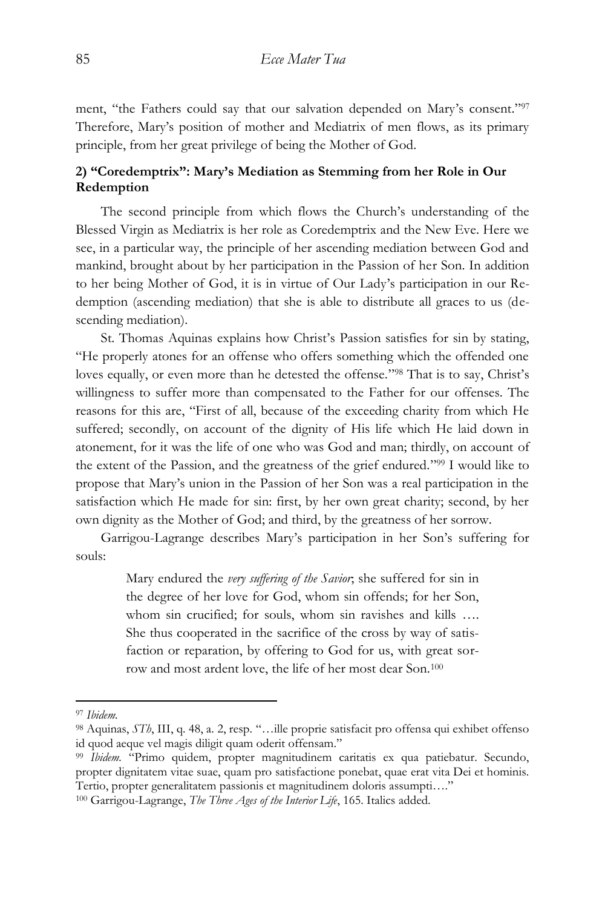ment, "the Fathers could say that our salvation depended on Mary's consent."[97] Therefore, Mary's position of mother and Mediatrix of men flows, as its primary principle, from her great privilege of being the Mother of God.

### 2) "Coredemptrix": Mary's Mediation as Stemming from her Role in Our Redemption

The second principle from which flows the Church's understanding of the Blessed Virgin as Mediatrix is her role as Coredemptrix and the New Eve. Here we see, in a particular way, the principle of her ascending mediation between God and mankind, brought about by her participation in the Passion of her Son. In addition to her being Mother of God, it is in virtue of Our Lady's participation in our Redemption (ascending mediation) that she is able to distribute all graces to us (descending mediation).

St. Thomas Aquinas explains how Christ's Passion satisfies for sin by stating, "He properly atones for an offense who offers something which the offended one loves equally, or even more than he detested the offense."[98] That is to say, Christ's willingness to suffer more than compensated to the Father for our offenses. The reasons for this are, "First of all, because of the exceeding charity from which He suffered; secondly, on account of the dignity of His life which He laid down in atonement, for it was the life of one who was God and man; thirdly, on account of the extent of the Passion, and the greatness of the grief endured."[99] I would like to propose that Mary's union in the Passion of her Son was a real participation in the satisfaction which He made for sin: first, by her own great charity; second, by her own dignity as the Mother of God; and third, by the greatness of her sorrow.

Garrigou-Lagrange describes Mary's participation in her Son's suffering for souls:

> Mary endured the *very suffering of the Savior*; she suffered for sin in the degree of her love for God, whom sin offends; for her Son, whom sin crucified; for souls, whom sin ravishes and kills …. She thus cooperated in the sacrifice of the cross by way of satisfaction or reparation, by offering to God for us, with great sorrow and most ardent love, the life of her most dear Son.[100]

---

[97] *Ibidem.*

[98] Aquinas, *STh*, III, q. 48, a. 2, resp. "…ille proprie satisfacit pro offensa qui exhibet offenso id quod aeque vel magis diligit quam oderit offensam."

[99] *Ibidem.* "Primo quidem, propter magnitudinem caritatis ex qua patiebatur. Secundo, propter dignitatem vitae suae, quam pro satisfactione ponebat, quae erat vita Dei et hominis. Tertio, propter generalitatem passionis et magnitudinem doloris assumpti…."

[100] Garrigou-Lagrange, *The Three Ages of the Interior Life*, 165. Italics added.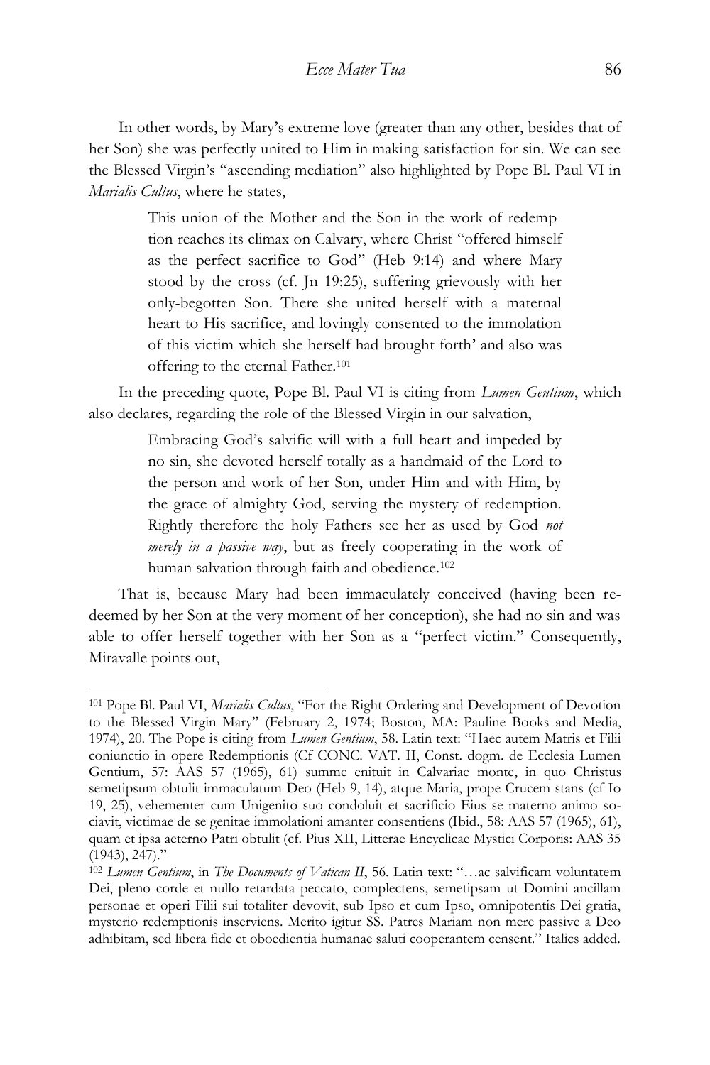In other words, by Mary's extreme love (greater than any other, besides that of her Son) she was perfectly united to Him in making satisfaction for sin. We can see the Blessed Virgin's "ascending mediation" also highlighted by Pope Bl. Paul VI in *Marialis Cultus*, where he states,

> This union of the Mother and the Son in the work of redemption reaches its climax on Calvary, where Christ "offered himself as the perfect sacrifice to God" (Heb 9:14) and where Mary stood by the cross (cf. Jn 19:25), suffering grievously with her only-begotten Son. There she united herself with a maternal heart to His sacrifice, and lovingly consented to the immolation of this victim which she herself had brought forth' and also was offering to the eternal Father.[101]

In the preceding quote, Pope Bl. Paul VI is citing from *Lumen Gentium*, which also declares, regarding the role of the Blessed Virgin in our salvation,

> Embracing God's salvific will with a full heart and impeded by no sin, she devoted herself totally as a handmaid of the Lord to the person and work of her Son, under Him and with Him, by the grace of almighty God, serving the mystery of redemption. Rightly therefore the holy Fathers see her as used by God *not merely in a passive way*, but as freely cooperating in the work of human salvation through faith and obedience.[102]

That is, because Mary had been immaculately conceived (having been redeemed by her Son at the very moment of her conception), she had no sin and was able to offer herself together with her Son as a "perfect victim." Consequently, Miravalle points out,

---

[101] Pope Bl. Paul VI, *Marialis Cultus*, "For the Right Ordering and Development of Devotion to the Blessed Virgin Mary" (February 2, 1974; Boston, MA: Pauline Books and Media, 1974), 20. The Pope is citing from *Lumen Gentium*, 58. Latin text: "Haec autem Matris et Filii coniunctio in opere Redemptionis (Cf CONC. VAT. II, Const. dogm. de Ecclesia Lumen Gentium, 57: AAS 57 (1965), 61) summe enituit in Calvariae monte, in quo Christus semetipsum obtulit immaculatum Deo (Heb 9, 14), atque Maria, prope Crucem stans (cf Io 19, 25), vehementer cum Unigenito suo condoluit et sacrificio Eius se materno animo sociavit, victimae de se genitae immolationi amanter consentiens (Ibid., 58: AAS 57 (1965), 61), quam et ipsa aeterno Patri obtulit (cf. Pius XII, Litterae Encyclicae Mystici Corporis: AAS 35 (1943), 247)."

[102] *Lumen Gentium*, in *The Documents of Vatican II*, 56. Latin text: "…ac salvificam voluntatem Dei, pleno corde et nullo retardata peccato, complectens, semetipsam ut Domini ancillam personae et operi Filii sui totaliter devovit, sub Ipso et cum Ipso, omnipotentis Dei gratia, mysterio redemptionis inserviens. Merito igitur SS. Patres Mariam non mere passive a Deo adhibitam, sed libera fide et oboedientia humanae saluti cooperantem censent." Italics added.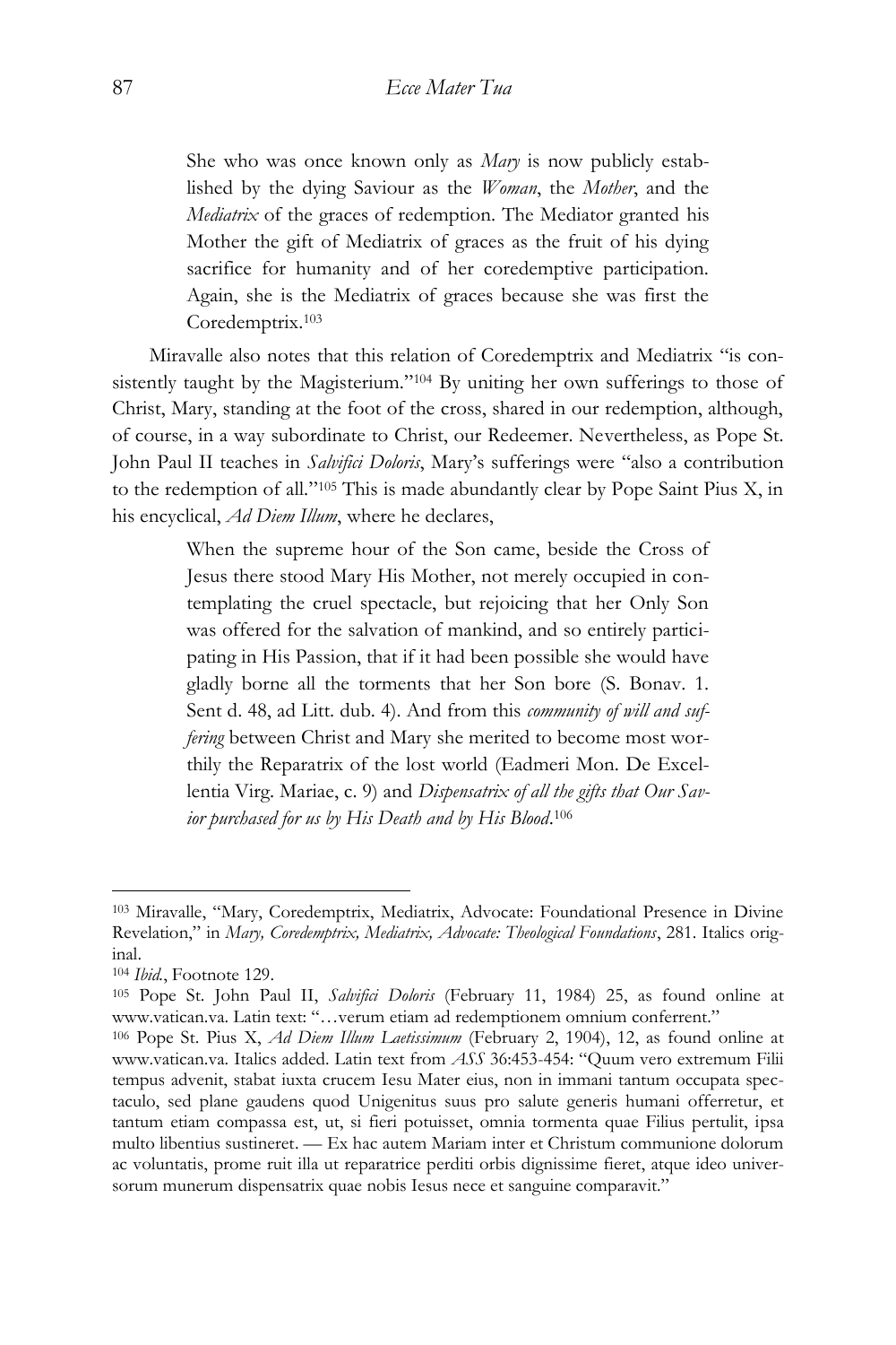> She who was once known only as *Mary* is now publicly established by the dying Saviour as the *Woman*, the *Mother*, and the *Mediatrix* of the graces of redemption. The Mediator granted his Mother the gift of Mediatrix of graces as the fruit of his dying sacrifice for humanity and of her coredemptive participation. Again, she is the Mediatrix of graces because she was first the Coredemptrix.[103]

Miravalle also notes that this relation of Coredemptrix and Mediatrix "is consistently taught by the Magisterium."[104] By uniting her own sufferings to those of Christ, Mary, standing at the foot of the cross, shared in our redemption, although, of course, in a way subordinate to Christ, our Redeemer. Nevertheless, as Pope St. John Paul II teaches in *Salvifici Doloris*, Mary's sufferings were "also a contribution to the redemption of all."[105] This is made abundantly clear by Pope Saint Pius X, in his encyclical, *Ad Diem Illum*, where he declares,

> When the supreme hour of the Son came, beside the Cross of Jesus there stood Mary His Mother, not merely occupied in contemplating the cruel spectacle, but rejoicing that her Only Son was offered for the salvation of mankind, and so entirely participating in His Passion, that if it had been possible she would have gladly borne all the torments that her Son bore (S. Bonav. 1. Sent d. 48, ad Litt. dub. 4). And from this *community of will and suffering* between Christ and Mary she merited to become most worthily the Reparatrix of the lost world (Eadmeri Mon. De Excellentia Virg. Mariae, c. 9) and *Dispensatrix of all the gifts that Our Savior purchased for us by His Death and by His Blood*.[106]

---

[103] Miravalle, "Mary, Coredemptrix, Mediatrix, Advocate: Foundational Presence in Divine Revelation," in *Mary, Coredemptrix, Mediatrix, Advocate: Theological Foundations*, 281. Italics original.

[104] *Ibid.*, Footnote 129.

[105] Pope St. John Paul II, *Salvifici Doloris* (February 11, 1984) 25, as found online at www.vatican.va. Latin text: "…verum etiam ad redemptionem omnium conferrent."

[106] Pope St. Pius X, *Ad Diem Illum Laetissimum* (February 2, 1904), 12, as found online at www.vatican.va. Italics added. Latin text from *ASS* 36:453-454: "Quum vero extremum Filii tempus advenit, stabat iuxta crucem Iesu Mater eius, non in immani tantum occupata spectaculo, sed plane gaudens quod Unigenitus suus pro salute generis humani offerretur, et tantum etiam compassa est, ut, si fieri potuisset, omnia tormenta quae Filius pertulit, ipsa multo libentius sustineret. — Ex hac autem Mariam inter et Christum communione dolorum ac voluntatis, prome ruit illa ut reparatrice perditi orbis dignissime fieret, atque ideo universorum munerum dispensatrix quae nobis Iesus nece et sanguine comparavit."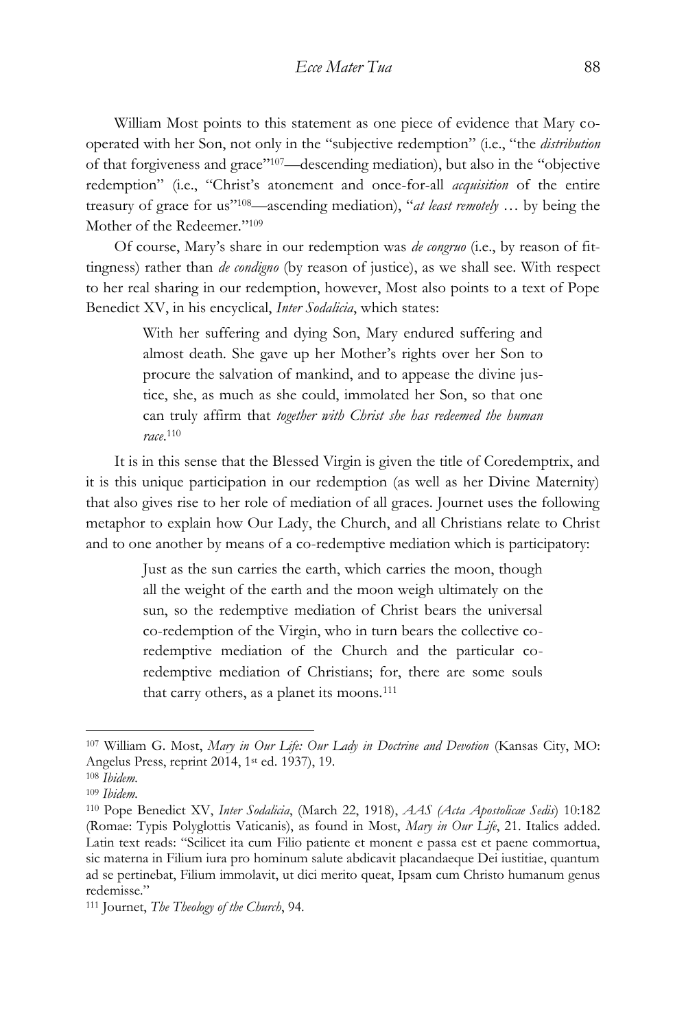William Most points to this statement as one piece of evidence that Mary co-operated with her Son, not only in the "subjective redemption" (i.e., "the *distribution* of that forgiveness and grace"[107]—descending mediation), but also in the "objective redemption" (i.e., "Christ's atonement and once-for-all *acquisition* of the entire treasury of grace for us"[108]—ascending mediation), "*at least remotely* … by being the Mother of the Redeemer."[109]

Of course, Mary's share in our redemption was *de congruo* (i.e., by reason of fittingness) rather than *de condigno* (by reason of justice), as we shall see. With respect to her real sharing in our redemption, however, Most also points to a text of Pope Benedict XV, in his encyclical, *Inter Sodalicia*, which states:

> With her suffering and dying Son, Mary endured suffering and almost death. She gave up her Mother's rights over her Son to procure the salvation of mankind, and to appease the divine justice, she, as much as she could, immolated her Son, so that one can truly affirm that *together with Christ she has redeemed the human race*.[110]

It is in this sense that the Blessed Virgin is given the title of Coredemptrix, and it is this unique participation in our redemption (as well as her Divine Maternity) that also gives rise to her role of mediation of all graces. Journet uses the following metaphor to explain how Our Lady, the Church, and all Christians relate to Christ and to one another by means of a co-redemptive mediation which is participatory:

> Just as the sun carries the earth, which carries the moon, though all the weight of the earth and the moon weigh ultimately on the sun, so the redemptive mediation of Christ bears the universal co-redemption of the Virgin, who in turn bears the collective co-redemptive mediation of the Church and the particular co-redemptive mediation of Christians; for, there are some souls that carry others, as a planet its moons.[111]

---

[107] William G. Most, *Mary in Our Life: Our Lady in Doctrine and Devotion* (Kansas City, MO: Angelus Press, reprint 2014, 1st ed. 1937), 19.

[108] *Ibidem.*

[109] *Ibidem.*

[110] Pope Benedict XV, *Inter Sodalicia*, (March 22, 1918), *AAS (Acta Apostolicae Sedis)* 10:182 (Romae: Typis Polyglottis Vaticanis), as found in Most, *Mary in Our Life*, 21. Italics added. Latin text reads: "Scilicet ita cum Filio patiente et monent e passa est et paene commortua, sic materna in Filium iura pro hominum salute abdicavit placandaeque Dei iustitiae, quantum ad se pertinebat, Filium immolavit, ut dici merito queat, Ipsam cum Christo humanum genus redemisse."

[111] Journet, *The Theology of the Church*, 94.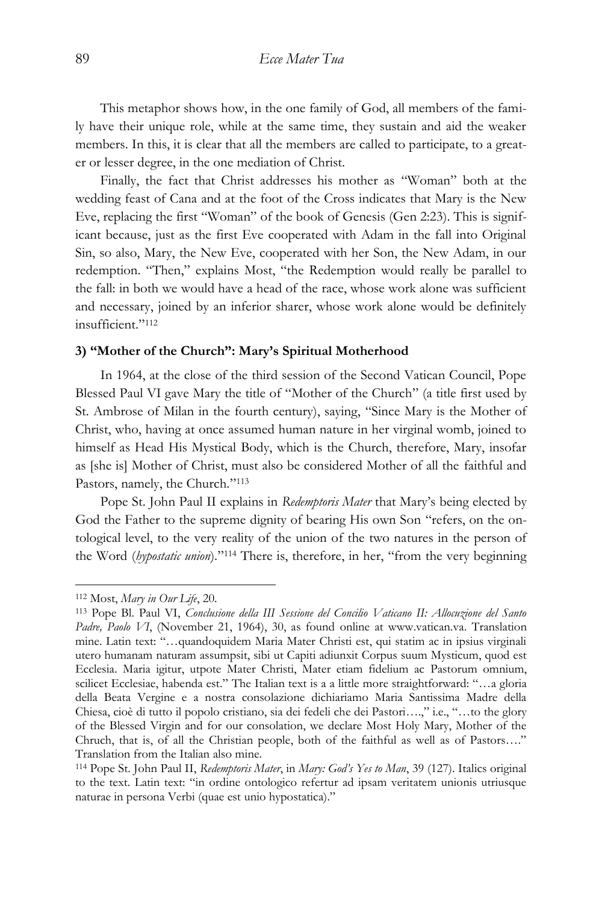This metaphor shows how, in the one family of God, all members of the family have their unique role, while at the same time, they sustain and aid the weaker members. In this, it is clear that all the members are called to participate, to a greater or lesser degree, in the one mediation of Christ.

Finally, the fact that Christ addresses his mother as "Woman" both at the wedding feast of Cana and at the foot of the Cross indicates that Mary is the New Eve, replacing the first "Woman" of the book of Genesis (Gen 2:23). This is significant because, just as the first Eve cooperated with Adam in the fall into Original Sin, so also, Mary, the New Eve, cooperated with her Son, the New Adam, in our redemption. "Then," explains Most, "the Redemption would really be parallel to the fall: in both we would have a head of the race, whose work alone was sufficient and necessary, joined by an inferior sharer, whose work alone would be definitely insufficient."[112]

### 3) "Mother of the Church": Mary's Spiritual Motherhood

In 1964, at the close of the third session of the Second Vatican Council, Pope Blessed Paul VI gave Mary the title of "Mother of the Church" (a title first used by St. Ambrose of Milan in the fourth century), saying, "Since Mary is the Mother of Christ, who, having at once assumed human nature in her virginal womb, joined to himself as Head His Mystical Body, which is the Church, therefore, Mary, insofar as [she is] Mother of Christ, must also be considered Mother of all the faithful and Pastors, namely, the Church."[113]

Pope St. John Paul II explains in *Redemptoris Mater* that Mary's being elected by God the Father to the supreme dignity of bearing His own Son "refers, on the ontological level, to the very reality of the union of the two natures in the person of the Word (*hypostatic union*)."[114] There is, therefore, in her, "from the very beginning

---

[112] Most, *Mary in Our Life*, 20.

[113] Pope Bl. Paul VI, *Conclusione della III Sessione del Concilio Vaticano II: Allocuzione del Santo Padre, Paolo VI*, (November 21, 1964), 30, as found online at www.vatican.va. Translation mine. Latin text: "…quandoquidem Maria Mater Christi est, qui statim ac in ipsius virginali utero humanam naturam assumpsit, sibi ut Capiti adiunxit Corpus suum Mysticum, quod est Ecclesia. Maria igitur, utpote Mater Christi, Mater etiam fidelium ac Pastorum omnium, scilicet Ecclesiae, habenda est." The Italian text is a a little more straightforward: "…a gloria della Beata Vergine e a nostra consolazione dichiariamo Maria Santissima Madre della Chiesa, cioè di tutto il popolo cristiano, sia dei fedeli che dei Pastori….," i.e., "…to the glory of the Blessed Virgin and for our consolation, we declare Most Holy Mary, Mother of the Chruch, that is, of all the Christian people, both of the faithful as well as of Pastors…." Translation from the Italian also mine.

[114] Pope St. John Paul II, *Redemptoris Mater*, in *Mary: God's Yes to Man*, 39 (127). Italics original to the text. Latin text: "in ordine ontologico refertur ad ipsam veritatem unionis utriusque naturae in persona Verbi (quae est unio hypostatica)."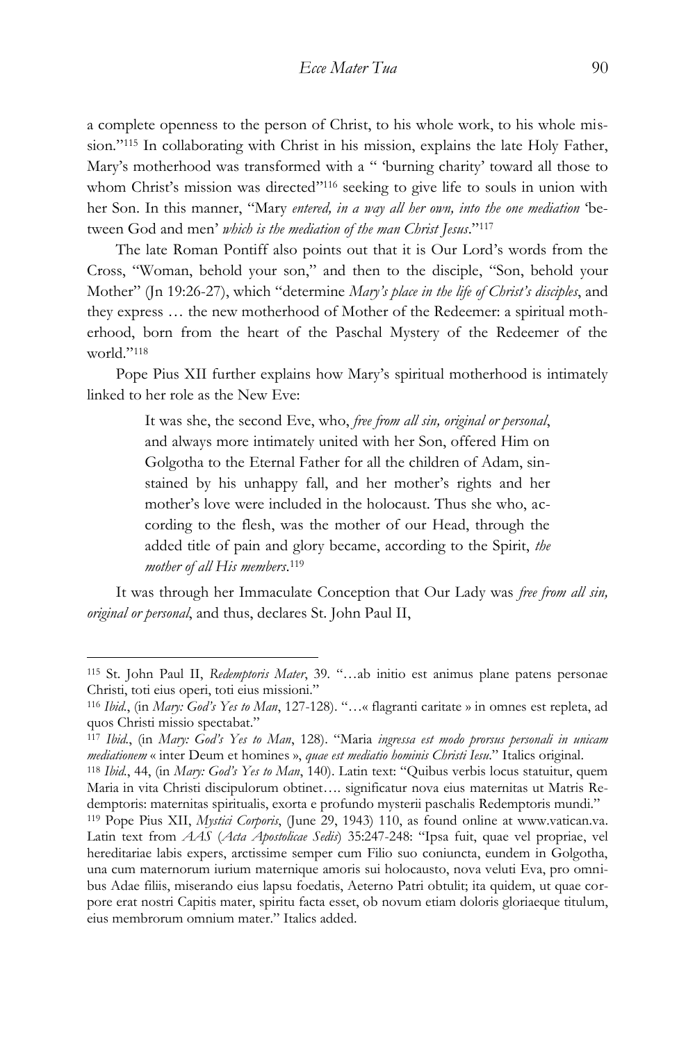a complete openness to the person of Christ, to his whole work, to his whole mission."[115] In collaborating with Christ in his mission, explains the late Holy Father, Mary's motherhood was transformed with a " 'burning charity' toward all those to whom Christ's mission was directed"[116] seeking to give life to souls in union with her Son. In this manner, "Mary *entered, in a way all her own, into the one mediation* 'between God and men' *which is the mediation of the man Christ Jesus*."[117]

The late Roman Pontiff also points out that it is Our Lord's words from the Cross, "Woman, behold your son," and then to the disciple, "Son, behold your Mother" (Jn 19:26-27), which "determine *Mary's place in the life of Christ's disciples*, and they express … the new motherhood of Mother of the Redeemer: a spiritual motherhood, born from the heart of the Paschal Mystery of the Redeemer of the world."[118]

Pope Pius XII further explains how Mary's spiritual motherhood is intimately linked to her role as the New Eve:

> It was she, the second Eve, who, *free from all sin, original or personal*, and always more intimately united with her Son, offered Him on Golgotha to the Eternal Father for all the children of Adam, sin-stained by his unhappy fall, and her mother's rights and her mother's love were included in the holocaust. Thus she who, according to the flesh, was the mother of our Head, through the added title of pain and glory became, according to the Spirit, *the mother of all His members*.[119]

It was through her Immaculate Conception that Our Lady was *free from all sin, original or personal*, and thus, declares St. John Paul II,

---

[115] St. John Paul II, *Redemptoris Mater*, 39. "…ab initio est animus plane patens personae Christi, toti eius operi, toti eius missioni."

[116] *Ibid*., (in *Mary: God's Yes to Man*, 127-128). "…« flagranti caritate » in omnes est repleta, ad quos Christi missio spectabat."

[117] *Ibid*., (in *Mary: God's Yes to Man*, 128). "Maria *ingressa est modo prorsus personali in unicam mediationem* « inter Deum et homines », *quae est mediatio hominis Christi Iesu*." Italics original.

[118] *Ibid*., 44, (in *Mary: God's Yes to Man*, 140). Latin text: "Quibus verbis locus statuitur, quem Maria in vita Christi discipulorum obtinet…. significatur nova eius maternitas ut Matris Redemptoris: maternitas spiritualis, exorta e profundo mysterii paschalis Redemptoris mundi."

[119] Pope Pius XII, *Mystici Corporis*, (June 29, 1943) 110, as found online at www.vatican.va. Latin text from *AAS* (*Acta Apostolicae Sedis*) 35:247-248: "Ipsa fuit, quae vel propriae, vel hereditariae labis expers, arctissime semper cum Filio suo coniuncta, eundem in Golgotha, una cum maternorum iurium maternique amoris sui holocausto, nova veluti Eva, pro omnibus Adae filiis, miserando eius lapsu foedatis, Aeterno Patri obtulit; ita quidem, ut quae corpore erat nostri Capitis mater, spiritu facta esset, ob novum etiam doloris gloriaeque titulum, eius membrorum omnium mater." Italics added.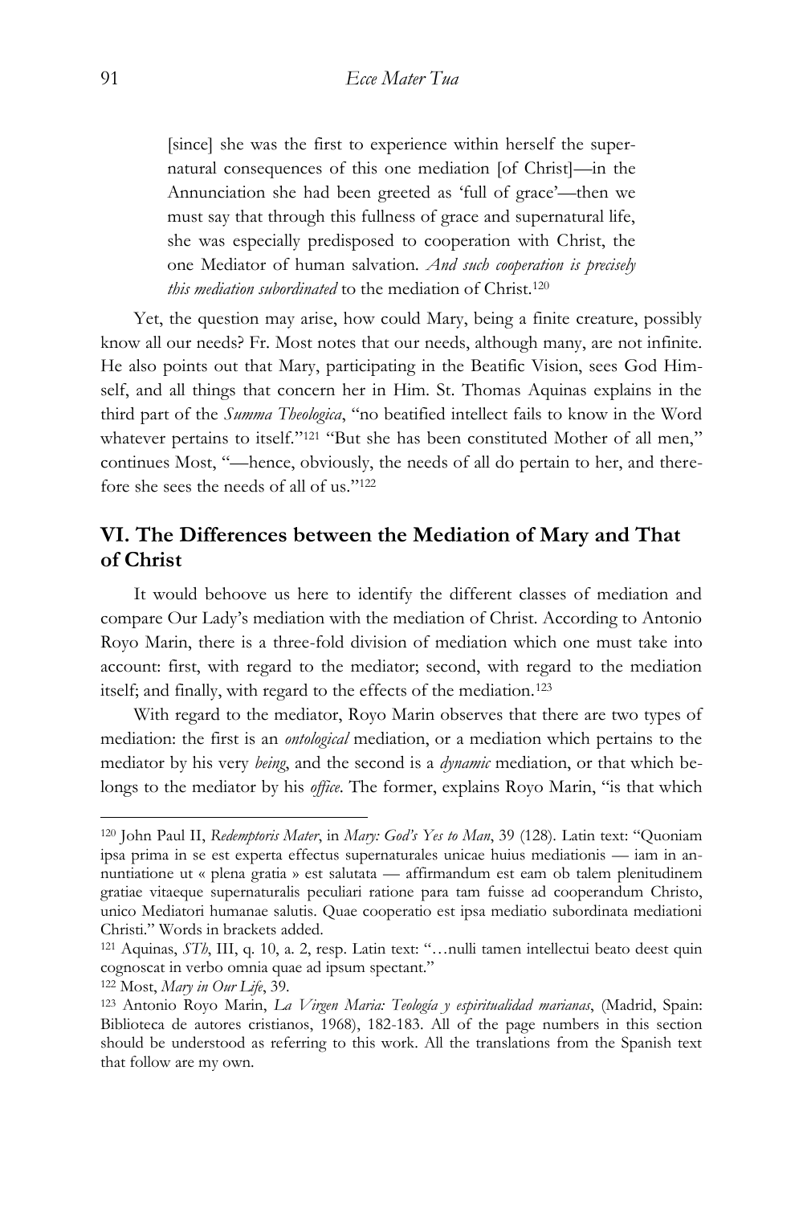> [since] she was the first to experience within herself the supernatural consequences of this one mediation [of Christ]—in the Annunciation she had been greeted as 'full of grace'—then we must say that through this fullness of grace and supernatural life, she was especially predisposed to cooperation with Christ, the one Mediator of human salvation. *And such cooperation is precisely this mediation subordinated* to the mediation of Christ.[120]

Yet, the question may arise, how could Mary, being a finite creature, possibly know all our needs? Fr. Most notes that our needs, although many, are not infinite. He also points out that Mary, participating in the Beatific Vision, sees God Himself, and all things that concern her in Him. St. Thomas Aquinas explains in the third part of the *Summa Theologica*, "no beatified intellect fails to know in the Word whatever pertains to itself."[121] "But she has been constituted Mother of all men," continues Most, "—hence, obviously, the needs of all do pertain to her, and therefore she sees the needs of all of us."[122]

## VI. The Differences between the Mediation of Mary and That of Christ

It would behoove us here to identify the different classes of mediation and compare Our Lady's mediation with the mediation of Christ. According to Antonio Royo Marin, there is a three-fold division of mediation which one must take into account: first, with regard to the mediator; second, with regard to the mediation itself; and finally, with regard to the effects of the mediation.[123]

With regard to the mediator, Royo Marin observes that there are two types of mediation: the first is an *ontological* mediation, or a mediation which pertains to the mediator by his very *being*, and the second is a *dynamic* mediation, or that which belongs to the mediator by his *office*. The former, explains Royo Marin, "is that which

---

[120] John Paul II, *Redemptoris Mater*, in *Mary: God's Yes to Man*, 39 (128). Latin text: "Quoniam ipsa prima in se est experta effectus supernaturales unicae huius mediationis — iam in annuntiatione ut « plena gratia » est salutata — affirmandum est eam ob talem plenitudinem gratiae vitaeque supernaturalis peculiari ratione para tam fuisse ad cooperandum Christo, unico Mediatori humanae salutis. Quae cooperatio est ipsa mediatio subordinata mediationi Christi." Words in brackets added.

[121] Aquinas, *STh*, III, q. 10, a. 2, resp. Latin text: "…nulli tamen intellectui beato deest quin cognoscat in verbo omnia quae ad ipsum spectant."

[122] Most, *Mary in Our Life*, 39.

[123] Antonio Royo Marin, *La Virgen Maria: Teología y espiritualidad marianas*, (Madrid, Spain: Biblioteca de autores cristianos, 1968), 182-183. All of the page numbers in this section should be understood as referring to this work. All the translations from the Spanish text that follow are my own.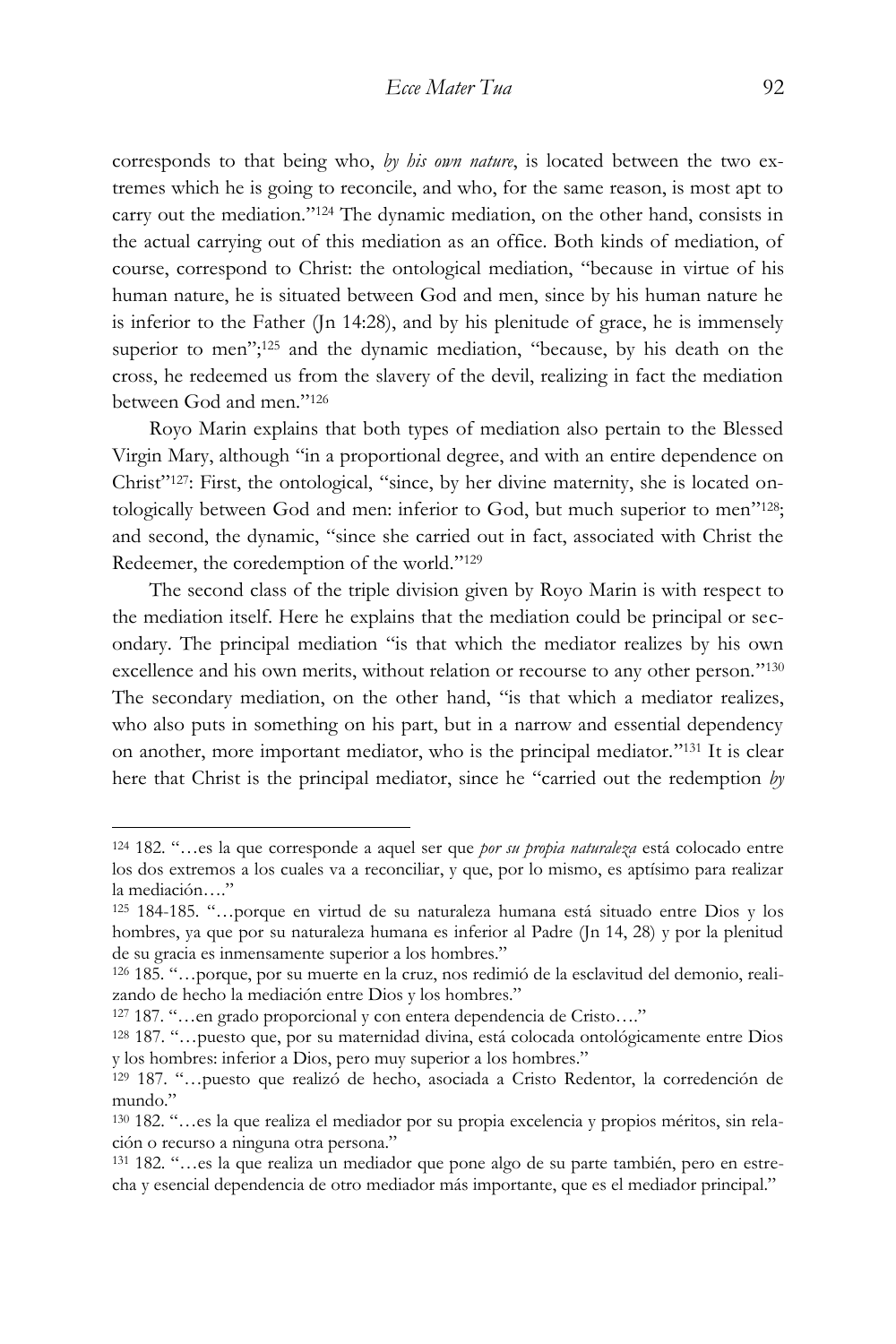corresponds to that being who, *by his own nature*, is located between the two extremes which he is going to reconcile, and who, for the same reason, is most apt to carry out the mediation."[124] The dynamic mediation, on the other hand, consists in the actual carrying out of this mediation as an office. Both kinds of mediation, of course, correspond to Christ: the ontological mediation, "because in virtue of his human nature, he is situated between God and men, since by his human nature he is inferior to the Father (Jn 14:28), and by his plenitude of grace, he is immensely superior to men";[125] and the dynamic mediation, "because, by his death on the cross, he redeemed us from the slavery of the devil, realizing in fact the mediation between God and men."[126]

Royo Marin explains that both types of mediation also pertain to the Blessed Virgin Mary, although "in a proportional degree, and with an entire dependence on Christ"[127]: First, the ontological, "since, by her divine maternity, she is located ontologically between God and men: inferior to God, but much superior to men"[128]; and second, the dynamic, "since she carried out in fact, associated with Christ the Redeemer, the coredemption of the world."[129]

The second class of the triple division given by Royo Marin is with respect to the mediation itself. Here he explains that the mediation could be principal or secondary. The principal mediation "is that which the mediator realizes by his own excellence and his own merits, without relation or recourse to any other person."[130] The secondary mediation, on the other hand, "is that which a mediator realizes, who also puts in something on his part, but in a narrow and essential dependency on another, more important mediator, who is the principal mediator."[131] It is clear here that Christ is the principal mediator, since he "carried out the redemption *by*

---

[124] 182. "…es la que corresponde a aquel ser que *por su propia naturaleza* está colocado entre los dos extremos a los cuales va a reconciliar, y que, por lo mismo, es aptísimo para realizar la mediación…."

[125] 184-185. "…porque en virtud de su naturaleza humana está situado entre Dios y los hombres, ya que por su naturaleza humana es inferior al Padre (Jn 14, 28) y por la plenitud de su gracia es inmensamente superior a los hombres."

[126] 185. "…porque, por su muerte en la cruz, nos redimió de la esclavitud del demonio, realizando de hecho la mediación entre Dios y los hombres."

[127] 187. "…en grado proporcional y con entera dependencia de Cristo…."

[128] 187. "…puesto que, por su maternidad divina, está colocada ontológicamente entre Dios y los hombres: inferior a Dios, pero muy superior a los hombres."

[129] 187. "…puesto que realizó de hecho, asociada a Cristo Redentor, la corredención de mundo."

[130] 182. "…es la que realiza el mediador por su propia excelencia y propios méritos, sin relación o recurso a ninguna otra persona."

[131] 182. "…es la que realiza un mediador que pone algo de su parte también, pero en estrecha y esencial dependencia de otro mediador más importante, que es el mediador principal."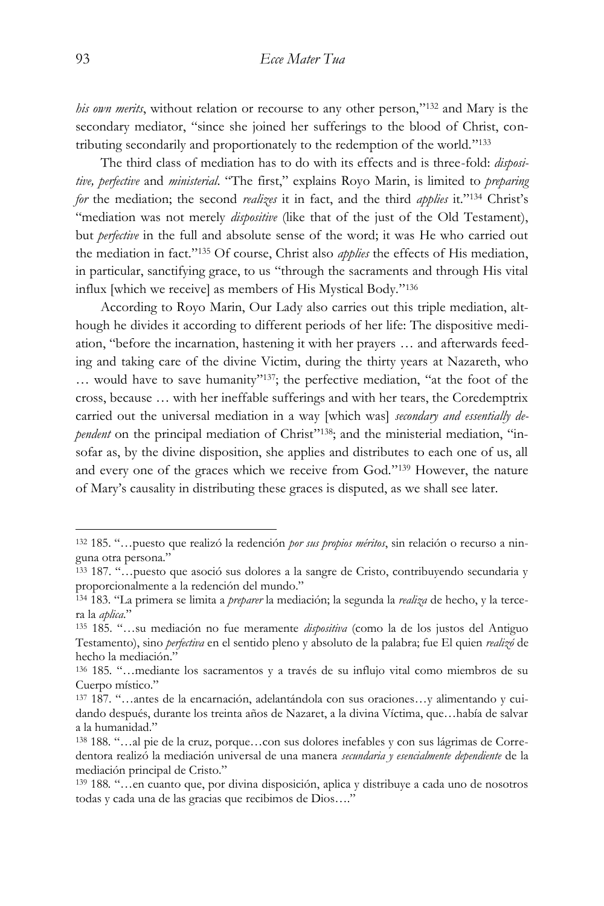*his own merits*, without relation or recourse to any other person,"[132] and Mary is the secondary mediator, "since she joined her sufferings to the blood of Christ, contributing secondarily and proportionately to the redemption of the world."[133]

The third class of mediation has to do with its effects and is three-fold: *dispositive, perfective* and *ministerial*. "The first," explains Royo Marin, is limited to *preparing for* the mediation; the second *realizes* it in fact, and the third *applies* it."[134] Christ's "mediation was not merely *dispositive* (like that of the just of the Old Testament), but *perfective* in the full and absolute sense of the word; it was He who carried out the mediation in fact."[135] Of course, Christ also *applies* the effects of His mediation, in particular, sanctifying grace, to us "through the sacraments and through His vital influx [which we receive] as members of His Mystical Body."[136]

According to Royo Marin, Our Lady also carries out this triple mediation, although he divides it according to different periods of her life: The dispositive mediation, "before the incarnation, hastening it with her prayers … and afterwards feeding and taking care of the divine Victim, during the thirty years at Nazareth, who … would have to save humanity"[137]; the perfective mediation, "at the foot of the cross, because … with her ineffable sufferings and with her tears, the Coredemptrix carried out the universal mediation in a way [which was] *secondary and essentially dependent* on the principal mediation of Christ"[138]; and the ministerial mediation, "insofar as, by the divine disposition, she applies and distributes to each one of us, all and every one of the graces which we receive from God."[139] However, the nature of Mary's causality in distributing these graces is disputed, as we shall see later.

---

[132] 185. "…puesto que realizó la redención *por sus propios méritos*, sin relación o recurso a ninguna otra persona."

[133] 187. "…puesto que asoció sus dolores a la sangre de Cristo, contribuyendo secundaria y proporcionalmente a la redención del mundo."

[134] 183. "La primera se limita a *preparer* la mediación; la segunda la *realiza* de hecho, y la tercera la *aplica*."

[135] 185. "…su mediación no fue meramente *dispositiva* (como la de los justos del Antiguo Testamento), sino *perfectiva* en el sentido pleno y absoluto de la palabra; fue El quien *realizó* de hecho la mediación."

[136] 185. "…mediante los sacramentos y a través de su influjo vital como miembros de su Cuerpo místico."

[137] 187. "…antes de la encarnación, adelantándola con sus oraciones…y alimentando y cuidando después, durante los treinta años de Nazaret, a la divina Víctima, que…había de salvar a la humanidad."

[138] 188. "…al pie de la cruz, porque…con sus dolores inefables y con sus lágrimas de Corredentora realizó la mediación universal de una manera *secundaria y esencialmente dependiente* de la mediación principal de Cristo."

[139] 188. "…en cuanto que, por divina disposición, aplica y distribuye a cada uno de nosotros todas y cada una de las gracias que recibimos de Dios…."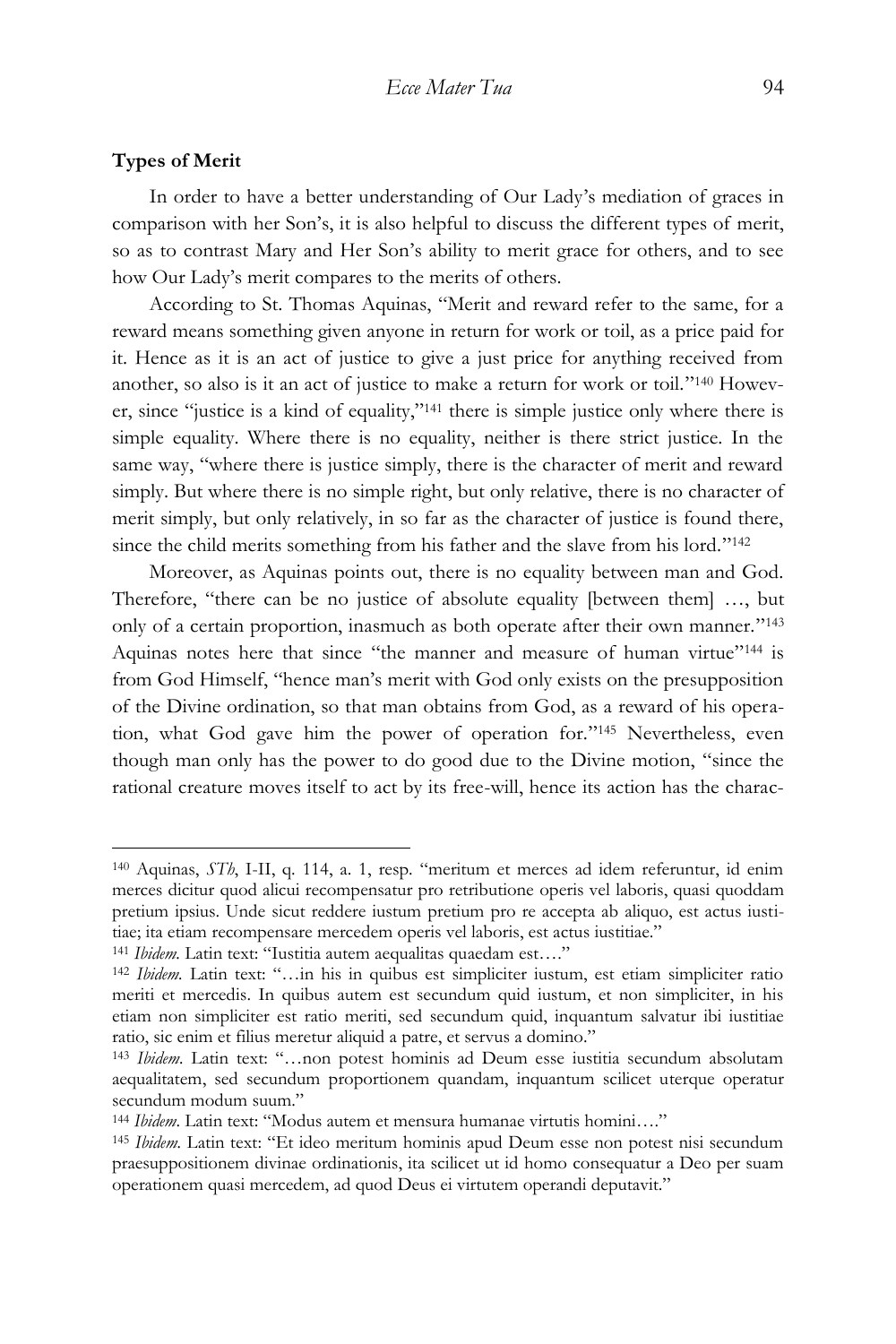**Types of Merit**

In order to have a better understanding of Our Lady's mediation of graces in comparison with her Son's, it is also helpful to discuss the different types of merit, so as to contrast Mary and Her Son's ability to merit grace for others, and to see how Our Lady's merit compares to the merits of others.

According to St. Thomas Aquinas, "Merit and reward refer to the same, for a reward means something given anyone in return for work or toil, as a price paid for it. Hence as it is an act of justice to give a just price for anything received from another, so also is it an act of justice to make a return for work or toil."[140] However, since "justice is a kind of equality,"[141] there is simple justice only where there is simple equality. Where there is no equality, neither is there strict justice. In the same way, "where there is justice simply, there is the character of merit and reward simply. But where there is no simple right, but only relative, there is no character of merit simply, but only relatively, in so far as the character of justice is found there, since the child merits something from his father and the slave from his lord."[142]

Moreover, as Aquinas points out, there is no equality between man and God. Therefore, "there can be no justice of absolute equality [between them] …, but only of a certain proportion, inasmuch as both operate after their own manner."[143] Aquinas notes here that since "the manner and measure of human virtue"[144] is from God Himself, "hence man's merit with God only exists on the presupposition of the Divine ordination, so that man obtains from God, as a reward of his operation, what God gave him the power of operation for."[145] Nevertheless, even though man only has the power to do good due to the Divine motion, "since the rational creature moves itself to act by its free-will, hence its action has the charac-

---

[140] Aquinas, *STh*, I-II, q. 114, a. 1, resp. "meritum et merces ad idem referuntur, id enim merces dicitur quod alicui recompensatur pro retributione operis vel laboris, quasi quoddam pretium ipsius. Unde sicut reddere iustum pretium pro re accepta ab aliquo, est actus iustitiae; ita etiam recompensare mercedem operis vel laboris, est actus iustitiae."

[141] *Ibidem*. Latin text: "Iustitia autem aequalitas quaedam est…."

[142] *Ibidem*. Latin text: "…in his in quibus est simpliciter iustum, est etiam simpliciter ratio meriti et mercedis. In quibus autem est secundum quid iustum, et non simpliciter, in his etiam non simpliciter est ratio meriti, sed secundum quid, inquantum salvatur ibi iustitiae ratio, sic enim et filius meretur aliquid a patre, et servus a domino."

[143] *Ibidem*. Latin text: "…non potest hominis ad Deum esse iustitia secundum absolutam aequalitatem, sed secundum proportionem quandam, inquantum scilicet uterque operatur secundum modum suum."

[144] *Ibidem*. Latin text: "Modus autem et mensura humanae virtutis homini…."

[145] *Ibidem*. Latin text: "Et ideo meritum hominis apud Deum esse non potest nisi secundum praesuppositionem divinae ordinationis, ita scilicet ut id homo consequatur a Deo per suam operationem quasi mercedem, ad quod Deus ei virtutem operandi deputavit."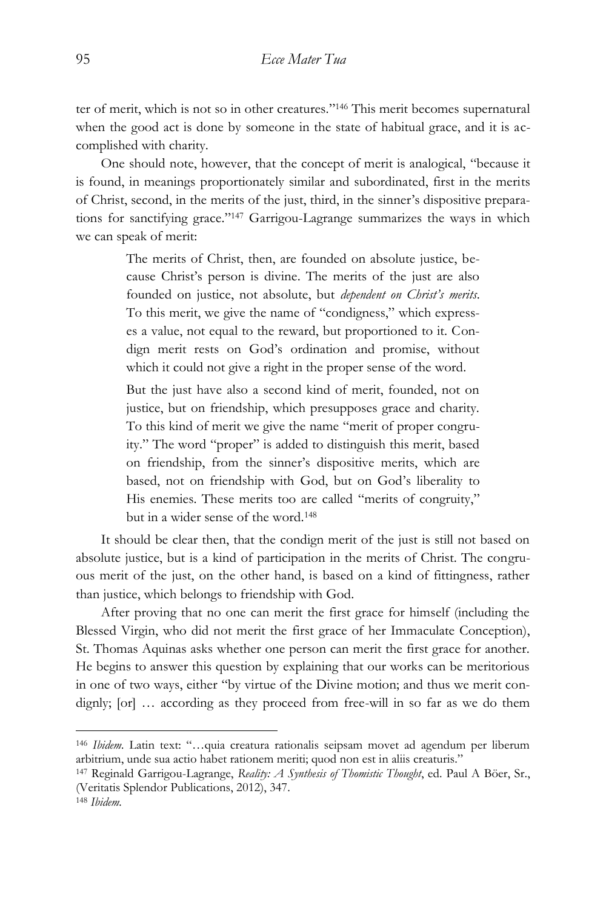ter of merit, which is not so in other creatures."[146] This merit becomes supernatural when the good act is done by someone in the state of habitual grace, and it is accomplished with charity.

One should note, however, that the concept of merit is analogical, "because it is found, in meanings proportionately similar and subordinated, first in the merits of Christ, second, in the merits of the just, third, in the sinner's dispositive preparations for sanctifying grace."[147] Garrigou-Lagrange summarizes the ways in which we can speak of merit:

> The merits of Christ, then, are founded on absolute justice, because Christ's person is divine. The merits of the just are also founded on justice, not absolute, but *dependent on Christ's merits*. To this merit, we give the name of "condigness," which expresses a value, not equal to the reward, but proportioned to it. Condign merit rests on God's ordination and promise, without which it could not give a right in the proper sense of the word.
>
> But the just have also a second kind of merit, founded, not on justice, but on friendship, which presupposes grace and charity. To this kind of merit we give the name "merit of proper congruity." The word "proper" is added to distinguish this merit, based on friendship, from the sinner's dispositive merits, which are based, not on friendship with God, but on God's liberality to His enemies. These merits too are called "merits of congruity," but in a wider sense of the word.[148]

It should be clear then, that the condign merit of the just is still not based on absolute justice, but is a kind of participation in the merits of Christ. The congruous merit of the just, on the other hand, is based on a kind of fittingness, rather than justice, which belongs to friendship with God.

After proving that no one can merit the first grace for himself (including the Blessed Virgin, who did not merit the first grace of her Immaculate Conception), St. Thomas Aquinas asks whether one person can merit the first grace for another. He begins to answer this question by explaining that our works can be meritorious in one of two ways, either "by virtue of the Divine motion; and thus we merit condignly; [or] … according as they proceed from free-will in so far as we do them

---

[146] *Ibidem*. Latin text: "…quia creatura rationalis seipsam movet ad agendum per liberum arbitrium, unde sua actio habet rationem meriti; quod non est in aliis creaturis."

[147] Reginald Garrigou-Lagrange, *Reality: A Synthesis of Thomistic Thought*, ed. Paul A Böer, Sr., (Veritatis Splendor Publications, 2012), 347.

[148] *Ibidem*.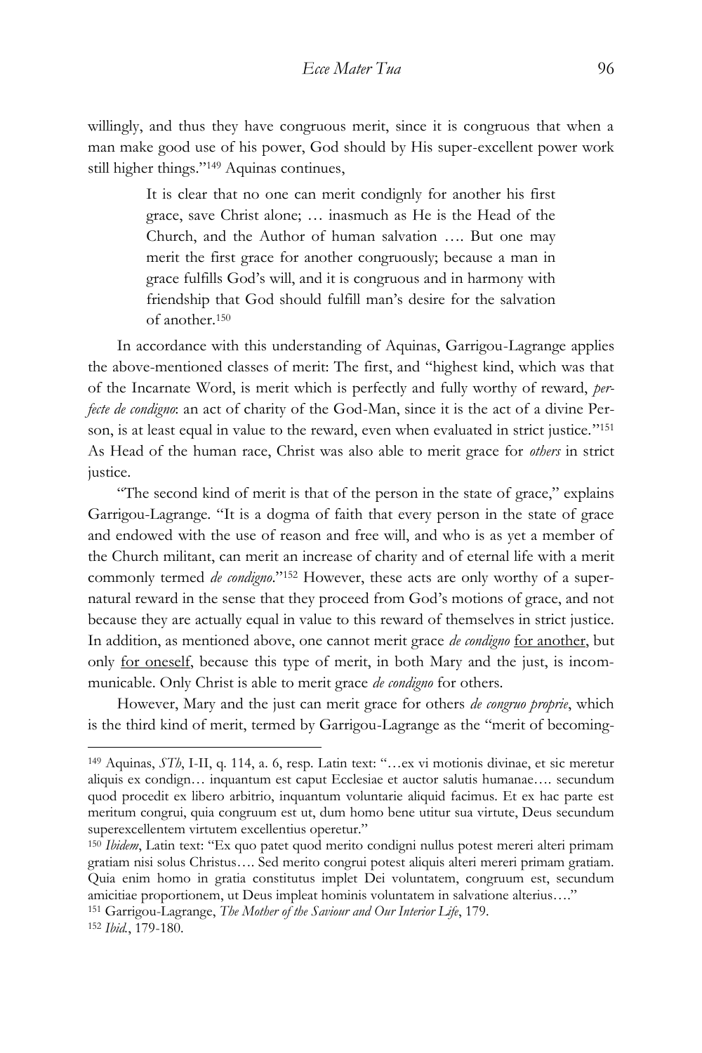willingly, and thus they have congruous merit, since it is congruous that when a man make good use of his power, God should by His super-excellent power work still higher things."[149] Aquinas continues,

> It is clear that no one can merit condignly for another his first grace, save Christ alone; … inasmuch as He is the Head of the Church, and the Author of human salvation …. But one may merit the first grace for another congruously; because a man in grace fulfills God's will, and it is congruous and in harmony with friendship that God should fulfill man's desire for the salvation of another.[150]

In accordance with this understanding of Aquinas, Garrigou-Lagrange applies the above-mentioned classes of merit: The first, and "highest kind, which was that of the Incarnate Word, is merit which is perfectly and fully worthy of reward, *perfecte de condigno*: an act of charity of the God-Man, since it is the act of a divine Person, is at least equal in value to the reward, even when evaluated in strict justice."[151] As Head of the human race, Christ was also able to merit grace for *others* in strict justice.

"The second kind of merit is that of the person in the state of grace," explains Garrigou-Lagrange. "It is a dogma of faith that every person in the state of grace and endowed with the use of reason and free will, and who is as yet a member of the Church militant, can merit an increase of charity and of eternal life with a merit commonly termed *de condigno*."[152] However, these acts are only worthy of a supernatural reward in the sense that they proceed from God's motions of grace, and not because they are actually equal in value to this reward of themselves in strict justice. In addition, as mentioned above, one cannot merit grace *de condigno* <u>for another</u>, but only <u>for oneself</u>, because this type of merit, in both Mary and the just, is incommunicable. Only Christ is able to merit grace *de condigno* for others.

However, Mary and the just can merit grace for others *de congruo proprie*, which is the third kind of merit, termed by Garrigou-Lagrange as the "merit of becoming-

---

[149] Aquinas, *STh*, I-II, q. 114, a. 6, resp. Latin text: "…ex vi motionis divinae, et sic meretur aliquis ex condign… inquantum est caput Ecclesiae et auctor salutis humanae…. secundum quod procedit ex libero arbitrio, inquantum voluntarie aliquid facimus. Et ex hac parte est meritum congrui, quia congruum est ut, dum homo bene utitur sua virtute, Deus secundum superexcellentem virtutem excellentius operetur."

[150] *Ibidem*, Latin text: "Ex quo patet quod merito condigni nullus potest mereri alteri primam gratiam nisi solus Christus…. Sed merito congrui potest aliquis alteri mereri primam gratiam. Quia enim homo in gratia constitutus implet Dei voluntatem, congruum est, secundum amicitiae proportionem, ut Deus impleat hominis voluntatem in salvatione alterius…."

[151] Garrigou-Lagrange, *The Mother of the Saviour and Our Interior Life*, 179.

[152] *Ibid.*, 179-180.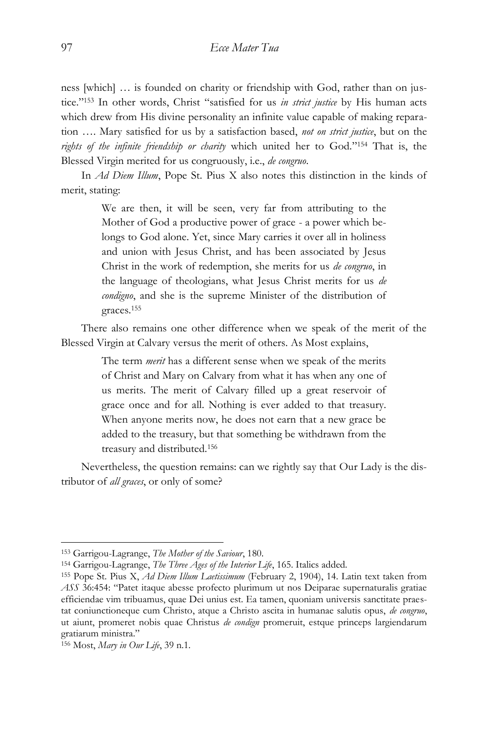ness [which] … is founded on charity or friendship with God, rather than on justice."[153] In other words, Christ "satisfied for us *in strict justice* by His human acts which drew from His divine personality an infinite value capable of making reparation …. Mary satisfied for us by a satisfaction based, *not on strict justice*, but on the *rights of the infinite friendship or charity* which united her to God."[154] That is, the Blessed Virgin merited for us congruously, i.e., *de congruo*.

In *Ad Diem Illum*, Pope St. Pius X also notes this distinction in the kinds of merit, stating:

> We are then, it will be seen, very far from attributing to the Mother of God a productive power of grace - a power which belongs to God alone. Yet, since Mary carries it over all in holiness and union with Jesus Christ, and has been associated by Jesus Christ in the work of redemption, she merits for us *de congruo*, in the language of theologians, what Jesus Christ merits for us *de condigno*, and she is the supreme Minister of the distribution of graces.[155]

There also remains one other difference when we speak of the merit of the Blessed Virgin at Calvary versus the merit of others. As Most explains,

> The term *merit* has a different sense when we speak of the merits of Christ and Mary on Calvary from what it has when any one of us merits. The merit of Calvary filled up a great reservoir of grace once and for all. Nothing is ever added to that treasury. When anyone merits now, he does not earn that a new grace be added to the treasury, but that something be withdrawn from the treasury and distributed.[156]

Nevertheless, the question remains: can we rightly say that Our Lady is the distributor of *all graces*, or only of some?

---

[153] Garrigou-Lagrange, *The Mother of the Saviour*, 180.

[154] Garrigou-Lagrange, *The Three Ages of the Interior Life*, 165. Italics added.

[155] Pope St. Pius X, *Ad Diem Illum Laetissimum* (February 2, 1904), 14. Latin text taken from *ASS* 36:454: "Patet itaque abesse profecto plurimum ut nos Deiparae supernaturalis gratiae efficiendae vim tribuamus, quae Dei unius est. Ea tamen, quoniam universis sanctitate praestat coniunctioneque cum Christo, atque a Christo ascita in humanae salutis opus, *de congruo*, ut aiunt, promeret nobis quae Christus *de condign* promeruit, estque princeps largiendarum gratiarum ministra."

[156] Most, *Mary in Our Life*, 39 n.1.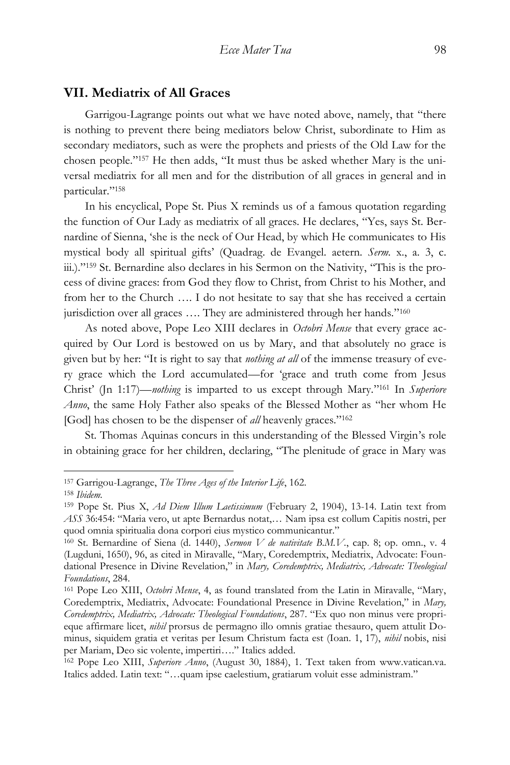## VII. Mediatrix of All Graces

Garrigou-Lagrange points out what we have noted above, namely, that "there is nothing to prevent there being mediators below Christ, subordinate to Him as secondary mediators, such as were the prophets and priests of the Old Law for the chosen people."[157] He then adds, "It must thus be asked whether Mary is the universal mediatrix for all men and for the distribution of all graces in general and in particular."[158]

In his encyclical, Pope St. Pius X reminds us of a famous quotation regarding the function of Our Lady as mediatrix of all graces. He declares, "Yes, says St. Bernardine of Sienna, 'she is the neck of Our Head, by which He communicates to His mystical body all spiritual gifts' (Quadrag. de Evangel. aetern. *Serm.* x., a. 3, c. iii.)."[159] St. Bernardine also declares in his Sermon on the Nativity, "This is the process of divine graces: from God they flow to Christ, from Christ to his Mother, and from her to the Church …. I do not hesitate to say that she has received a certain jurisdiction over all graces …. They are administered through her hands."[160]

As noted above, Pope Leo XIII declares in *Octobri Mense* that every grace acquired by Our Lord is bestowed on us by Mary, and that absolutely no grace is given but by her: "It is right to say that *nothing at all* of the immense treasury of every grace which the Lord accumulated—for 'grace and truth come from Jesus Christ' (Jn 1:17)—*nothing* is imparted to us except through Mary."[161] In *Superiore Anno*, the same Holy Father also speaks of the Blessed Mother as "her whom He [God] has chosen to be the dispenser of *all* heavenly graces."[162]

St. Thomas Aquinas concurs in this understanding of the Blessed Virgin's role in obtaining grace for her children, declaring, "The plenitude of grace in Mary was

---

[157] Garrigou-Lagrange, *The Three Ages of the Interior Life*, 162.

[158] *Ibidem.*

[159] Pope St. Pius X, *Ad Diem Illum Laetissimum* (February 2, 1904), 13-14. Latin text from *ASS* 36:454: "Maria vero, ut apte Bernardus notat,… Nam ipsa est collum Capitis nostri, per quod omnia spiritualia dona corpori eius mystico communicantur."

[160] St. Bernardine of Siena (d. 1440), *Sermon V de nativitate B.M.V.*, cap. 8; op. omn., v. 4 (Lugduni, 1650), 96, as cited in Miravalle, "Mary, Coredemptrix, Mediatrix, Advocate: Foundational Presence in Divine Revelation," in *Mary, Coredemptrix, Mediatrix, Advocate: Theological Foundations*, 284.

[161] Pope Leo XIII, *Octobri Mense*, 4, as found translated from the Latin in Miravalle, "Mary, Coredemptrix, Mediatrix, Advocate: Foundational Presence in Divine Revelation," in *Mary, Coredemptrix, Mediatrix, Advocate: Theological Foundations*, 287. "Ex quo non minus vere proprieque affirmare licet, *nihil* prorsus de permagno illo omnis gratiae thesauro, quem attulit Dominus, siquidem gratia et veritas per Iesum Christum facta est (Ioan. 1, 17), *nihil* nobis, nisi per Mariam, Deo sic volente, impertiri…." Italics added.

[162] Pope Leo XIII, *Superiore Anno*, (August 30, 1884), 1. Text taken from www.vatican.va. Italics added. Latin text: "…quam ipse caelestium, gratiarum voluit esse administram."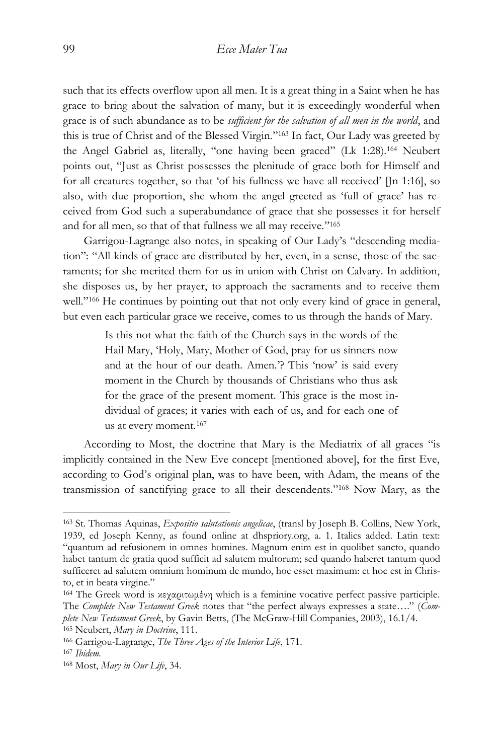such that its effects overflow upon all men. It is a great thing in a Saint when he has grace to bring about the salvation of many, but it is exceedingly wonderful when grace is of such abundance as to be *sufficient for the salvation of all men in the world*, and this is true of Christ and of the Blessed Virgin."[163] In fact, Our Lady was greeted by the Angel Gabriel as, literally, "one having been graced" (Lk 1:28).[164] Neubert points out, "Just as Christ possesses the plenitude of grace both for Himself and for all creatures together, so that 'of his fullness we have all received' [Jn 1:16], so also, with due proportion, she whom the angel greeted as 'full of grace' has received from God such a superabundance of grace that she possesses it for herself and for all men, so that of that fullness we all may receive."[165]

Garrigou-Lagrange also notes, in speaking of Our Lady's "descending mediation": "All kinds of grace are distributed by her, even, in a sense, those of the sacraments; for she merited them for us in union with Christ on Calvary. In addition, she disposes us, by her prayer, to approach the sacraments and to receive them well."[166] He continues by pointing out that not only every kind of grace in general, but even each particular grace we receive, comes to us through the hands of Mary.

> Is this not what the faith of the Church says in the words of the Hail Mary, 'Holy, Mary, Mother of God, pray for us sinners now and at the hour of our death. Amen.'? This 'now' is said every moment in the Church by thousands of Christians who thus ask for the grace of the present moment. This grace is the most individual of graces; it varies with each of us, and for each one of us at every moment.[167]

According to Most, the doctrine that Mary is the Mediatrix of all graces "is implicitly contained in the New Eve concept [mentioned above], for the first Eve, according to God's original plan, was to have been, with Adam, the means of the transmission of sanctifying grace to all their descendents."[168] Now Mary, as the

---

[163] St. Thomas Aquinas, *Expositio salutationis angelicae*, (transl by Joseph B. Collins, New York, 1939, ed Joseph Kenny, as found online at dhspriory.org, a. 1. Italics added. Latin text: "quantum ad refusionem in omnes homines. Magnum enim est in quolibet sancto, quando habet tantum de gratia quod sufficit ad salutem multorum; sed quando haberet tantum quod sufficeret ad salutem omnium hominum de mundo, hoc esset maximum: et hoc est in Christo, et in beata virgine."

[164] The Greek word is κεχαριτωμένη which is a feminine vocative perfect passive participle. The *Complete New Testament Greek* notes that "the perfect always expresses a state…." (*Complete New Testament Greek*, by Gavin Betts, (The McGraw-Hill Companies, 2003), 16.1/4.

[165] Neubert, *Mary in Doctrine*, 111.

[166] Garrigou-Lagrange, *The Three Ages of the Interior Life*, 171.

[167] *Ibidem.*

[168] Most, *Mary in Our Life*, 34.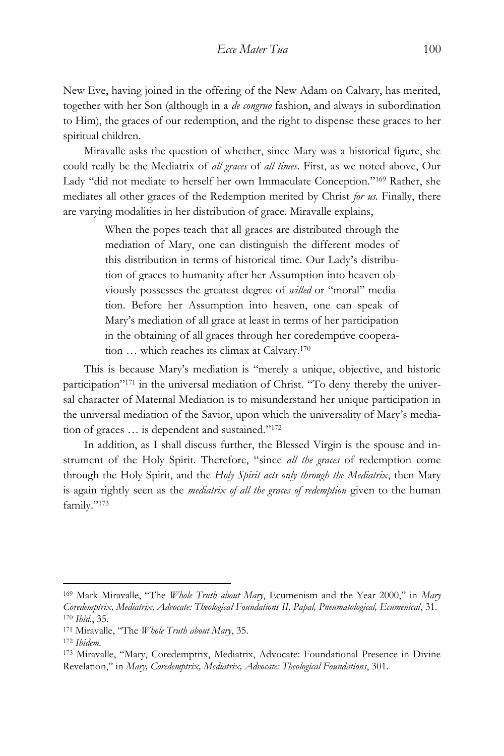New Eve, having joined in the offering of the New Adam on Calvary, has merited, together with her Son (although in a *de congruo* fashion, and always in subordination to Him), the graces of our redemption, and the right to dispense these graces to her spiritual children.

Miravalle asks the question of whether, since Mary was a historical figure, she could really be the Mediatrix of *all graces* of *all times*. First, as we noted above, Our Lady "did not mediate to herself her own Immaculate Conception."[169] Rather, she mediates all other graces of the Redemption merited by Christ *for us*. Finally, there are varying modalities in her distribution of grace. Miravalle explains,

> When the popes teach that all graces are distributed through the mediation of Mary, one can distinguish the different modes of this distribution in terms of historical time. Our Lady's distribution of graces to humanity after her Assumption into heaven obviously possesses the greatest degree of *willed* or "moral" mediation. Before her Assumption into heaven, one can speak of Mary's mediation of all grace at least in terms of her participation in the obtaining of all graces through her coredemptive cooperation … which reaches its climax at Calvary.[170]

This is because Mary's mediation is "merely a unique, objective, and historic participation"[171] in the universal mediation of Christ. "To deny thereby the universal character of Maternal Mediation is to misunderstand her unique participation in the universal mediation of the Savior, upon which the universality of Mary's mediation of graces … is dependent and sustained."[172]

In addition, as I shall discuss further, the Blessed Virgin is the spouse and instrument of the Holy Spirit. Therefore, "since *all the graces* of redemption come through the Holy Spirit, and the *Holy Spirit acts only through the Mediatrix*, then Mary is again rightly seen as the *mediatrix of all the graces of redemption* given to the human family."[173]

---

[169] Mark Miravalle, "The *Whole Truth about Mary*, Ecumenism and the Year 2000," in *Mary Coredemptrix, Mediatrix, Advocate: Theological Foundations II, Papal, Pneumatological, Ecumenical*, 31.
[170] *Ibid.*, 35.
[171] Miravalle, "The *Whole Truth about Mary*, 35.
[172] *Ibidem.*
[173] Miravalle, "Mary, Coredemptrix, Mediatrix, Advocate: Foundational Presence in Divine Revelation," in *Mary, Coredemptrix, Mediatrix, Advocate: Theological Foundations*, 301.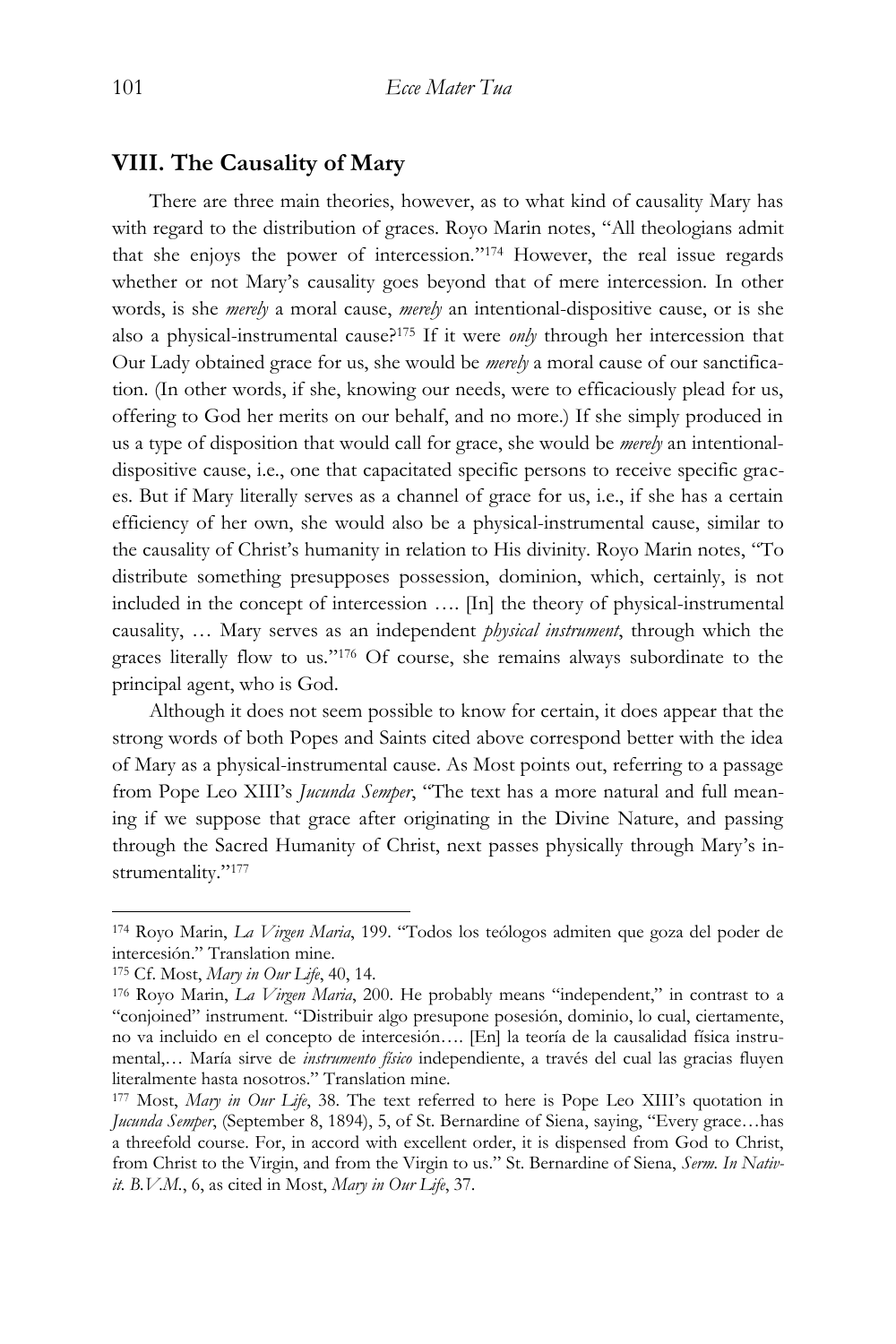## VIII. The Causality of Mary

There are three main theories, however, as to what kind of causality Mary has with regard to the distribution of graces. Royo Marin notes, "All theologians admit that she enjoys the power of intercession."[174] However, the real issue regards whether or not Mary's causality goes beyond that of mere intercession. In other words, is she *merely* a moral cause, *merely* an intentional-dispositive cause, or is she also a physical-instrumental cause?[175] If it were *only* through her intercession that Our Lady obtained grace for us, she would be *merely* a moral cause of our sanctification. (In other words, if she, knowing our needs, were to efficaciously plead for us, offering to God her merits on our behalf, and no more.) If she simply produced in us a type of disposition that would call for grace, she would be *merely* an intentional-dispositive cause, i.e., one that capacitated specific persons to receive specific graces. But if Mary literally serves as a channel of grace for us, i.e., if she has a certain efficiency of her own, she would also be a physical-instrumental cause, similar to the causality of Christ's humanity in relation to His divinity. Royo Marin notes, "To distribute something presupposes possession, dominion, which, certainly, is not included in the concept of intercession …. [In] the theory of physical-instrumental causality, … Mary serves as an independent *physical instrument*, through which the graces literally flow to us."[176] Of course, she remains always subordinate to the principal agent, who is God.

Although it does not seem possible to know for certain, it does appear that the strong words of both Popes and Saints cited above correspond better with the idea of Mary as a physical-instrumental cause. As Most points out, referring to a passage from Pope Leo XIII's *Jucunda Semper*, "The text has a more natural and full meaning if we suppose that grace after originating in the Divine Nature, and passing through the Sacred Humanity of Christ, next passes physically through Mary's instrumentality."[177]

---

[174] Royo Marin, *La Virgen Maria*, 199. "Todos los teólogos admiten que goza del poder de intercesión." Translation mine.

[175] Cf. Most, *Mary in Our Life*, 40, 14.

[176] Royo Marin, *La Virgen Maria*, 200. He probably means "independent," in contrast to a "conjoined" instrument. "Distribuir algo presupone posesión, dominio, lo cual, ciertamente, no va incluido en el concepto de intercesión…. [En] la teoría de la causalidad física instrumental,… María sirve de *instrumento físico* independiente, a través del cual las gracias fluyen literalmente hasta nosotros." Translation mine.

[177] Most, *Mary in Our Life*, 38. The text referred to here is Pope Leo XIII's quotation in *Jucunda Semper*, (September 8, 1894), 5, of St. Bernardine of Siena, saying, "Every grace…has a threefold course. For, in accord with excellent order, it is dispensed from God to Christ, from Christ to the Virgin, and from the Virgin to us." St. Bernardine of Siena, *Serm. In Nativit. B.V.M.*, 6, as cited in Most, *Mary in Our Life*, 37.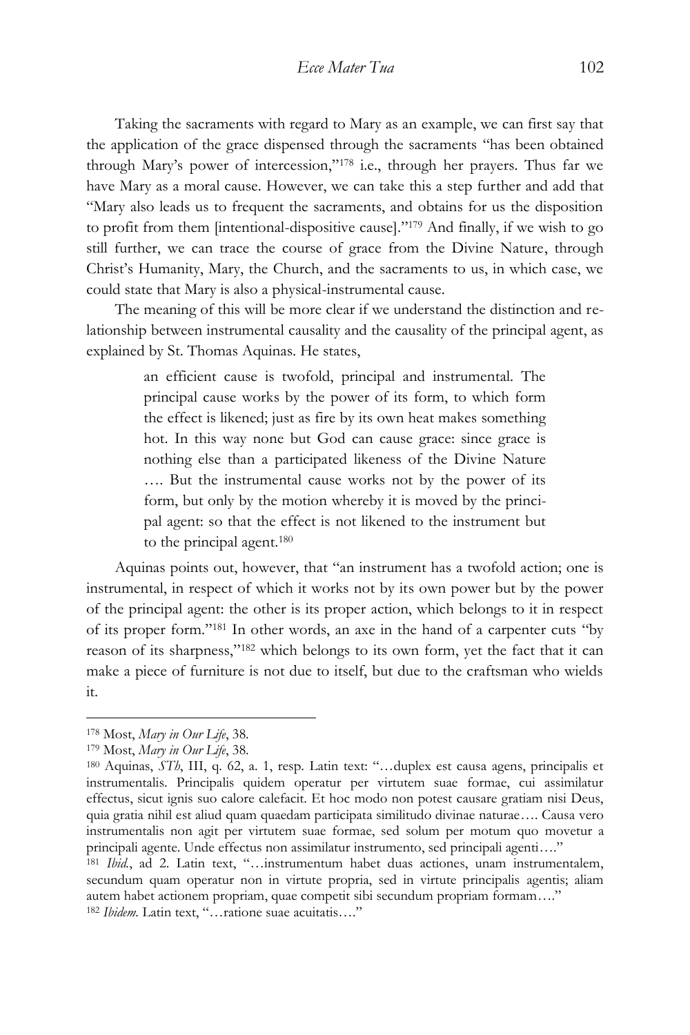Taking the sacraments with regard to Mary as an example, we can first say that the application of the grace dispensed through the sacraments "has been obtained through Mary's power of intercession,"[178] i.e., through her prayers. Thus far we have Mary as a moral cause. However, we can take this a step further and add that "Mary also leads us to frequent the sacraments, and obtains for us the disposition to profit from them [intentional-dispositive cause]."[179] And finally, if we wish to go still further, we can trace the course of grace from the Divine Nature, through Christ's Humanity, Mary, the Church, and the sacraments to us, in which case, we could state that Mary is also a physical-instrumental cause.

The meaning of this will be more clear if we understand the distinction and relationship between instrumental causality and the causality of the principal agent, as explained by St. Thomas Aquinas. He states,

> an efficient cause is twofold, principal and instrumental. The principal cause works by the power of its form, to which form the effect is likened; just as fire by its own heat makes something hot. In this way none but God can cause grace: since grace is nothing else than a participated likeness of the Divine Nature …. But the instrumental cause works not by the power of its form, but only by the motion whereby it is moved by the principal agent: so that the effect is not likened to the instrument but to the principal agent.[180]

Aquinas points out, however, that "an instrument has a twofold action; one is instrumental, in respect of which it works not by its own power but by the power of the principal agent: the other is its proper action, which belongs to it in respect of its proper form."[181] In other words, an axe in the hand of a carpenter cuts "by reason of its sharpness,"[182] which belongs to its own form, yet the fact that it can make a piece of furniture is not due to itself, but due to the craftsman who wields it.

---

[178] Most, *Mary in Our Life*, 38.

[179] Most, *Mary in Our Life*, 38.

[180] Aquinas, *STh*, III, q. 62, a. 1, resp. Latin text: "…duplex est causa agens, principalis et instrumentalis. Principalis quidem operatur per virtutem suae formae, cui assimilatur effectus, sicut ignis suo calore calefacit. Et hoc modo non potest causare gratiam nisi Deus, quia gratia nihil est aliud quam quaedam participata similitudo divinae naturae…. Causa vero instrumentalis non agit per virtutem suae formae, sed solum per motum quo movetur a principali agente. Unde effectus non assimilatur instrumento, sed principali agenti…."

[181] *Ibid.*, ad 2. Latin text, "…instrumentum habet duas actiones, unam instrumentalem, secundum quam operatur non in virtute propria, sed in virtute principalis agentis; aliam autem habet actionem propriam, quae competit sibi secundum propriam formam…."

[182] *Ibidem.* Latin text, "…ratione suae acuitatis…."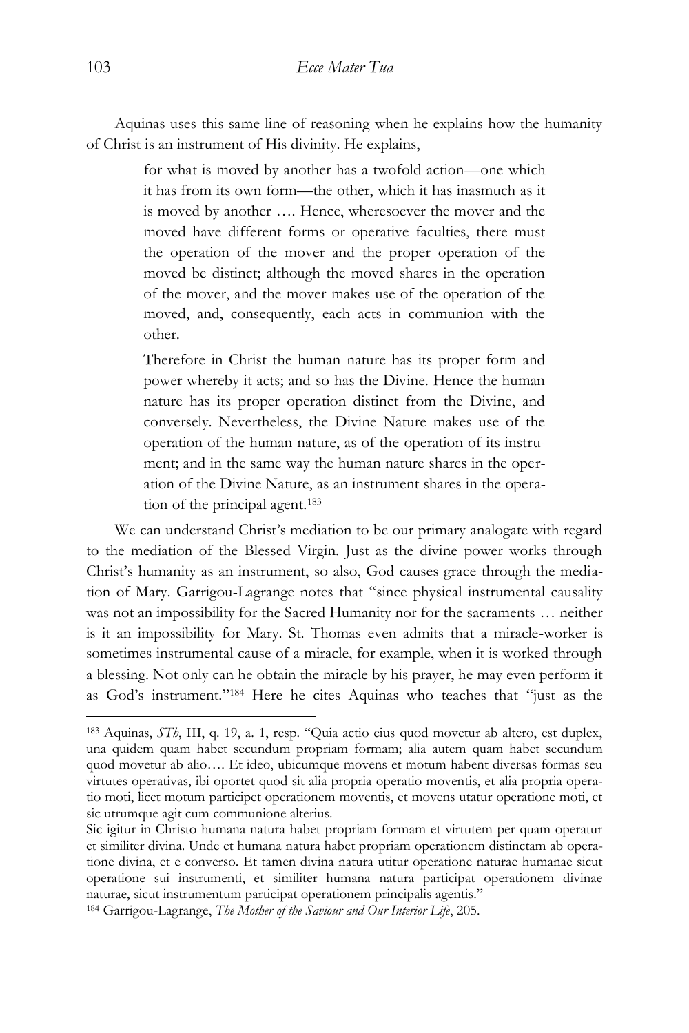Aquinas uses this same line of reasoning when he explains how the humanity of Christ is an instrument of His divinity. He explains,

> for what is moved by another has a twofold action—one which it has from its own form—the other, which it has inasmuch as it is moved by another …. Hence, wheresoever the mover and the moved have different forms or operative faculties, there must the operation of the mover and the proper operation of the moved be distinct; although the moved shares in the operation of the mover, and the mover makes use of the operation of the moved, and, consequently, each acts in communion with the other.
>
> Therefore in Christ the human nature has its proper form and power whereby it acts; and so has the Divine. Hence the human nature has its proper operation distinct from the Divine, and conversely. Nevertheless, the Divine Nature makes use of the operation of the human nature, as of the operation of its instrument; and in the same way the human nature shares in the operation of the Divine Nature, as an instrument shares in the operation of the principal agent.[183]

We can understand Christ's mediation to be our primary analogate with regard to the mediation of the Blessed Virgin. Just as the divine power works through Christ's humanity as an instrument, so also, God causes grace through the mediation of Mary. Garrigou-Lagrange notes that "since physical instrumental causality was not an impossibility for the Sacred Humanity nor for the sacraments … neither is it an impossibility for Mary. St. Thomas even admits that a miracle-worker is sometimes instrumental cause of a miracle, for example, when it is worked through a blessing. Not only can he obtain the miracle by his prayer, he may even perform it as God's instrument."[184] Here he cites Aquinas who teaches that "just as the

---

[183] Aquinas, *STh*, III, q. 19, a. 1, resp. "Quia actio eius quod movetur ab altero, est duplex, una quidem quam habet secundum propriam formam; alia autem quam habet secundum quod movetur ab alio…. Et ideo, ubicumque movens et motum habent diversas formas seu virtutes operativas, ibi oportet quod sit alia propria operatio moventis, et alia propria operatio moti, licet motum participet operationem moventis, et movens utatur operatione moti, et sic utrumque agit cum communione alterius.
Sic igitur in Christo humana natura habet propriam formam et virtutem per quam operatur et similiter divina. Unde et humana natura habet propriam operationem distinctam ab operatione divina, et e converso. Et tamen divina natura utitur operatione naturae humanae sicut operatione sui instrumenti, et similiter humana natura participat operationem divinae naturae, sicut instrumentum participat operationem principalis agentis."

[184] Garrigou-Lagrange, *The Mother of the Saviour and Our Interior Life*, 205.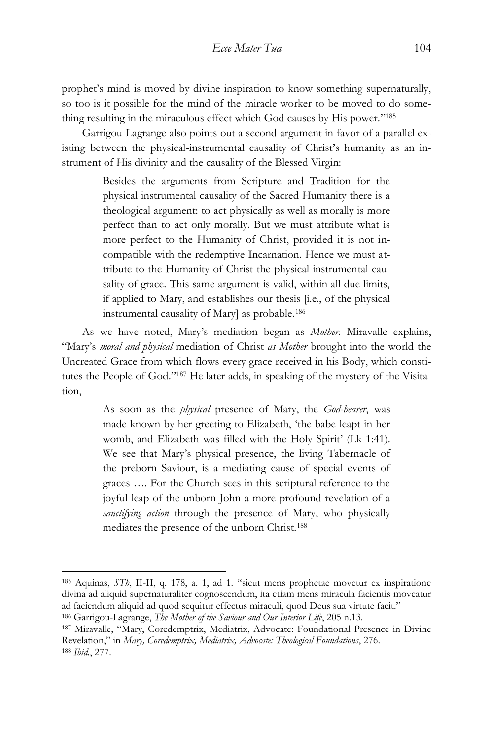prophet's mind is moved by divine inspiration to know something supernaturally, so too is it possible for the mind of the miracle worker to be moved to do something resulting in the miraculous effect which God causes by His power."[185]

Garrigou-Lagrange also points out a second argument in favor of a parallel existing between the physical-instrumental causality of Christ's humanity as an instrument of His divinity and the causality of the Blessed Virgin:

> Besides the arguments from Scripture and Tradition for the physical instrumental causality of the Sacred Humanity there is a theological argument: to act physically as well as morally is more perfect than to act only morally. But we must attribute what is more perfect to the Humanity of Christ, provided it is not incompatible with the redemptive Incarnation. Hence we must attribute to the Humanity of Christ the physical instrumental causality of grace. This same argument is valid, within all due limits, if applied to Mary, and establishes our thesis [i.e., of the physical instrumental causality of Mary] as probable.[186]

As we have noted, Mary's mediation began as *Mother*. Miravalle explains, "Mary's *moral and physical* mediation of Christ *as Mother* brought into the world the Uncreated Grace from which flows every grace received in his Body, which constitutes the People of God."[187] He later adds, in speaking of the mystery of the Visitation,

> As soon as the *physical* presence of Mary, the *God-bearer*, was made known by her greeting to Elizabeth, 'the babe leapt in her womb, and Elizabeth was filled with the Holy Spirit' (Lk 1:41). We see that Mary's physical presence, the living Tabernacle of the preborn Saviour, is a mediating cause of special events of graces …. For the Church sees in this scriptural reference to the joyful leap of the unborn John a more profound revelation of a *sanctifying action* through the presence of Mary, who physically mediates the presence of the unborn Christ.[188]

---

[185] Aquinas, *STh*, II-II, q. 178, a. 1, ad 1. "sicut mens prophetae movetur ex inspiratione divina ad aliquid supernaturaliter cognoscendum, ita etiam mens miracula facientis moveatur ad faciendum aliquid ad quod sequitur effectus miraculi, quod Deus sua virtute facit."

[186] Garrigou-Lagrange, *The Mother of the Saviour and Our Interior Life*, 205 n.13.

[187] Miravalle, "Mary, Coredemptrix, Mediatrix, Advocate: Foundational Presence in Divine Revelation," in *Mary, Coredemptrix, Mediatrix, Advocate: Theological Foundations*, 276.

[188] *Ibid.*, 277.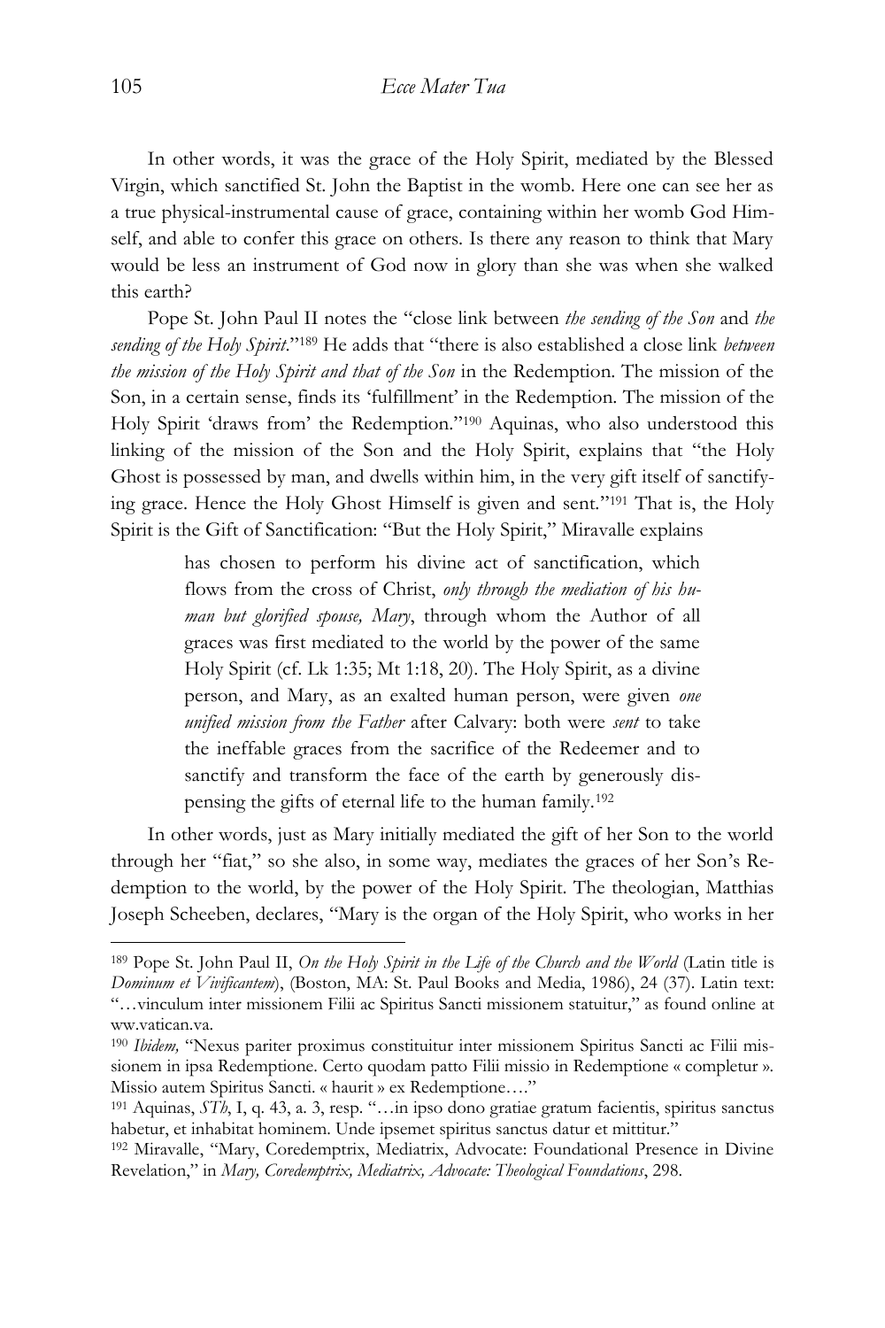In other words, it was the grace of the Holy Spirit, mediated by the Blessed Virgin, which sanctified St. John the Baptist in the womb. Here one can see her as a true physical-instrumental cause of grace, containing within her womb God Himself, and able to confer this grace on others. Is there any reason to think that Mary would be less an instrument of God now in glory than she was when she walked this earth?

Pope St. John Paul II notes the "close link between *the sending of the Son* and *the sending of the Holy Spirit*."[189] He adds that "there is also established a close link *between the mission of the Holy Spirit and that of the Son* in the Redemption. The mission of the Son, in a certain sense, finds its 'fulfillment' in the Redemption. The mission of the Holy Spirit 'draws from' the Redemption."[190] Aquinas, who also understood this linking of the mission of the Son and the Holy Spirit, explains that "the Holy Ghost is possessed by man, and dwells within him, in the very gift itself of sanctifying grace. Hence the Holy Ghost Himself is given and sent."[191] That is, the Holy Spirit is the Gift of Sanctification: "But the Holy Spirit," Miravalle explains

> has chosen to perform his divine act of sanctification, which flows from the cross of Christ, *only through the mediation of his human but glorified spouse, Mary*, through whom the Author of all graces was first mediated to the world by the power of the same Holy Spirit (cf. Lk 1:35; Mt 1:18, 20). The Holy Spirit, as a divine person, and Mary, as an exalted human person, were given *one unified mission from the Father* after Calvary: both were *sent* to take the ineffable graces from the sacrifice of the Redeemer and to sanctify and transform the face of the earth by generously dispensing the gifts of eternal life to the human family.[192]

In other words, just as Mary initially mediated the gift of her Son to the world through her "fiat," so she also, in some way, mediates the graces of her Son's Redemption to the world, by the power of the Holy Spirit. The theologian, Matthias Joseph Scheeben, declares, "Mary is the organ of the Holy Spirit, who works in her

---

[189] Pope St. John Paul II, *On the Holy Spirit in the Life of the Church and the World* (Latin title is *Dominum et Vivificantem*), (Boston, MA: St. Paul Books and Media, 1986), 24 (37). Latin text: "…vinculum inter missionem Filii ac Spiritus Sancti missionem statuitur," as found online at ww.vatican.va.

[190] *Ibidem,* "Nexus pariter proximus constituitur inter missionem Spiritus Sancti ac Filii missionem in ipsa Redemptione. Certo quodam patto Filii missio in Redemptione « completur ». Missio autem Spiritus Sancti. « haurit » ex Redemptione…."

[191] Aquinas, *STh*, I, q. 43, a. 3, resp. "…in ipso dono gratiae gratum facientis, spiritus sanctus habetur, et inhabitat hominem. Unde ipsemet spiritus sanctus datur et mittitur."

[192] Miravalle, "Mary, Coredemptrix, Mediatrix, Advocate: Foundational Presence in Divine Revelation," in *Mary, Coredemptrix, Mediatrix, Advocate: Theological Foundations*, 298.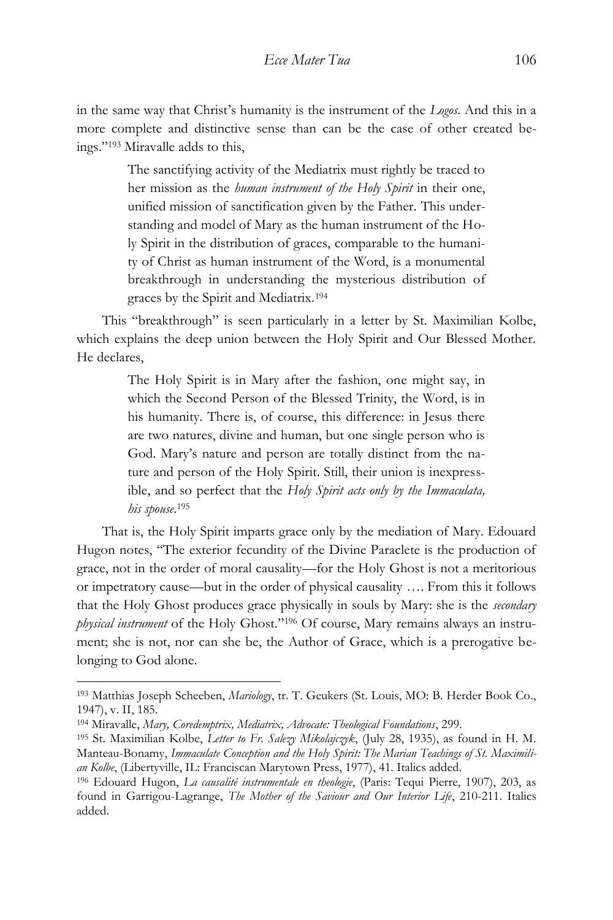in the same way that Christ's humanity is the instrument of the *Logos*. And this in a more complete and distinctive sense than can be the case of other created beings."[193] Miravalle adds to this,

> The sanctifying activity of the Mediatrix must rightly be traced to her mission as the *human instrument of the Holy Spirit* in their one, unified mission of sanctification given by the Father. This understanding and model of Mary as the human instrument of the Holy Spirit in the distribution of graces, comparable to the humanity of Christ as human instrument of the Word, is a monumental breakthrough in understanding the mysterious distribution of graces by the Spirit and Mediatrix.[194]

This "breakthrough" is seen particularly in a letter by St. Maximilian Kolbe, which explains the deep union between the Holy Spirit and Our Blessed Mother. He declares,

> The Holy Spirit is in Mary after the fashion, one might say, in which the Second Person of the Blessed Trinity, the Word, is in his humanity. There is, of course, this difference: in Jesus there are two natures, divine and human, but one single person who is God. Mary's nature and person are totally distinct from the nature and person of the Holy Spirit. Still, their union is inexpressible, and so perfect that the *Holy Spirit acts only by the Immaculata, his spouse*.[195]

That is, the Holy Spirit imparts grace only by the mediation of Mary. Edouard Hugon notes, "The exterior fecundity of the Divine Paraclete is the production of grace, not in the order of moral causality—for the Holy Ghost is not a meritorious or impetratory cause—but in the order of physical causality …. From this it follows that the Holy Ghost produces grace physically in souls by Mary: she is the *secondary physical instrument* of the Holy Ghost."[196] Of course, Mary remains always an instrument; she is not, nor can she be, the Author of Grace, which is a prerogative belonging to God alone.

---

[193] Matthias Joseph Scheeben, *Mariology*, tr. T. Geukers (St. Louis, MO: B. Herder Book Co., 1947), v. II, 185.

[194] Miravalle, *Mary, Coredemptrix, Mediatrix, Advocate: Theological Foundations*, 299.

[195] St. Maximilian Kolbe, *Letter to Fr. Salezy Mikolajczyk*, (July 28, 1935), as found in H. M. Manteau-Bonamy, *Immaculate Conception and the Holy Spirit: The Marian Teachings of St. Maximilian Kolbe*, (Libertyville, IL: Franciscan Marytown Press, 1977), 41. Italics added.

[196] Edouard Hugon, *La causalité instrumentale en theologie*, (Paris: Tequi Pierre, 1907), 203, as found in Garrigou-Lagrange, *The Mother of the Saviour and Our Interior Life*, 210-211. Italics added.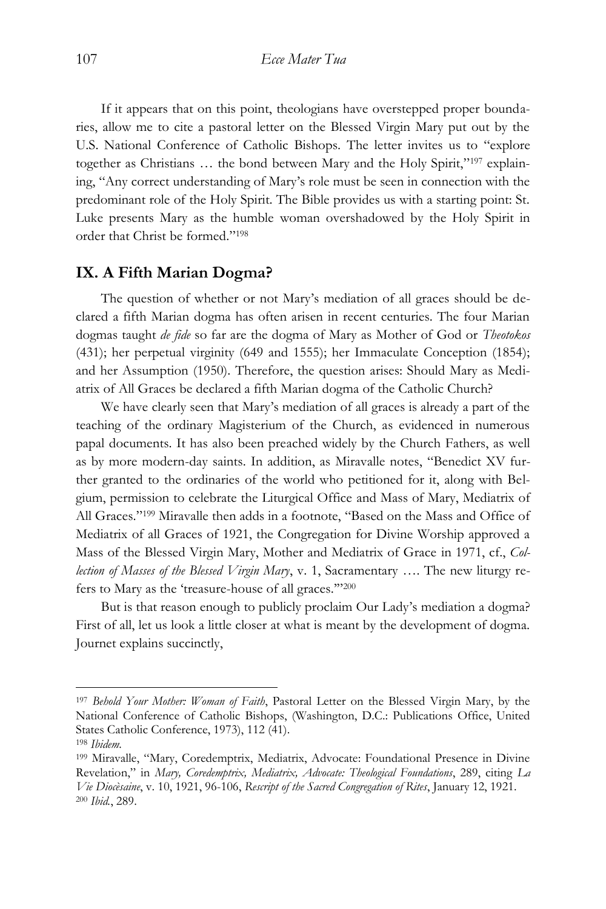If it appears that on this point, theologians have overstepped proper boundaries, allow me to cite a pastoral letter on the Blessed Virgin Mary put out by the U.S. National Conference of Catholic Bishops. The letter invites us to "explore together as Christians … the bond between Mary and the Holy Spirit,"[197] explaining, "Any correct understanding of Mary's role must be seen in connection with the predominant role of the Holy Spirit. The Bible provides us with a starting point: St. Luke presents Mary as the humble woman overshadowed by the Holy Spirit in order that Christ be formed."[198]

## IX. A Fifth Marian Dogma?

The question of whether or not Mary's mediation of all graces should be declared a fifth Marian dogma has often arisen in recent centuries. The four Marian dogmas taught *de fide* so far are the dogma of Mary as Mother of God or *Theotokos* (431); her perpetual virginity (649 and 1555); her Immaculate Conception (1854); and her Assumption (1950). Therefore, the question arises: Should Mary as Mediatrix of All Graces be declared a fifth Marian dogma of the Catholic Church?

We have clearly seen that Mary's mediation of all graces is already a part of the teaching of the ordinary Magisterium of the Church, as evidenced in numerous papal documents. It has also been preached widely by the Church Fathers, as well as by more modern-day saints. In addition, as Miravalle notes, "Benedict XV further granted to the ordinaries of the world who petitioned for it, along with Belgium, permission to celebrate the Liturgical Office and Mass of Mary, Mediatrix of All Graces."[199] Miravalle then adds in a footnote, "Based on the Mass and Office of Mediatrix of all Graces of 1921, the Congregation for Divine Worship approved a Mass of the Blessed Virgin Mary, Mother and Mediatrix of Grace in 1971, cf., *Collection of Masses of the Blessed Virgin Mary*, v. 1, Sacramentary …. The new liturgy refers to Mary as the 'treasure-house of all graces.'"[200]

But is that reason enough to publicly proclaim Our Lady's mediation a dogma? First of all, let us look a little closer at what is meant by the development of dogma. Journet explains succinctly,

---

[197] *Behold Your Mother: Woman of Faith*, Pastoral Letter on the Blessed Virgin Mary, by the National Conference of Catholic Bishops, (Washington, D.C.: Publications Office, United States Catholic Conference, 1973), 112 (41).

[198] *Ibidem.*

[199] Miravalle, "Mary, Coredemptrix, Mediatrix, Advocate: Foundational Presence in Divine Revelation," in *Mary, Coredemptrix, Mediatrix, Advocate: Theological Foundations*, 289, citing *La Vie Diocèsaine*, v. 10, 1921, 96-106, *Rescript of the Sacred Congregation of Rites*, January 12, 1921.

[200] *Ibid.*, 289.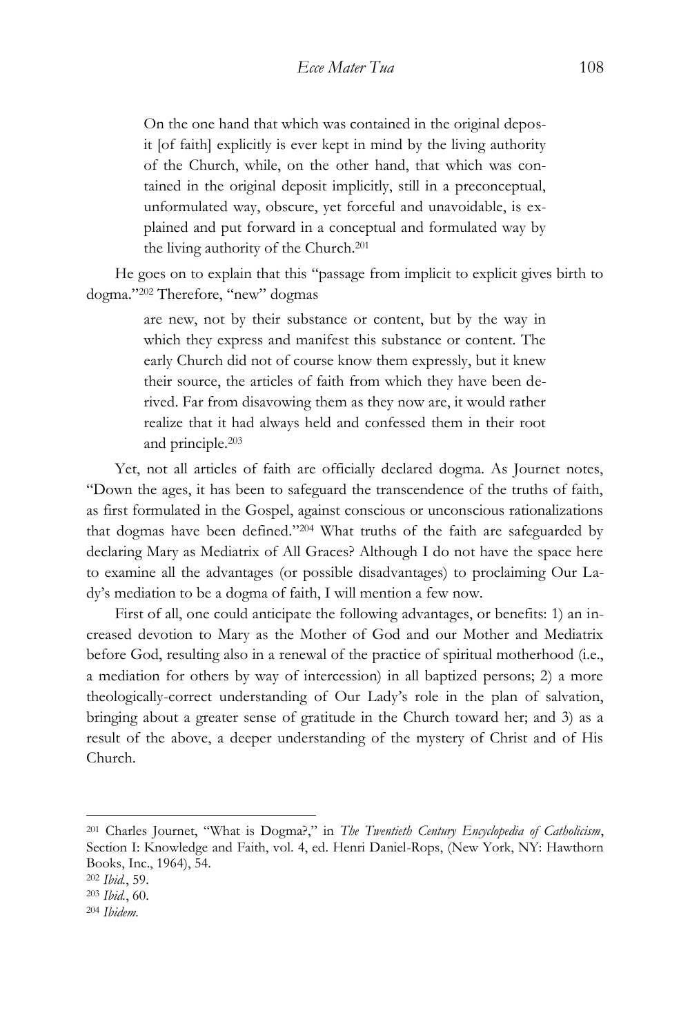> On the one hand that which was contained in the original deposit [of faith] explicitly is ever kept in mind by the living authority of the Church, while, on the other hand, that which was contained in the original deposit implicitly, still in a preconceptual, unformulated way, obscure, yet forceful and unavoidable, is explained and put forward in a conceptual and formulated way by the living authority of the Church.[201]

He goes on to explain that this "passage from implicit to explicit gives birth to dogma."[202] Therefore, "new" dogmas

> are new, not by their substance or content, but by the way in which they express and manifest this substance or content. The early Church did not of course know them expressly, but it knew their source, the articles of faith from which they have been derived. Far from disavowing them as they now are, it would rather realize that it had always held and confessed them in their root and principle.[203]

Yet, not all articles of faith are officially declared dogma. As Journet notes, "Down the ages, it has been to safeguard the transcendence of the truths of faith, as first formulated in the Gospel, against conscious or unconscious rationalizations that dogmas have been defined."[204] What truths of the faith are safeguarded by declaring Mary as Mediatrix of All Graces? Although I do not have the space here to examine all the advantages (or possible disadvantages) to proclaiming Our Lady's mediation to be a dogma of faith, I will mention a few now.

First of all, one could anticipate the following advantages, or benefits: 1) an increased devotion to Mary as the Mother of God and our Mother and Mediatrix before God, resulting also in a renewal of the practice of spiritual motherhood (i.e., a mediation for others by way of intercession) in all baptized persons; 2) a more theologically-correct understanding of Our Lady's role in the plan of salvation, bringing about a greater sense of gratitude in the Church toward her; and 3) as a result of the above, a deeper understanding of the mystery of Christ and of His Church.

---

[201] Charles Journet, "What is Dogma?," in *The Twentieth Century Encyclopedia of Catholicism*, Section I: Knowledge and Faith, vol. 4, ed. Henri Daniel-Rops, (New York, NY: Hawthorn Books, Inc., 1964), 54.

[202] *Ibid.*, 59.

[203] *Ibid.*, 60.

[204] *Ibidem.*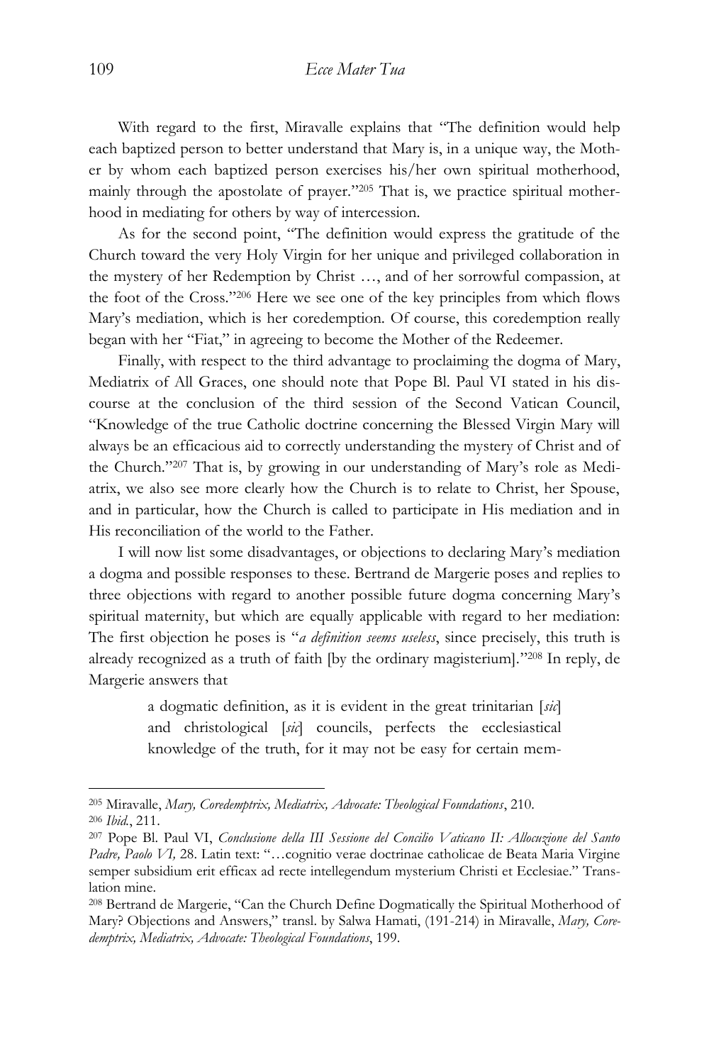With regard to the first, Miravalle explains that "The definition would help each baptized person to better understand that Mary is, in a unique way, the Mother by whom each baptized person exercises his/her own spiritual motherhood, mainly through the apostolate of prayer."[205] That is, we practice spiritual motherhood in mediating for others by way of intercession.

As for the second point, "The definition would express the gratitude of the Church toward the very Holy Virgin for her unique and privileged collaboration in the mystery of her Redemption by Christ …, and of her sorrowful compassion, at the foot of the Cross."[206] Here we see one of the key principles from which flows Mary's mediation, which is her coredemption. Of course, this coredemption really began with her "Fiat," in agreeing to become the Mother of the Redeemer.

Finally, with respect to the third advantage to proclaiming the dogma of Mary, Mediatrix of All Graces, one should note that Pope Bl. Paul VI stated in his discourse at the conclusion of the third session of the Second Vatican Council, "Knowledge of the true Catholic doctrine concerning the Blessed Virgin Mary will always be an efficacious aid to correctly understanding the mystery of Christ and of the Church."[207] That is, by growing in our understanding of Mary's role as Mediatrix, we also see more clearly how the Church is to relate to Christ, her Spouse, and in particular, how the Church is called to participate in His mediation and in His reconciliation of the world to the Father.

I will now list some disadvantages, or objections to declaring Mary's mediation a dogma and possible responses to these. Bertrand de Margerie poses and replies to three objections with regard to another possible future dogma concerning Mary's spiritual maternity, but which are equally applicable with regard to her mediation: The first objection he poses is "*a definition seems useless*, since precisely, this truth is already recognized as a truth of faith [by the ordinary magisterium]."[208] In reply, de Margerie answers that

> a dogmatic definition, as it is evident in the great trinitarian [*sic*] and christological [*sic*] councils, perfects the ecclesiastical knowledge of the truth, for it may not be easy for certain mem-

---

[205] Miravalle, *Mary, Coredemptrix, Mediatrix, Advocate: Theological Foundations*, 210.

[206] *Ibid.*, 211.

[207] Pope Bl. Paul VI, *Conclusione della III Sessione del Concilio Vaticano II: Allocuzione del Santo Padre, Paolo VI,* 28. Latin text: "…cognitio verae doctrinae catholicae de Beata Maria Virgine semper subsidium erit efficax ad recte intellegendum mysterium Christi et Ecclesiae." Translation mine.

[208] Bertrand de Margerie, "Can the Church Define Dogmatically the Spiritual Motherhood of Mary? Objections and Answers," transl. by Salwa Hamati, (191-214) in Miravalle, *Mary, Coredemptrix, Mediatrix, Advocate: Theological Foundations*, 199.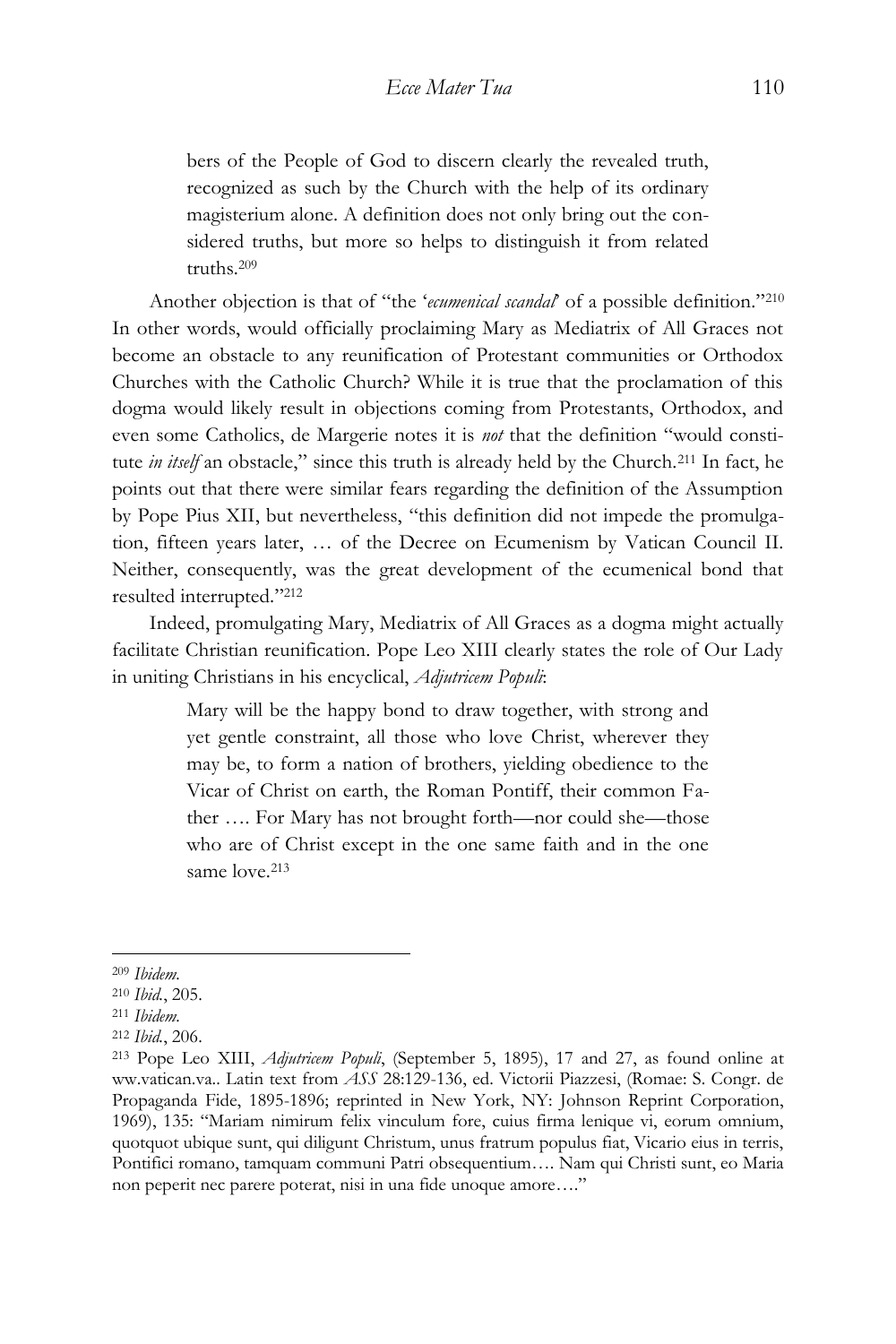> bers of the People of God to discern clearly the revealed truth, recognized as such by the Church with the help of its ordinary magisterium alone. A definition does not only bring out the considered truths, but more so helps to distinguish it from related truths.[209]

Another objection is that of "the '*ecumenical scandal*' of a possible definition."[210] In other words, would officially proclaiming Mary as Mediatrix of All Graces not become an obstacle to any reunification of Protestant communities or Orthodox Churches with the Catholic Church? While it is true that the proclamation of this dogma would likely result in objections coming from Protestants, Orthodox, and even some Catholics, de Margerie notes it is *not* that the definition "would constitute *in itself* an obstacle," since this truth is already held by the Church.[211] In fact, he points out that there were similar fears regarding the definition of the Assumption by Pope Pius XII, but nevertheless, "this definition did not impede the promulgation, fifteen years later, … of the Decree on Ecumenism by Vatican Council II. Neither, consequently, was the great development of the ecumenical bond that resulted interrupted."[212]

Indeed, promulgating Mary, Mediatrix of All Graces as a dogma might actually facilitate Christian reunification. Pope Leo XIII clearly states the role of Our Lady in uniting Christians in his encyclical, *Adjutricem Populi*:

> Mary will be the happy bond to draw together, with strong and yet gentle constraint, all those who love Christ, wherever they may be, to form a nation of brothers, yielding obedience to the Vicar of Christ on earth, the Roman Pontiff, their common Father …. For Mary has not brought forth—nor could she—those who are of Christ except in the one same faith and in the one same love.[213]

---

[209] *Ibidem.*

[210] *Ibid.*, 205.

[211] *Ibidem.*

[212] *Ibid.*, 206.

[213] Pope Leo XIII, *Adjutricem Populi*, (September 5, 1895), 17 and 27, as found online at ww.vatican.va.. Latin text from *ASS* 28:129-136, ed. Victorii Piazzesi, (Romae: S. Congr. de Propaganda Fide, 1895-1896; reprinted in New York, NY: Johnson Reprint Corporation, 1969), 135: "Mariam nimirum felix vinculum fore, cuius firma lenique vi, eorum omnium, quotquot ubique sunt, qui diligunt Christum, unus fratrum populus fiat, Vicario eius in terris, Pontifici romano, tamquam communi Patri obsequentium…. Nam qui Christi sunt, eo Maria non peperit nec parere poterat, nisi in una fide unoque amore…."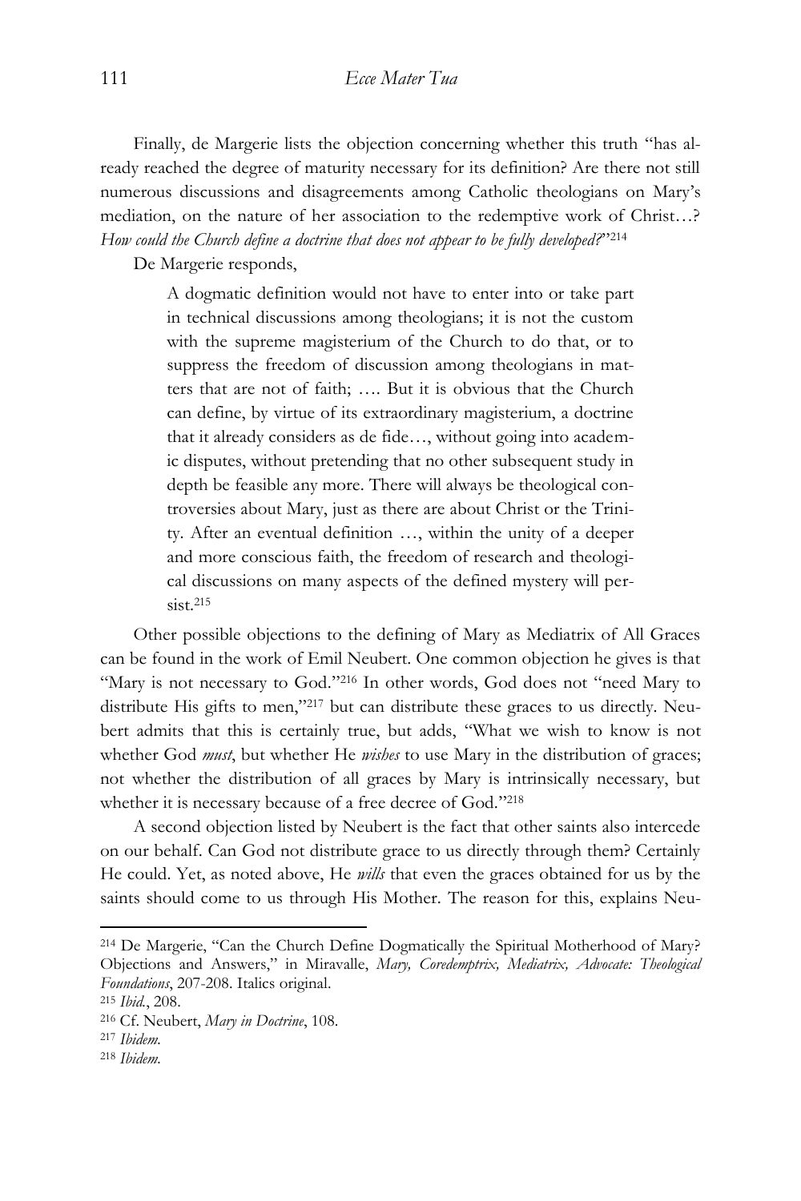Finally, de Margerie lists the objection concerning whether this truth "has already reached the degree of maturity necessary for its definition? Are there not still numerous discussions and disagreements among Catholic theologians on Mary's mediation, on the nature of her association to the redemptive work of Christ…? *How could the Church define a doctrine that does not appear to be fully developed?*"[214]

De Margerie responds,

> A dogmatic definition would not have to enter into or take part in technical discussions among theologians; it is not the custom with the supreme magisterium of the Church to do that, or to suppress the freedom of discussion among theologians in matters that are not of faith; …. But it is obvious that the Church can define, by virtue of its extraordinary magisterium, a doctrine that it already considers as de fide…, without going into academic disputes, without pretending that no other subsequent study in depth be feasible any more. There will always be theological controversies about Mary, just as there are about Christ or the Trinity. After an eventual definition …, within the unity of a deeper and more conscious faith, the freedom of research and theological discussions on many aspects of the defined mystery will persist.[215]

Other possible objections to the defining of Mary as Mediatrix of All Graces can be found in the work of Emil Neubert. One common objection he gives is that "Mary is not necessary to God."[216] In other words, God does not "need Mary to distribute His gifts to men,"[217] but can distribute these graces to us directly. Neubert admits that this is certainly true, but adds, "What we wish to know is not whether God *must*, but whether He *wishes* to use Mary in the distribution of graces; not whether the distribution of all graces by Mary is intrinsically necessary, but whether it is necessary because of a free decree of God."[218]

A second objection listed by Neubert is the fact that other saints also intercede on our behalf. Can God not distribute grace to us directly through them? Certainly He could. Yet, as noted above, He *wills* that even the graces obtained for us by the saints should come to us through His Mother. The reason for this, explains Neu-

---

[214] De Margerie, "Can the Church Define Dogmatically the Spiritual Motherhood of Mary? Objections and Answers," in Miravalle, *Mary, Coredemptrix, Mediatrix, Advocate: Theological Foundations*, 207-208. Italics original.

[215] *Ibid.*, 208.

[216] Cf. Neubert, *Mary in Doctrine*, 108.

[217] *Ibidem.*

[218] *Ibidem.*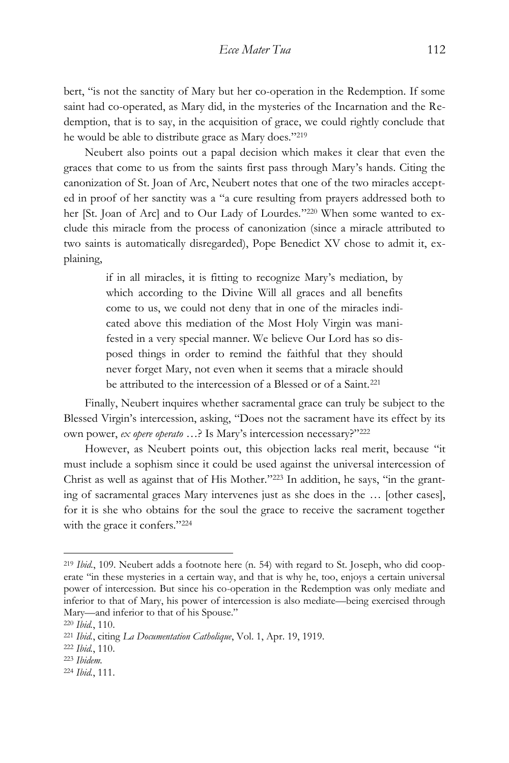bert, "is not the sanctity of Mary but her co-operation in the Redemption. If some saint had co-operated, as Mary did, in the mysteries of the Incarnation and the Redemption, that is to say, in the acquisition of grace, we could rightly conclude that he would be able to distribute grace as Mary does."[219]

Neubert also points out a papal decision which makes it clear that even the graces that come to us from the saints first pass through Mary's hands. Citing the canonization of St. Joan of Arc, Neubert notes that one of the two miracles accepted in proof of her sanctity was a "a cure resulting from prayers addressed both to her [St. Joan of Arc] and to Our Lady of Lourdes."[220] When some wanted to exclude this miracle from the process of canonization (since a miracle attributed to two saints is automatically disregarded), Pope Benedict XV chose to admit it, explaining,

> if in all miracles, it is fitting to recognize Mary's mediation, by which according to the Divine Will all graces and all benefits come to us, we could not deny that in one of the miracles indicated above this mediation of the Most Holy Virgin was manifested in a very special manner. We believe Our Lord has so disposed things in order to remind the faithful that they should never forget Mary, not even when it seems that a miracle should be attributed to the intercession of a Blessed or of a Saint.[221]

Finally, Neubert inquires whether sacramental grace can truly be subject to the Blessed Virgin's intercession, asking, "Does not the sacrament have its effect by its own power, *ex opere operato* …? Is Mary's intercession necessary?"[222]

However, as Neubert points out, this objection lacks real merit, because "it must include a sophism since it could be used against the universal intercession of Christ as well as against that of His Mother."[223] In addition, he says, "in the granting of sacramental graces Mary intervenes just as she does in the … [other cases], for it is she who obtains for the soul the grace to receive the sacrament together with the grace it confers."[224]

---

[219] *Ibid.*, 109. Neubert adds a footnote here (n. 54) with regard to St. Joseph, who did cooperate "in these mysteries in a certain way, and that is why he, too, enjoys a certain universal power of intercession. But since his co-operation in the Redemption was only mediate and inferior to that of Mary, his power of intercession is also mediate—being exercised through Mary—and inferior to that of his Spouse."

[220] *Ibid.*, 110.

[221] *Ibid.*, citing *La Documentation Catholique*, Vol. 1, Apr. 19, 1919.

[222] *Ibid.*, 110.

[223] *Ibidem.*

[224] *Ibid.*, 111.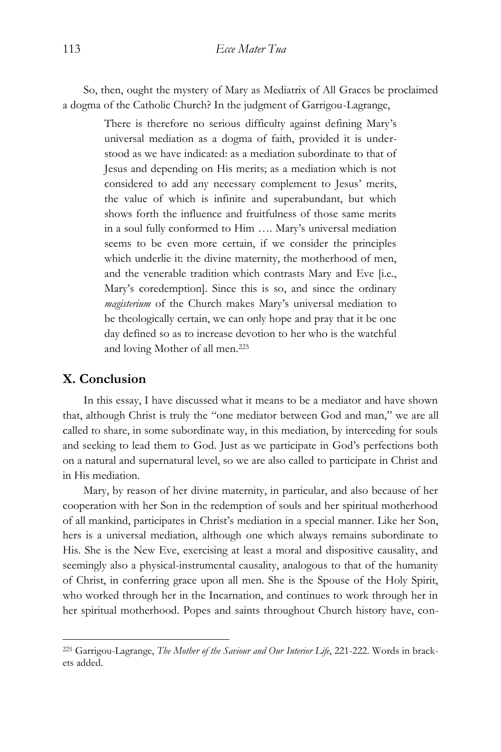So, then, ought the mystery of Mary as Mediatrix of All Graces be proclaimed a dogma of the Catholic Church? In the judgment of Garrigou-Lagrange,

> There is therefore no serious difficulty against defining Mary's universal mediation as a dogma of faith, provided it is understood as we have indicated: as a mediation subordinate to that of Jesus and depending on His merits; as a mediation which is not considered to add any necessary complement to Jesus' merits, the value of which is infinite and superabundant, but which shows forth the influence and fruitfulness of those same merits in a soul fully conformed to Him …. Mary's universal mediation seems to be even more certain, if we consider the principles which underlie it: the divine maternity, the motherhood of men, and the venerable tradition which contrasts Mary and Eve [i.e., Mary's coredemption]. Since this is so, and since the ordinary *magisterium* of the Church makes Mary's universal mediation to be theologically certain, we can only hope and pray that it be one day defined so as to increase devotion to her who is the watchful and loving Mother of all men.[225]

## X. Conclusion

In this essay, I have discussed what it means to be a mediator and have shown that, although Christ is truly the "one mediator between God and man," we are all called to share, in some subordinate way, in this mediation, by interceding for souls and seeking to lead them to God. Just as we participate in God's perfections both on a natural and supernatural level, so we are also called to participate in Christ and in His mediation.

Mary, by reason of her divine maternity, in particular, and also because of her cooperation with her Son in the redemption of souls and her spiritual motherhood of all mankind, participates in Christ's mediation in a special manner. Like her Son, hers is a universal mediation, although one which always remains subordinate to His. She is the New Eve, exercising at least a moral and dispositive causality, and seemingly also a physical-instrumental causality, analogous to that of the humanity of Christ, in conferring grace upon all men. She is the Spouse of the Holy Spirit, who worked through her in the Incarnation, and continues to work through her in her spiritual motherhood. Popes and saints throughout Church history have, con-

[225] Garrigou-Lagrange, *The Mother of the Saviour and Our Interior Life*, 221-222. Words in brackets added.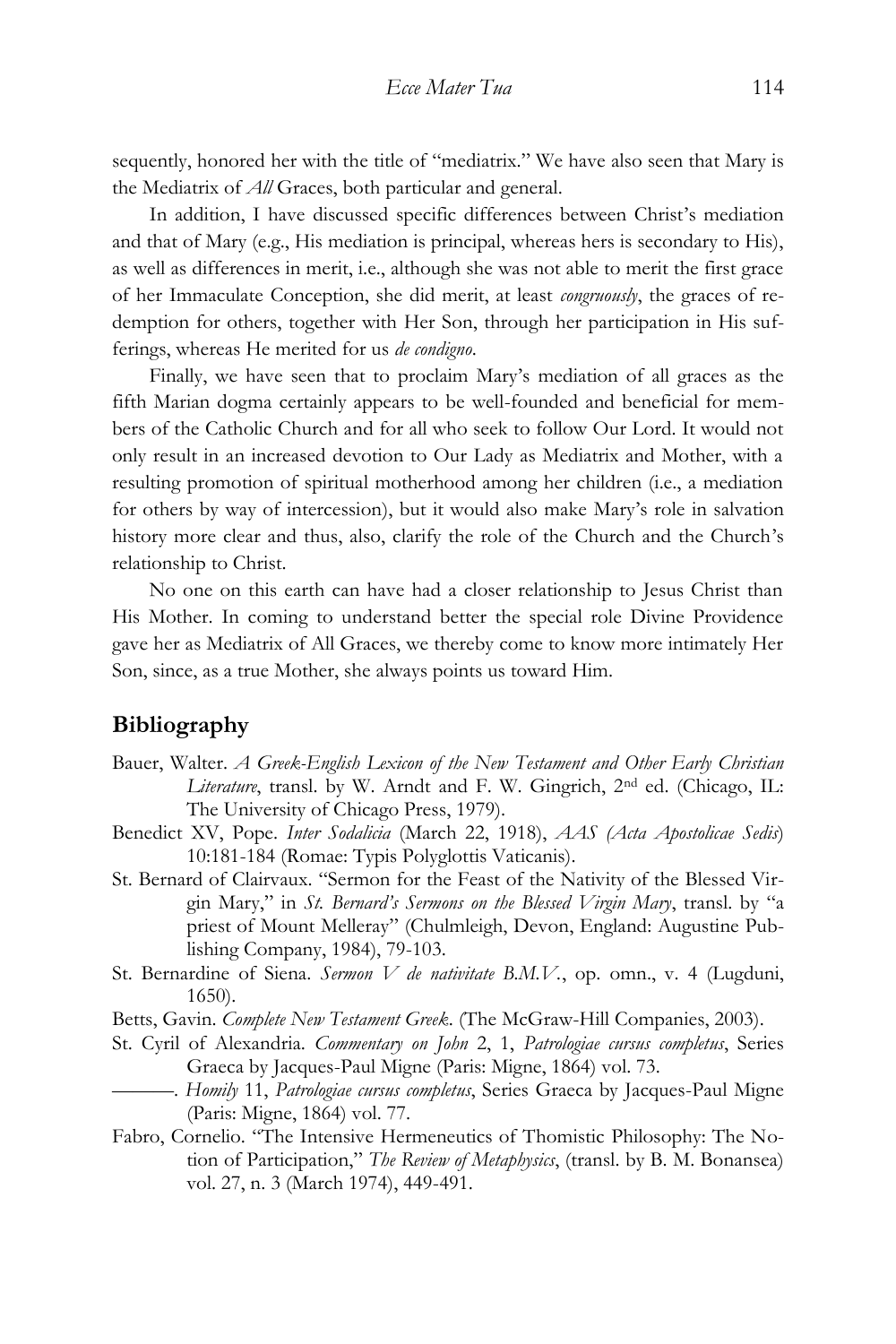sequently, honored her with the title of "mediatrix." We have also seen that Mary is the Mediatrix of *All* Graces, both particular and general.

In addition, I have discussed specific differences between Christ's mediation and that of Mary (e.g., His mediation is principal, whereas hers is secondary to His), as well as differences in merit, i.e., although she was not able to merit the first grace of her Immaculate Conception, she did merit, at least *congruously*, the graces of redemption for others, together with Her Son, through her participation in His sufferings, whereas He merited for us *de condigno*.

Finally, we have seen that to proclaim Mary's mediation of all graces as the fifth Marian dogma certainly appears to be well-founded and beneficial for members of the Catholic Church and for all who seek to follow Our Lord. It would not only result in an increased devotion to Our Lady as Mediatrix and Mother, with a resulting promotion of spiritual motherhood among her children (i.e., a mediation for others by way of intercession), but it would also make Mary's role in salvation history more clear and thus, also, clarify the role of the Church and the Church's relationship to Christ.

No one on this earth can have had a closer relationship to Jesus Christ than His Mother. In coming to understand better the special role Divine Providence gave her as Mediatrix of All Graces, we thereby come to know more intimately Her Son, since, as a true Mother, she always points us toward Him.

## Bibliography

Bauer, Walter. *A Greek-English Lexicon of the New Testament and Other Early Christian Literature*, transl. by W. Arndt and F. W. Gingrich, 2nd ed. (Chicago, IL: The University of Chicago Press, 1979).

Benedict XV, Pope. *Inter Sodalicia* (March 22, 1918), *AAS (Acta Apostolicae Sedis)* 10:181-184 (Romae: Typis Polyglottis Vaticanis).

St. Bernard of Clairvaux. "Sermon for the Feast of the Nativity of the Blessed Virgin Mary," in *St. Bernard's Sermons on the Blessed Virgin Mary*, transl. by "a priest of Mount Melleray" (Chulmleigh, Devon, England: Augustine Publishing Company, 1984), 79-103.

St. Bernardine of Siena. *Sermon V de nativitate B.M.V.*, op. omn., v. 4 (Lugduni, 1650).

Betts, Gavin. *Complete New Testament Greek*. (The McGraw-Hill Companies, 2003).

St. Cyril of Alexandria. *Commentary on John* 2, 1, *Patrologiae cursus completus*, Series Graeca by Jacques-Paul Migne (Paris: Migne, 1864) vol. 73.

———. *Homily* 11, *Patrologiae cursus completus*, Series Graeca by Jacques-Paul Migne (Paris: Migne, 1864) vol. 77.

Fabro, Cornelio. "The Intensive Hermeneutics of Thomistic Philosophy: The Notion of Participation," *The Review of Metaphysics*, (transl. by B. M. Bonansea) vol. 27, n. 3 (March 1974), 449-491.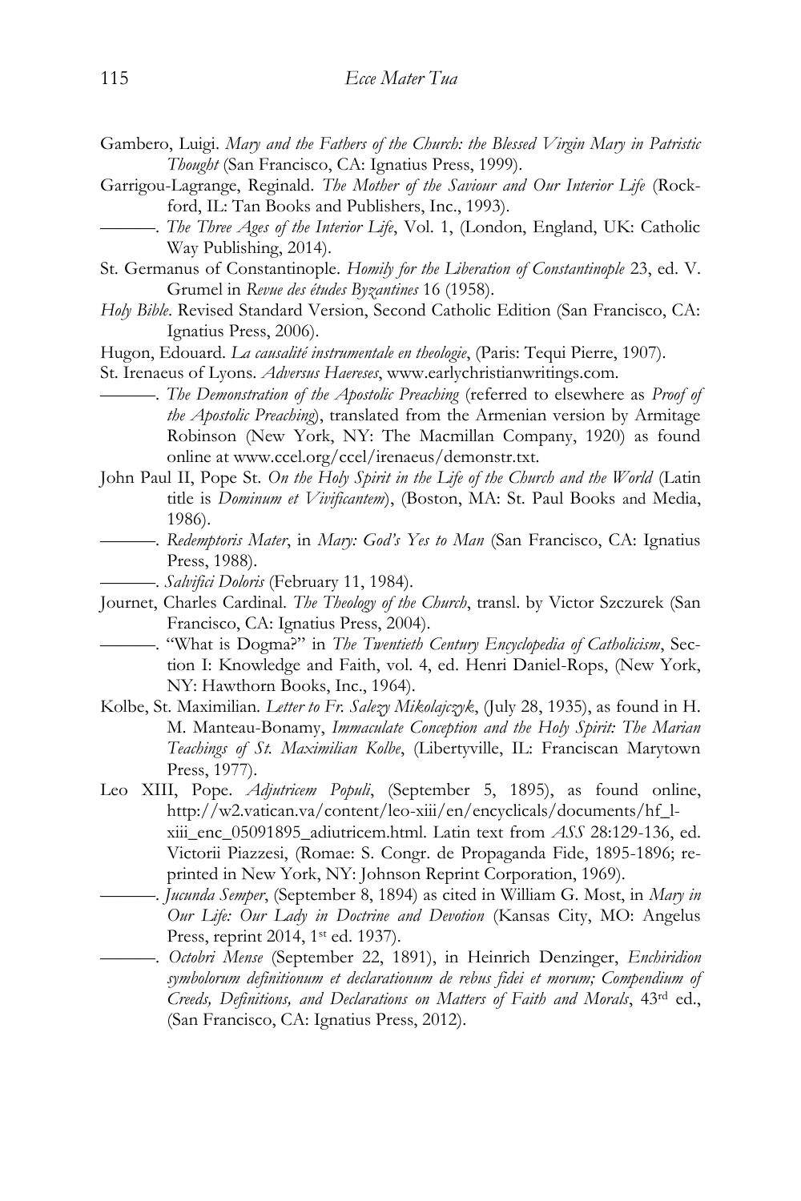Gambero, Luigi. *Mary and the Fathers of the Church: the Blessed Virgin Mary in Patristic Thought* (San Francisco, CA: Ignatius Press, 1999).

Garrigou-Lagrange, Reginald. *The Mother of the Saviour and Our Interior Life* (Rockford, IL: Tan Books and Publishers, Inc., 1993).

———. *The Three Ages of the Interior Life*, Vol. 1, (London, England, UK: Catholic Way Publishing, 2014).

St. Germanus of Constantinople. *Homily for the Liberation of Constantinople* 23, ed. V. Grumel in *Revue des études Byzantines* 16 (1958).

*Holy Bible*. Revised Standard Version, Second Catholic Edition (San Francisco, CA: Ignatius Press, 2006).

Hugon, Edouard. *La causalité instrumentale en theologie*, (Paris: Tequi Pierre, 1907).

St. Irenaeus of Lyons. *Adversus Haereses*, www.earlychristianwritings.com.

———. *The Demonstration of the Apostolic Preaching* (referred to elsewhere as *Proof of the Apostolic Preaching*), translated from the Armenian version by Armitage Robinson (New York, NY: The Macmillan Company, 1920) as found online at www.ccel.org/ccel/irenaeus/demonstr.txt.

John Paul II, Pope St. *On the Holy Spirit in the Life of the Church and the World* (Latin title is *Dominum et Vivificantem*), (Boston, MA: St. Paul Books and Media, 1986).

———. *Redemptoris Mater*, in *Mary: God's Yes to Man* (San Francisco, CA: Ignatius Press, 1988).

———. *Salvifici Doloris* (February 11, 1984).

Journet, Charles Cardinal. *The Theology of the Church*, transl. by Victor Szczurek (San Francisco, CA: Ignatius Press, 2004).

———. "What is Dogma?" in *The Twentieth Century Encyclopedia of Catholicism*, Section I: Knowledge and Faith, vol. 4, ed. Henri Daniel-Rops, (New York, NY: Hawthorn Books, Inc., 1964).

Kolbe, St. Maximilian. *Letter to Fr. Salezy Mikolajczyk*, (July 28, 1935), as found in H. M. Manteau-Bonamy, *Immaculate Conception and the Holy Spirit: The Marian Teachings of St. Maximilian Kolbe*, (Libertyville, IL: Franciscan Marytown Press, 1977).

Leo XIII, Pope. *Adjutricem Populi*, (September 5, 1895), as found online, http://w2.vatican.va/content/leo-xiii/en/encyclicals/documents/hf_l-xiii_enc_05091895_adiutricem.html. Latin text from *ASS* 28:129-136, ed. Victorii Piazzesi, (Romae: S. Congr. de Propaganda Fide, 1895-1896; reprinted in New York, NY: Johnson Reprint Corporation, 1969).

———. *Jucunda Semper*, (September 8, 1894) as cited in William G. Most, in *Mary in Our Life: Our Lady in Doctrine and Devotion* (Kansas City, MO: Angelus Press, reprint 2014, 1st ed. 1937).

———. *Octobri Mense* (September 22, 1891), in Heinrich Denzinger, *Enchiridion symbolorum definitionum et declarationum de rebus fidei et morum; Compendium of Creeds, Definitions, and Declarations on Matters of Faith and Morals*, 43rd ed., (San Francisco, CA: Ignatius Press, 2012).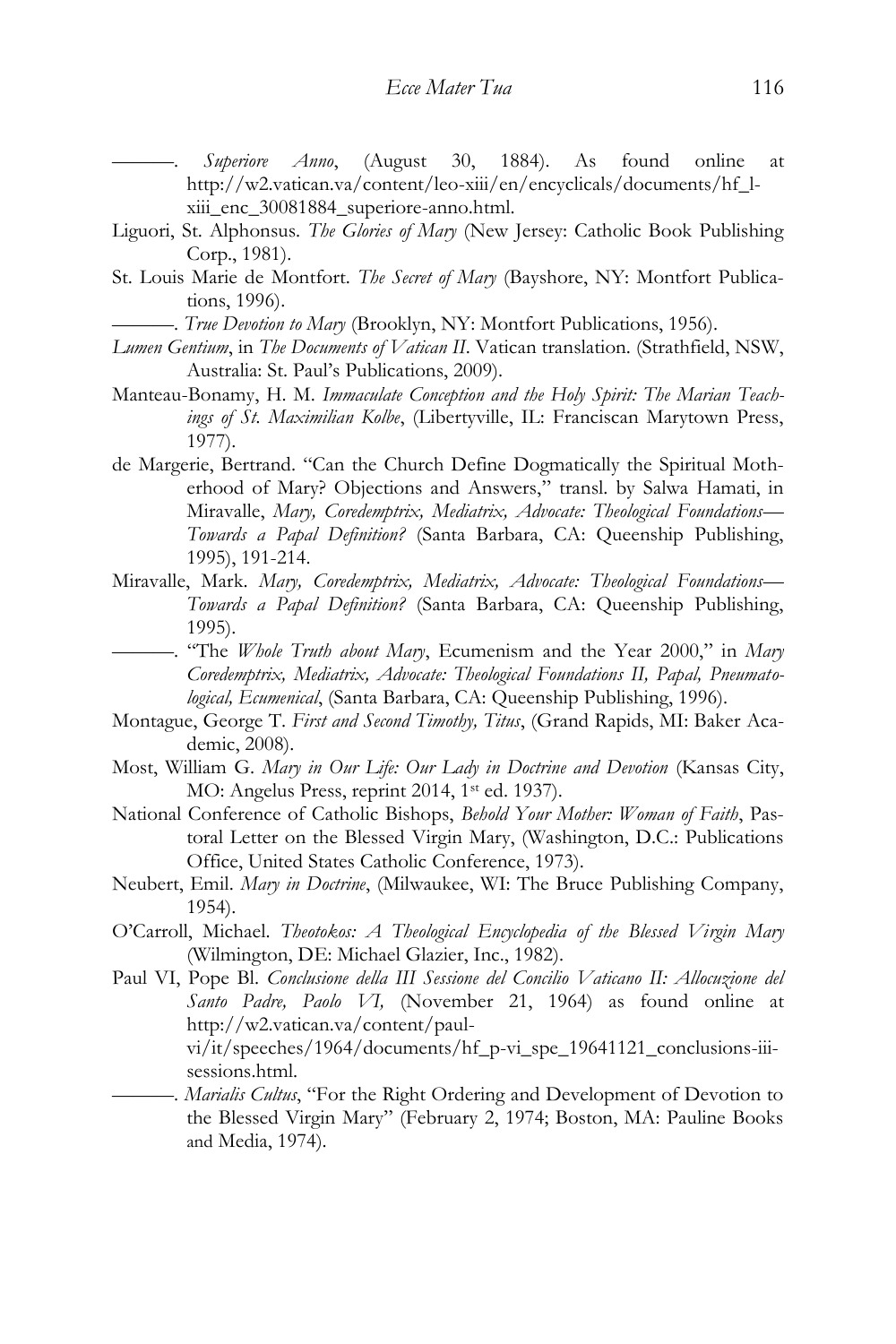———. *Superiore Anno*, (August 30, 1884). As found online at http://w2.vatican.va/content/leo-xiii/en/encyclicals/documents/hf_l-xiii_enc_30081884_superiore-anno.html.

Liguori, St. Alphonsus. *The Glories of Mary* (New Jersey: Catholic Book Publishing Corp., 1981).

St. Louis Marie de Montfort. *The Secret of Mary* (Bayshore, NY: Montfort Publications, 1996).

———. *True Devotion to Mary* (Brooklyn, NY: Montfort Publications, 1956).

*Lumen Gentium*, in *The Documents of Vatican II*. Vatican translation. (Strathfield, NSW, Australia: St. Paul's Publications, 2009).

Manteau-Bonamy, H. M. *Immaculate Conception and the Holy Spirit: The Marian Teachings of St. Maximilian Kolbe*, (Libertyville, IL: Franciscan Marytown Press, 1977).

de Margerie, Bertrand. "Can the Church Define Dogmatically the Spiritual Motherhood of Mary? Objections and Answers," transl. by Salwa Hamati, in Miravalle, *Mary, Coredemptrix, Mediatrix, Advocate: Theological Foundations—Towards a Papal Definition?* (Santa Barbara, CA: Queenship Publishing, 1995), 191-214.

Miravalle, Mark. *Mary, Coredemptrix, Mediatrix, Advocate: Theological Foundations—Towards a Papal Definition?* (Santa Barbara, CA: Queenship Publishing, 1995).

———. "The *Whole Truth about Mary*, Ecumenism and the Year 2000," in *Mary Coredemptrix, Mediatrix, Advocate: Theological Foundations II, Papal, Pneumatological, Ecumenical*, (Santa Barbara, CA: Queenship Publishing, 1996).

Montague, George T. *First and Second Timothy, Titus*, (Grand Rapids, MI: Baker Academic, 2008).

Most, William G. *Mary in Our Life: Our Lady in Doctrine and Devotion* (Kansas City, MO: Angelus Press, reprint 2014, 1st ed. 1937).

National Conference of Catholic Bishops, *Behold Your Mother: Woman of Faith*, Pastoral Letter on the Blessed Virgin Mary, (Washington, D.C.: Publications Office, United States Catholic Conference, 1973).

Neubert, Emil. *Mary in Doctrine*, (Milwaukee, WI: The Bruce Publishing Company, 1954).

O'Carroll, Michael. *Theotokos: A Theological Encyclopedia of the Blessed Virgin Mary* (Wilmington, DE: Michael Glazier, Inc., 1982).

Paul VI, Pope Bl. *Conclusione della III Sessione del Concilio Vaticano II: Allocuzione del Santo Padre, Paolo VI,* (November 21, 1964) as found online at http://w2.vatican.va/content/paul-vi/it/speeches/1964/documents/hf_p-vi_spe_19641121_conclusions-iii-sessions.html.

———. *Marialis Cultus*, "For the Right Ordering and Development of Devotion to the Blessed Virgin Mary" (February 2, 1974; Boston, MA: Pauline Books and Media, 1974).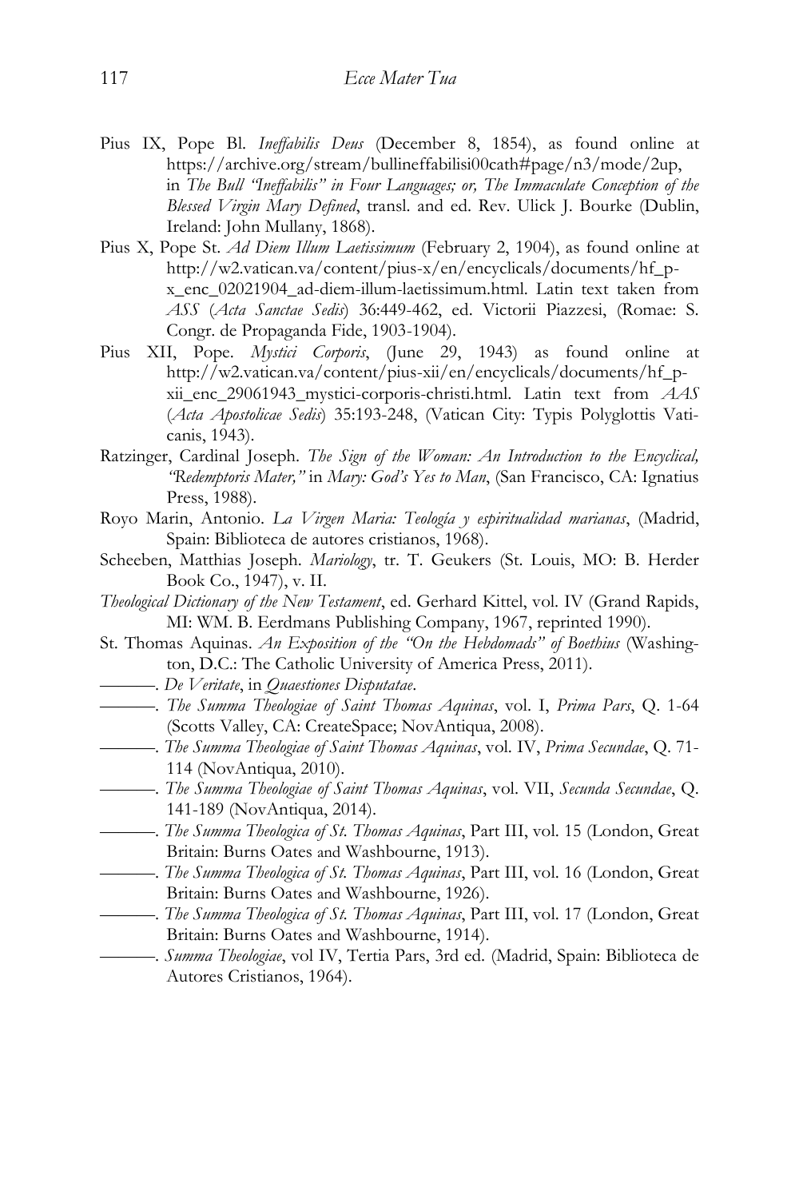Pius IX, Pope Bl. *Ineffabilis Deus* (December 8, 1854), as found online at https://archive.org/stream/bullineffabilisi00cath#page/n3/mode/2up, in *The Bull "Ineffabilis" in Four Languages; or, The Immaculate Conception of the Blessed Virgin Mary Defined*, transl. and ed. Rev. Ulick J. Bourke (Dublin, Ireland: John Mullany, 1868).

Pius X, Pope St. *Ad Diem Illum Laetissimum* (February 2, 1904), as found online at http://w2.vatican.va/content/pius-x/en/encyclicals/documents/hf_p-x_enc_02021904_ad-diem-illum-laetissimum.html. Latin text taken from *ASS* (*Acta Sanctae Sedis*) 36:449-462, ed. Victorii Piazzesi, (Romae: S. Congr. de Propaganda Fide, 1903-1904).

Pius XII, Pope. *Mystici Corporis*, (June 29, 1943) as found online at http://w2.vatican.va/content/pius-xii/en/encyclicals/documents/hf_p-xii_enc_29061943_mystici-corporis-christi.html. Latin text from *AAS* (*Acta Apostolicae Sedis*) 35:193-248, (Vatican City: Typis Polyglottis Vaticanis, 1943).

Ratzinger, Cardinal Joseph. *The Sign of the Woman: An Introduction to the Encyclical, "Redemptoris Mater,"* in *Mary: God's Yes to Man*, (San Francisco, CA: Ignatius Press, 1988).

Royo Marin, Antonio. *La Virgen Maria: Teología y espiritualidad marianas*, (Madrid, Spain: Biblioteca de autores cristianos, 1968).

Scheeben, Matthias Joseph. *Mariology*, tr. T. Geukers (St. Louis, MO: B. Herder Book Co., 1947), v. II.

*Theological Dictionary of the New Testament*, ed. Gerhard Kittel, vol. IV (Grand Rapids, MI: WM. B. Eerdmans Publishing Company, 1967, reprinted 1990).

St. Thomas Aquinas. *An Exposition of the "On the Hebdomads" of Boethius* (Washington, D.C.: The Catholic University of America Press, 2011).

———. *De Veritate*, in *Quaestiones Disputatae*.

———. *The Summa Theologiae of Saint Thomas Aquinas*, vol. I, *Prima Pars*, Q. 1-64 (Scotts Valley, CA: CreateSpace; NovAntiqua, 2008).

———. *The Summa Theologiae of Saint Thomas Aquinas*, vol. IV, *Prima Secundae*, Q. 71-114 (NovAntiqua, 2010).

———. *The Summa Theologiae of Saint Thomas Aquinas*, vol. VII, *Secunda Secundae*, Q. 141-189 (NovAntiqua, 2014).

———. *The Summa Theologica of St. Thomas Aquinas*, Part III, vol. 15 (London, Great Britain: Burns Oates and Washbourne, 1913).

———. *The Summa Theologica of St. Thomas Aquinas*, Part III, vol. 16 (London, Great Britain: Burns Oates and Washbourne, 1926).

———. *The Summa Theologica of St. Thomas Aquinas*, Part III, vol. 17 (London, Great Britain: Burns Oates and Washbourne, 1914).

———. *Summa Theologiae*, vol IV, Tertia Pars, 3rd ed. (Madrid, Spain: Biblioteca de Autores Cristianos, 1964).